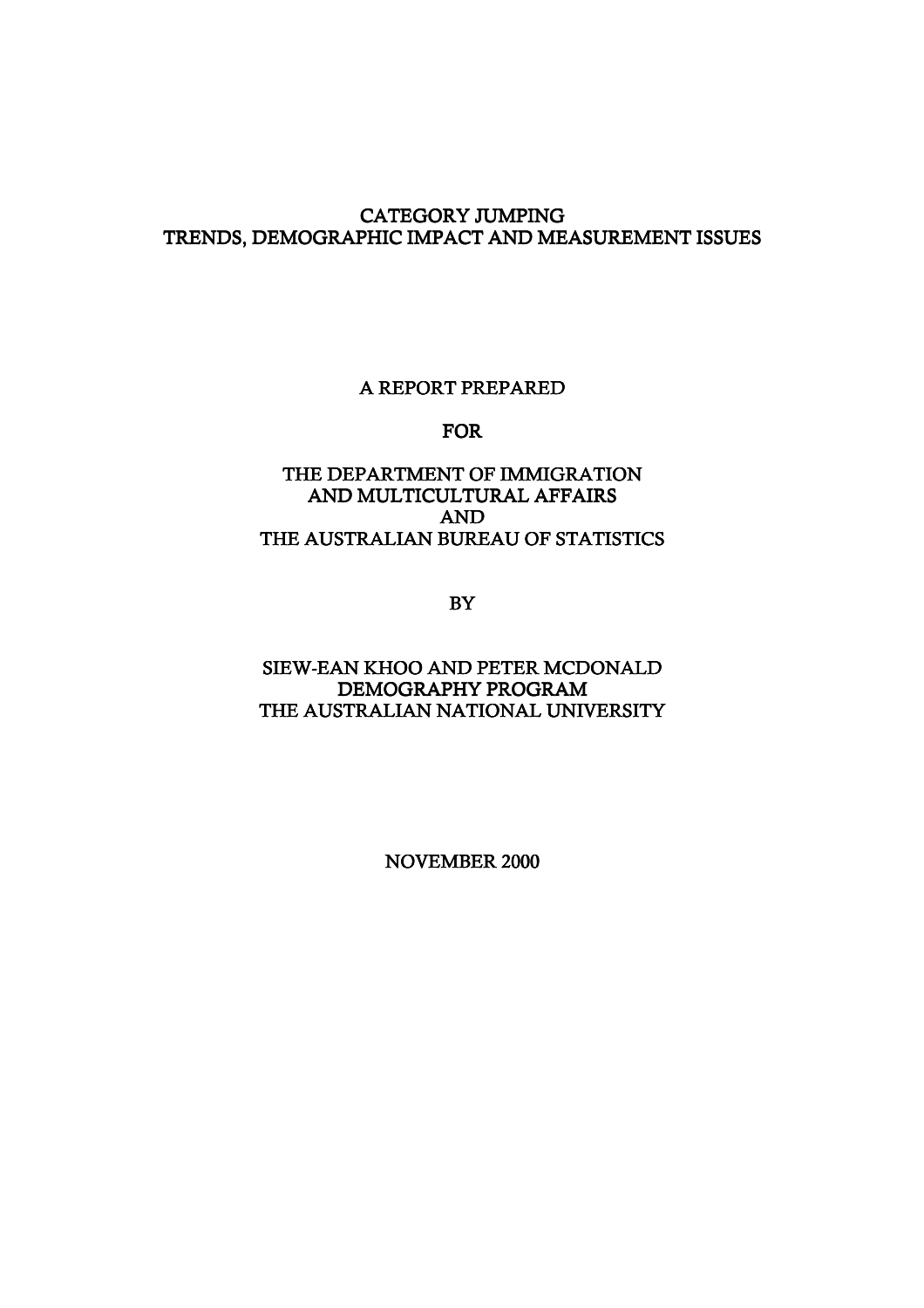# CATEGORY JUMPING
# TRENDS, DEMOGRAPHIC IMPACT AND MEASUREMENT ISSUES

A REPORT PREPARED

FOR

THE DEPARTMENT OF IMMIGRATION
AND MULTICULTURAL AFFAIRS
AND
THE AUSTRALIAN BUREAU OF STATISTICS

BY

SIEW-EAN KHOO AND PETER MCDONALD
DEMOGRAPHY PROGRAM
THE AUSTRALIAN NATIONAL UNIVERSITY

NOVEMBER 2000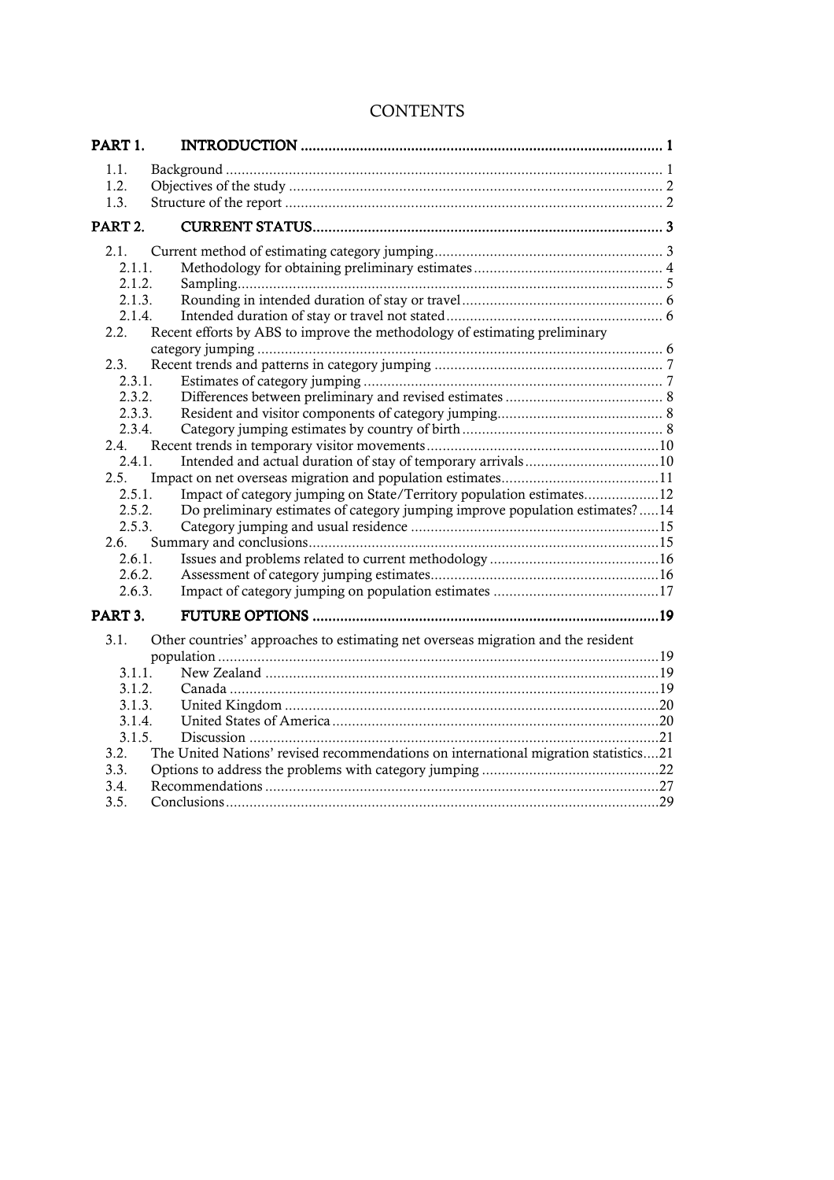# CONTENTS

**PART 1. INTRODUCTION** ........................................................................................... 1

1.1. Background ............................................................................................................. 1
1.2. Objectives of the study ............................................................................................. 2
1.3. Structure of the report ............................................................................................... 2

**PART 2. CURRENT STATUS** ........................................................................................ 3

2.1. Current method of estimating category jumping ......................................................... 3
2.1.1. Methodology for obtaining preliminary estimates ................................................ 4
2.1.2. Sampling ............................................................................................................ 5
2.1.3. Rounding in intended duration of stay or travel .................................................... 6
2.1.4. Intended duration of stay or travel not stated ....................................................... 6
2.2. Recent efforts by ABS to improve the methodology of estimating preliminary category jumping ...................................................................................................... 6
2.3. Recent trends and patterns in category jumping .......................................................... 7
2.3.1. Estimates of category jumping ............................................................................ 7
2.3.2. Differences between preliminary and revised estimates ........................................ 8
2.3.3. Resident and visitor components of category jumping .......................................... 8
2.3.4. Category jumping estimates by country of birth ................................................... 8
2.4. Recent trends in temporary visitor movements .......................................................... 10
2.4.1. Intended and actual duration of stay of temporary arrivals .................................. 10
2.5. Impact on net overseas migration and population estimates ....................................... 11
2.5.1. Impact of category jumping on State/Territory population estimates ................... 12
2.5.2. Do preliminary estimates of category jumping improve population estimates? ..... 14
2.5.3. Category jumping and usual residence ............................................................... 15
2.6. Summary and conclusions ........................................................................................ 15
2.6.1. Issues and problems related to current methodology ........................................... 16
2.6.2. Assessment of category jumping estimates .......................................................... 16
2.6.3. Impact of category jumping on population estimates .......................................... 17

**PART 3. FUTURE OPTIONS** ....................................................................................... 19

3.1. Other countries' approaches to estimating net overseas migration and the resident population .............................................................................................................. 19
3.1.1. New Zealand ................................................................................................... 19
3.1.2. Canada ............................................................................................................ 19
3.1.3. United Kingdom .............................................................................................. 20
3.1.4. United States of America .................................................................................. 20
3.1.5. Discussion ....................................................................................................... 21
3.2. The United Nations' revised recommendations on international migration statistics .... 21
3.3. Options to address the problems with category jumping ............................................ 22
3.4. Recommendations ................................................................................................... 27
3.5. Conclusions ............................................................................................................ 29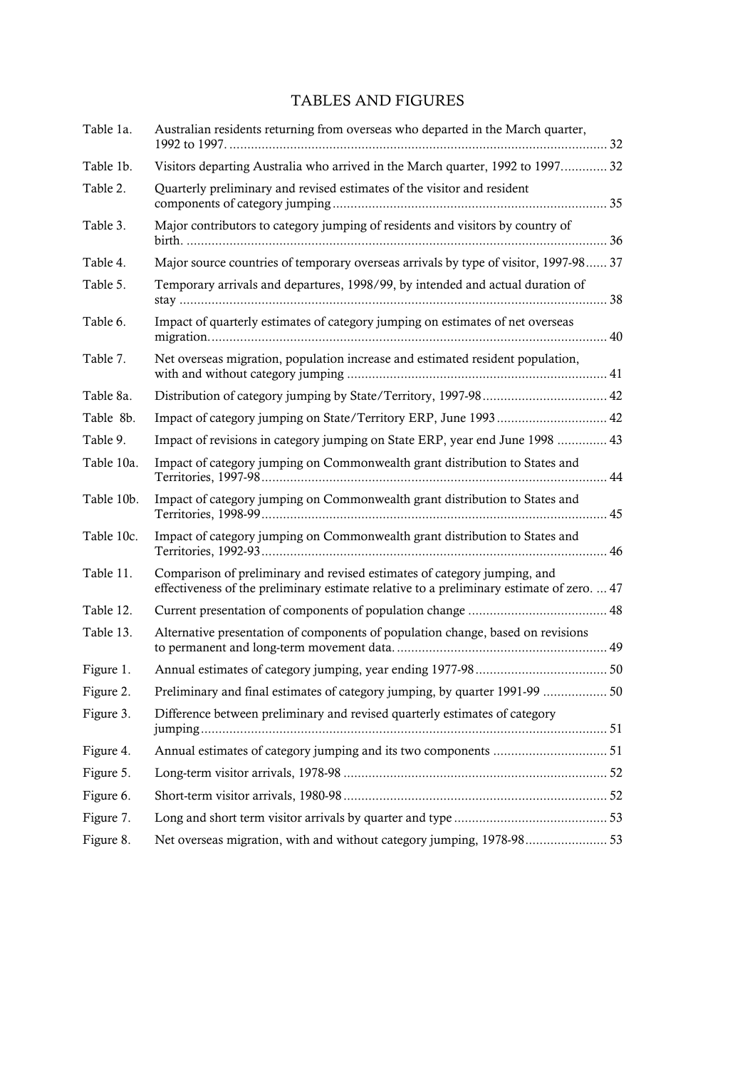# TABLES AND FIGURES

| | | |
|---|---|---|
| Table 1a. | Australian residents returning from overseas who departed in the March quarter, 1992 to 1997. | 32 |
| Table 1b. | Visitors departing Australia who arrived in the March quarter, 1992 to 1997. | 32 |
| Table 2. | Quarterly preliminary and revised estimates of the visitor and resident components of category jumping | 35 |
| Table 3. | Major contributors to category jumping of residents and visitors by country of birth. | 36 |
| Table 4. | Major source countries of temporary overseas arrivals by type of visitor, 1997-98 | 37 |
| Table 5. | Temporary arrivals and departures, 1998/99, by intended and actual duration of stay | 38 |
| Table 6. | Impact of quarterly estimates of category jumping on estimates of net overseas migration. | 40 |
| Table 7. | Net overseas migration, population increase and estimated resident population, with and without category jumping | 41 |
| Table 8a. | Distribution of category jumping by State/Territory, 1997-98 | 42 |
| Table 8b. | Impact of category jumping on State/Territory ERP, June 1993 | 42 |
| Table 9. | Impact of revisions in category jumping on State ERP, year end June 1998 | 43 |
| Table 10a. | Impact of category jumping on Commonwealth grant distribution to States and Territories, 1997-98 | 44 |
| Table 10b. | Impact of category jumping on Commonwealth grant distribution to States and Territories, 1998-99 | 45 |
| Table 10c. | Impact of category jumping on Commonwealth grant distribution to States and Territories, 1992-93 | 46 |
| Table 11. | Comparison of preliminary and revised estimates of category jumping, and effectiveness of the preliminary estimate relative to a preliminary estimate of zero. | 47 |
| Table 12. | Current presentation of components of population change | 48 |
| Table 13. | Alternative presentation of components of population change, based on revisions to permanent and long-term movement data. | 49 |
| Figure 1. | Annual estimates of category jumping, year ending 1977-98 | 50 |
| Figure 2. | Preliminary and final estimates of category jumping, by quarter 1991-99 | 50 |
| Figure 3. | Difference between preliminary and revised quarterly estimates of category jumping | 51 |
| Figure 4. | Annual estimates of category jumping and its two components | 51 |
| Figure 5. | Long-term visitor arrivals, 1978-98 | 52 |
| Figure 6. | Short-term visitor arrivals, 1980-98 | 52 |
| Figure 7. | Long and short term visitor arrivals by quarter and type | 53 |
| Figure 8. | Net overseas migration, with and without category jumping, 1978-98 | 53 |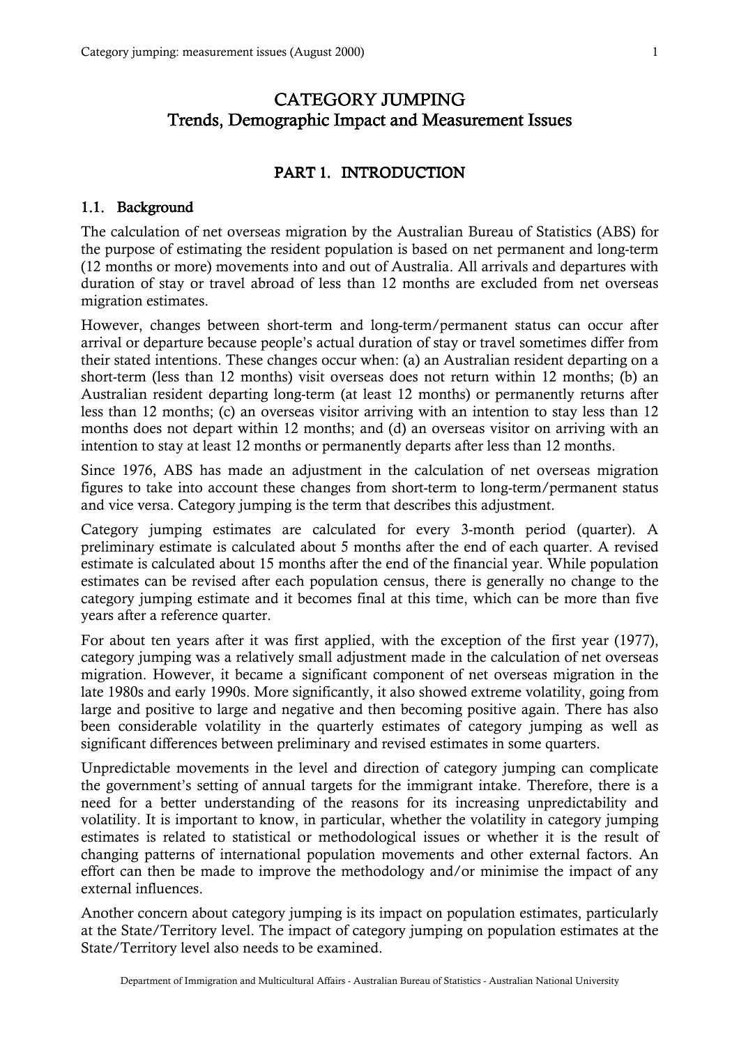# CATEGORY JUMPING
## Trends, Demographic Impact and Measurement Issues

## PART 1. INTRODUCTION

### 1.1. Background

The calculation of net overseas migration by the Australian Bureau of Statistics (ABS) for the purpose of estimating the resident population is based on net permanent and long-term (12 months or more) movements into and out of Australia. All arrivals and departures with duration of stay or travel abroad of less than 12 months are excluded from net overseas migration estimates.

However, changes between short-term and long-term/permanent status can occur after arrival or departure because people's actual duration of stay or travel sometimes differ from their stated intentions. These changes occur when: (a) an Australian resident departing on a short-term (less than 12 months) visit overseas does not return within 12 months; (b) an Australian resident departing long-term (at least 12 months) or permanently returns after less than 12 months; (c) an overseas visitor arriving with an intention to stay less than 12 months does not depart within 12 months; and (d) an overseas visitor on arriving with an intention to stay at least 12 months or permanently departs after less than 12 months.

Since 1976, ABS has made an adjustment in the calculation of net overseas migration figures to take into account these changes from short-term to long-term/permanent status and vice versa. Category jumping is the term that describes this adjustment.

Category jumping estimates are calculated for every 3-month period (quarter). A preliminary estimate is calculated about 5 months after the end of each quarter. A revised estimate is calculated about 15 months after the end of the financial year. While population estimates can be revised after each population census, there is generally no change to the category jumping estimate and it becomes final at this time, which can be more than five years after a reference quarter.

For about ten years after it was first applied, with the exception of the first year (1977), category jumping was a relatively small adjustment made in the calculation of net overseas migration. However, it became a significant component of net overseas migration in the late 1980s and early 1990s. More significantly, it also showed extreme volatility, going from large and positive to large and negative and then becoming positive again. There has also been considerable volatility in the quarterly estimates of category jumping as well as significant differences between preliminary and revised estimates in some quarters.

Unpredictable movements in the level and direction of category jumping can complicate the government's setting of annual targets for the immigrant intake. Therefore, there is a need for a better understanding of the reasons for its increasing unpredictability and volatility. It is important to know, in particular, whether the volatility in category jumping estimates is related to statistical or methodological issues or whether it is the result of changing patterns of international population movements and other external factors. An effort can then be made to improve the methodology and/or minimise the impact of any external influences.

Another concern about category jumping is its impact on population estimates, particularly at the State/Territory level. The impact of category jumping on population estimates at the State/Territory level also needs to be examined.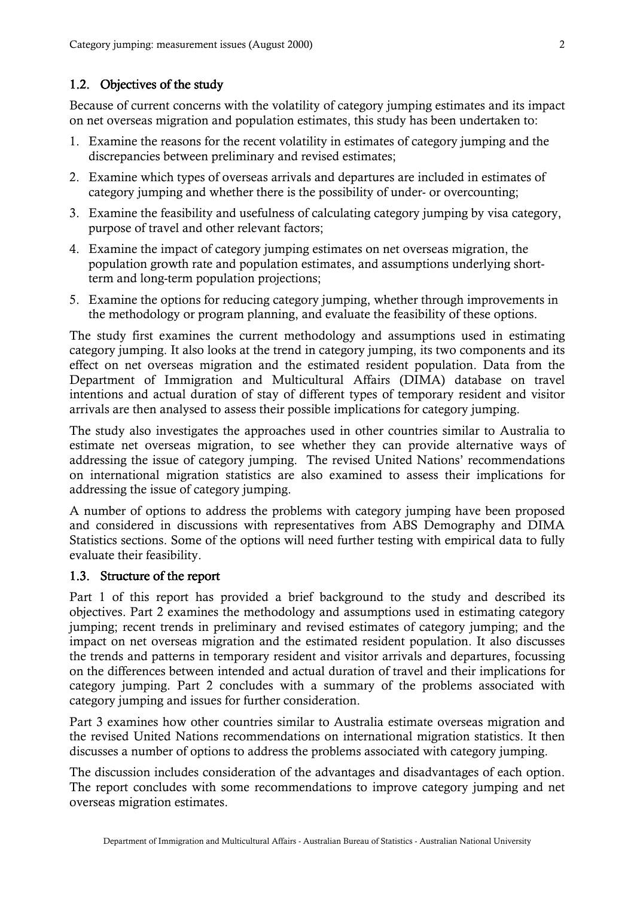## 1.2. Objectives of the study

Because of current concerns with the volatility of category jumping estimates and its impact on net overseas migration and population estimates, this study has been undertaken to:

1. Examine the reasons for the recent volatility in estimates of category jumping and the discrepancies between preliminary and revised estimates;
2. Examine which types of overseas arrivals and departures are included in estimates of category jumping and whether there is the possibility of under- or overcounting;
3. Examine the feasibility and usefulness of calculating category jumping by visa category, purpose of travel and other relevant factors;
4. Examine the impact of category jumping estimates on net overseas migration, the population growth rate and population estimates, and assumptions underlying short-term and long-term population projections;
5. Examine the options for reducing category jumping, whether through improvements in the methodology or program planning, and evaluate the feasibility of these options.

The study first examines the current methodology and assumptions used in estimating category jumping. It also looks at the trend in category jumping, its two components and its effect on net overseas migration and the estimated resident population. Data from the Department of Immigration and Multicultural Affairs (DIMA) database on travel intentions and actual duration of stay of different types of temporary resident and visitor arrivals are then analysed to assess their possible implications for category jumping.

The study also investigates the approaches used in other countries similar to Australia to estimate net overseas migration, to see whether they can provide alternative ways of addressing the issue of category jumping. The revised United Nations' recommendations on international migration statistics are also examined to assess their implications for addressing the issue of category jumping.

A number of options to address the problems with category jumping have been proposed and considered in discussions with representatives from ABS Demography and DIMA Statistics sections. Some of the options will need further testing with empirical data to fully evaluate their feasibility.

## 1.3. Structure of the report

Part 1 of this report has provided a brief background to the study and described its objectives. Part 2 examines the methodology and assumptions used in estimating category jumping; recent trends in preliminary and revised estimates of category jumping; and the impact on net overseas migration and the estimated resident population. It also discusses the trends and patterns in temporary resident and visitor arrivals and departures, focussing on the differences between intended and actual duration of travel and their implications for category jumping. Part 2 concludes with a summary of the problems associated with category jumping and issues for further consideration.

Part 3 examines how other countries similar to Australia estimate overseas migration and the revised United Nations recommendations on international migration statistics. It then discusses a number of options to address the problems associated with category jumping.

The discussion includes consideration of the advantages and disadvantages of each option. The report concludes with some recommendations to improve category jumping and net overseas migration estimates.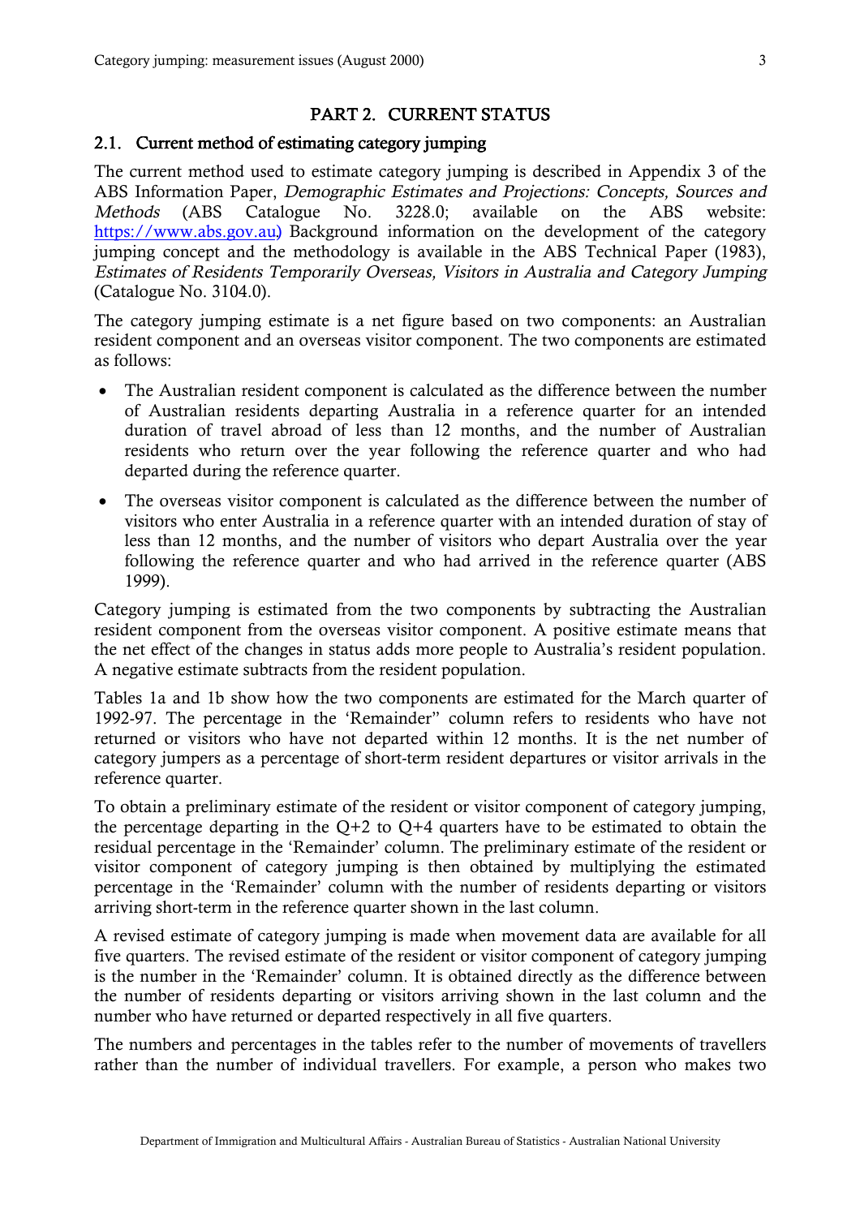# PART 2. CURRENT STATUS

## 2.1. Current method of estimating category jumping

The current method used to estimate category jumping is described in Appendix 3 of the ABS Information Paper, *Demographic Estimates and Projections: Concepts, Sources and Methods* (ABS Catalogue No. 3228.0; available on the ABS website: https://www.abs.gov.au) Background information on the development of the category jumping concept and the methodology is available in the ABS Technical Paper (1983), *Estimates of Residents Temporarily Overseas, Visitors in Australia and Category Jumping* (Catalogue No. 3104.0).

The category jumping estimate is a net figure based on two components: an Australian resident component and an overseas visitor component. The two components are estimated as follows:

- The Australian resident component is calculated as the difference between the number of Australian residents departing Australia in a reference quarter for an intended duration of travel abroad of less than 12 months, and the number of Australian residents who return over the year following the reference quarter and who had departed during the reference quarter.
- The overseas visitor component is calculated as the difference between the number of visitors who enter Australia in a reference quarter with an intended duration of stay of less than 12 months, and the number of visitors who depart Australia over the year following the reference quarter and who had arrived in the reference quarter (ABS 1999).

Category jumping is estimated from the two components by subtracting the Australian resident component from the overseas visitor component. A positive estimate means that the net effect of the changes in status adds more people to Australia's resident population. A negative estimate subtracts from the resident population.

Tables 1a and 1b show how the two components are estimated for the March quarter of 1992-97. The percentage in the 'Remainder" column refers to residents who have not returned or visitors who have not departed within 12 months. It is the net number of category jumpers as a percentage of short-term resident departures or visitor arrivals in the reference quarter.

To obtain a preliminary estimate of the resident or visitor component of category jumping, the percentage departing in the Q+2 to Q+4 quarters have to be estimated to obtain the residual percentage in the 'Remainder' column. The preliminary estimate of the resident or visitor component of category jumping is then obtained by multiplying the estimated percentage in the 'Remainder' column with the number of residents departing or visitors arriving short-term in the reference quarter shown in the last column.

A revised estimate of category jumping is made when movement data are available for all five quarters. The revised estimate of the resident or visitor component of category jumping is the number in the 'Remainder' column. It is obtained directly as the difference between the number of residents departing or visitors arriving shown in the last column and the number who have returned or departed respectively in all five quarters.

The numbers and percentages in the tables refer to the number of movements of travellers rather than the number of individual travellers. For example, a person who makes two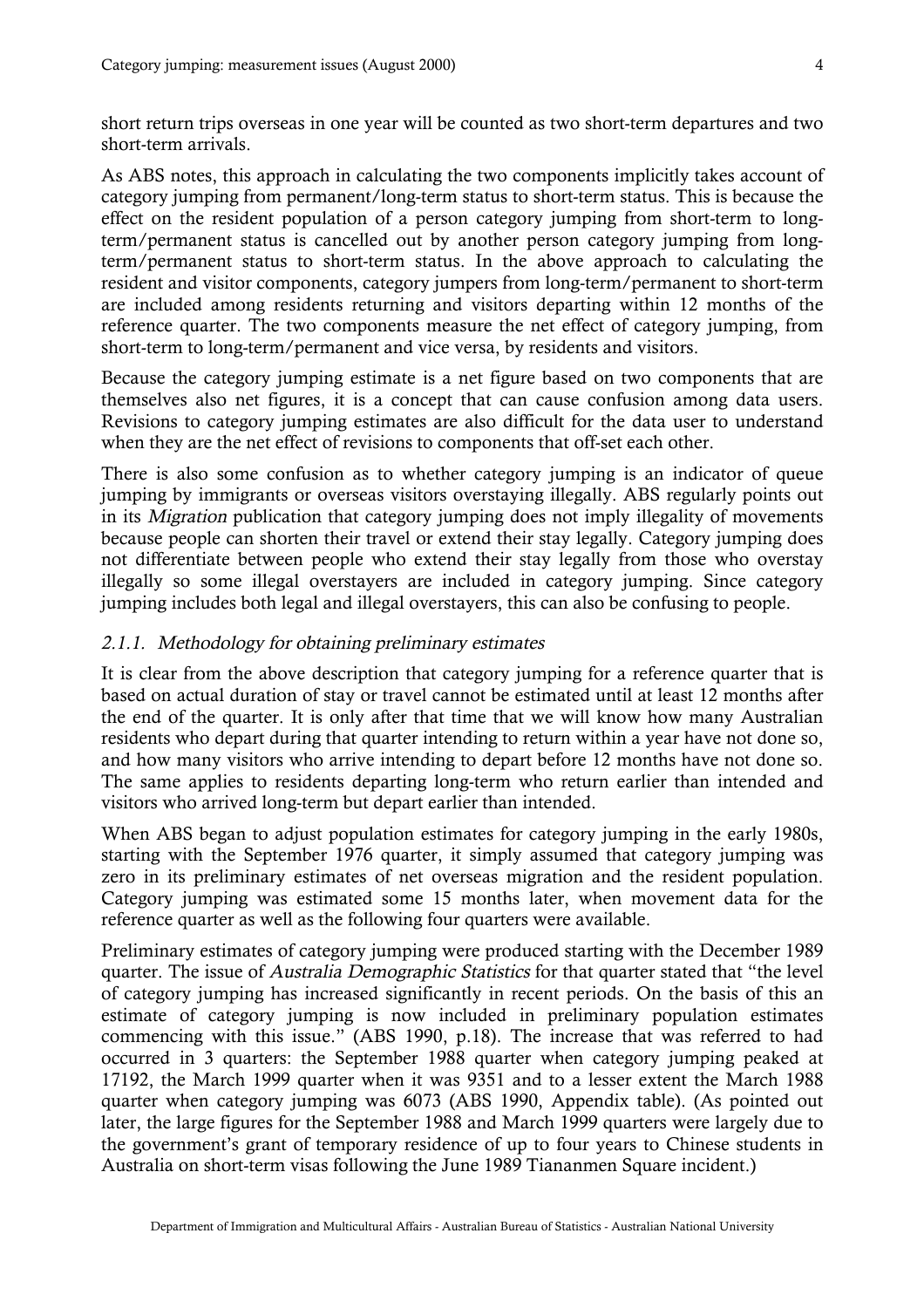short return trips overseas in one year will be counted as two short-term departures and two short-term arrivals.

As ABS notes, this approach in calculating the two components implicitly takes account of category jumping from permanent/long-term status to short-term status. This is because the effect on the resident population of a person category jumping from short-term to long-term/permanent status is cancelled out by another person category jumping from long-term/permanent status to short-term status. In the above approach to calculating the resident and visitor components, category jumpers from long-term/permanent to short-term are included among residents returning and visitors departing within 12 months of the reference quarter. The two components measure the net effect of category jumping, from short-term to long-term/permanent and vice versa, by residents and visitors.

Because the category jumping estimate is a net figure based on two components that are themselves also net figures, it is a concept that can cause confusion among data users. Revisions to category jumping estimates are also difficult for the data user to understand when they are the net effect of revisions to components that off-set each other.

There is also some confusion as to whether category jumping is an indicator of queue jumping by immigrants or overseas visitors overstaying illegally. ABS regularly points out in its *Migration* publication that category jumping does not imply illegality of movements because people can shorten their travel or extend their stay legally. Category jumping does not differentiate between people who extend their stay legally from those who overstay illegally so some illegal overstayers are included in category jumping. Since category jumping includes both legal and illegal overstayers, this can also be confusing to people.

### *2.1.1. Methodology for obtaining preliminary estimates*

It is clear from the above description that category jumping for a reference quarter that is based on actual duration of stay or travel cannot be estimated until at least 12 months after the end of the quarter. It is only after that time that we will know how many Australian residents who depart during that quarter intending to return within a year have not done so, and how many visitors who arrive intending to depart before 12 months have not done so. The same applies to residents departing long-term who return earlier than intended and visitors who arrived long-term but depart earlier than intended.

When ABS began to adjust population estimates for category jumping in the early 1980s, starting with the September 1976 quarter, it simply assumed that category jumping was zero in its preliminary estimates of net overseas migration and the resident population. Category jumping was estimated some 15 months later, when movement data for the reference quarter as well as the following four quarters were available.

Preliminary estimates of category jumping were produced starting with the December 1989 quarter. The issue of *Australia Demographic Statistics* for that quarter stated that "the level of category jumping has increased significantly in recent periods. On the basis of this an estimate of category jumping is now included in preliminary population estimates commencing with this issue." (ABS 1990, p.18). The increase that was referred to had occurred in 3 quarters: the September 1988 quarter when category jumping peaked at 17192, the March 1999 quarter when it was 9351 and to a lesser extent the March 1988 quarter when category jumping was 6073 (ABS 1990, Appendix table). (As pointed out later, the large figures for the September 1988 and March 1999 quarters were largely due to the government's grant of temporary residence of up to four years to Chinese students in Australia on short-term visas following the June 1989 Tiananmen Square incident.)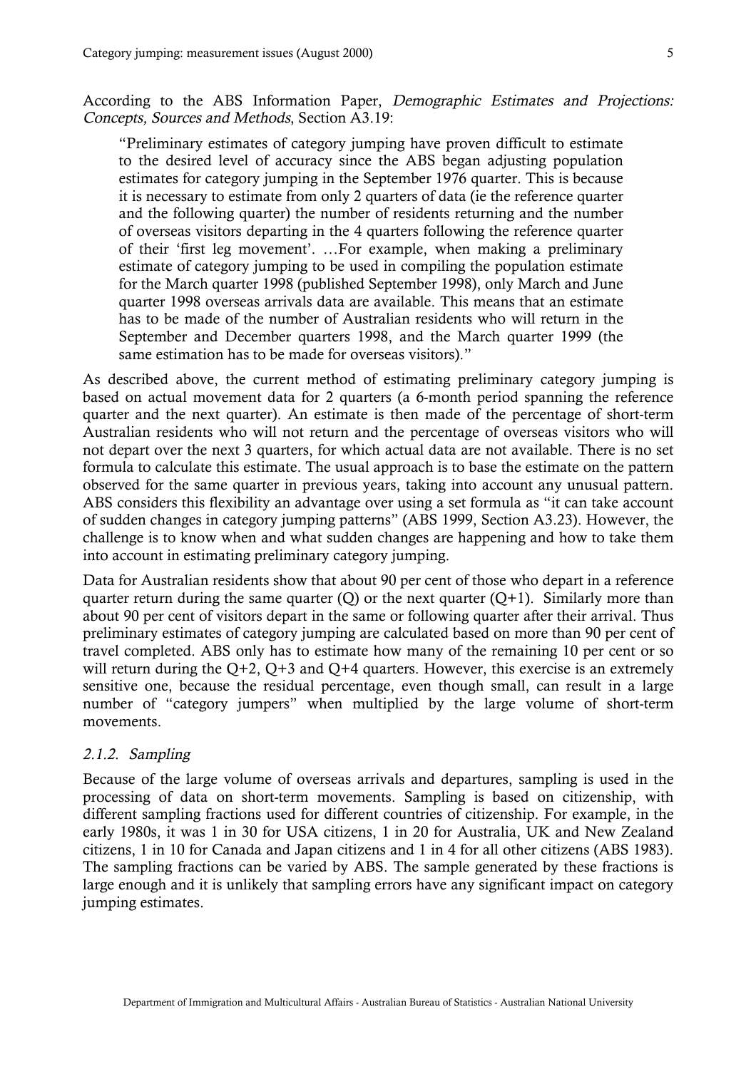According to the ABS Information Paper, *Demographic Estimates and Projections: Concepts, Sources and Methods*, Section A3.19:

> "Preliminary estimates of category jumping have proven difficult to estimate to the desired level of accuracy since the ABS began adjusting population estimates for category jumping in the September 1976 quarter. This is because it is necessary to estimate from only 2 quarters of data (ie the reference quarter and the following quarter) the number of residents returning and the number of overseas visitors departing in the 4 quarters following the reference quarter of their 'first leg movement'. …For example, when making a preliminary estimate of category jumping to be used in compiling the population estimate for the March quarter 1998 (published September 1998), only March and June quarter 1998 overseas arrivals data are available. This means that an estimate has to be made of the number of Australian residents who will return in the September and December quarters 1998, and the March quarter 1999 (the same estimation has to be made for overseas visitors)."

As described above, the current method of estimating preliminary category jumping is based on actual movement data for 2 quarters (a 6-month period spanning the reference quarter and the next quarter). An estimate is then made of the percentage of short-term Australian residents who will not return and the percentage of overseas visitors who will not depart over the next 3 quarters, for which actual data are not available. There is no set formula to calculate this estimate. The usual approach is to base the estimate on the pattern observed for the same quarter in previous years, taking into account any unusual pattern. ABS considers this flexibility an advantage over using a set formula as "it can take account of sudden changes in category jumping patterns" (ABS 1999, Section A3.23). However, the challenge is to know when and what sudden changes are happening and how to take them into account in estimating preliminary category jumping.

Data for Australian residents show that about 90 per cent of those who depart in a reference quarter return during the same quarter (Q) or the next quarter (Q+1). Similarly more than about 90 per cent of visitors depart in the same or following quarter after their arrival. Thus preliminary estimates of category jumping are calculated based on more than 90 per cent of travel completed. ABS only has to estimate how many of the remaining 10 per cent or so will return during the Q+2, Q+3 and Q+4 quarters. However, this exercise is an extremely sensitive one, because the residual percentage, even though small, can result in a large number of "category jumpers" when multiplied by the large volume of short-term movements.

### *2.1.2. Sampling*

Because of the large volume of overseas arrivals and departures, sampling is used in the processing of data on short-term movements. Sampling is based on citizenship, with different sampling fractions used for different countries of citizenship. For example, in the early 1980s, it was 1 in 30 for USA citizens, 1 in 20 for Australia, UK and New Zealand citizens, 1 in 10 for Canada and Japan citizens and 1 in 4 for all other citizens (ABS 1983). The sampling fractions can be varied by ABS. The sample generated by these fractions is large enough and it is unlikely that sampling errors have any significant impact on category jumping estimates.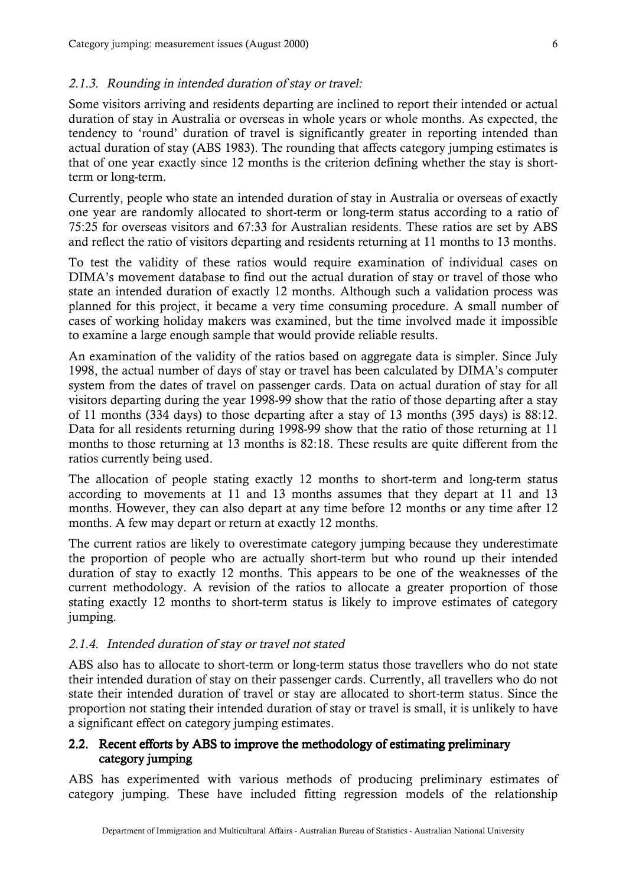#### *2.1.3. Rounding in intended duration of stay or travel:*

Some visitors arriving and residents departing are inclined to report their intended or actual duration of stay in Australia or overseas in whole years or whole months. As expected, the tendency to 'round' duration of travel is significantly greater in reporting intended than actual duration of stay (ABS 1983). The rounding that affects category jumping estimates is that of one year exactly since 12 months is the criterion defining whether the stay is short-term or long-term.

Currently, people who state an intended duration of stay in Australia or overseas of exactly one year are randomly allocated to short-term or long-term status according to a ratio of 75:25 for overseas visitors and 67:33 for Australian residents. These ratios are set by ABS and reflect the ratio of visitors departing and residents returning at 11 months to 13 months.

To test the validity of these ratios would require examination of individual cases on DIMA's movement database to find out the actual duration of stay or travel of those who state an intended duration of exactly 12 months. Although such a validation process was planned for this project, it became a very time consuming procedure. A small number of cases of working holiday makers was examined, but the time involved made it impossible to examine a large enough sample that would provide reliable results.

An examination of the validity of the ratios based on aggregate data is simpler. Since July 1998, the actual number of days of stay or travel has been calculated by DIMA's computer system from the dates of travel on passenger cards. Data on actual duration of stay for all visitors departing during the year 1998-99 show that the ratio of those departing after a stay of 11 months (334 days) to those departing after a stay of 13 months (395 days) is 88:12. Data for all residents returning during 1998-99 show that the ratio of those returning at 11 months to those returning at 13 months is 82:18. These results are quite different from the ratios currently being used.

The allocation of people stating exactly 12 months to short-term and long-term status according to movements at 11 and 13 months assumes that they depart at 11 and 13 months. However, they can also depart at any time before 12 months or any time after 12 months. A few may depart or return at exactly 12 months.

The current ratios are likely to overestimate category jumping because they underestimate the proportion of people who are actually short-term but who round up their intended duration of stay to exactly 12 months. This appears to be one of the weaknesses of the current methodology. A revision of the ratios to allocate a greater proportion of those stating exactly 12 months to short-term status is likely to improve estimates of category jumping.

#### *2.1.4. Intended duration of stay or travel not stated*

ABS also has to allocate to short-term or long-term status those travellers who do not state their intended duration of stay on their passenger cards. Currently, all travellers who do not state their intended duration of travel or stay are allocated to short-term status. Since the proportion not stating their intended duration of stay or travel is small, it is unlikely to have a significant effect on category jumping estimates.

### 2.2. Recent efforts by ABS to improve the methodology of estimating preliminary category jumping

ABS has experimented with various methods of producing preliminary estimates of category jumping. These have included fitting regression models of the relationship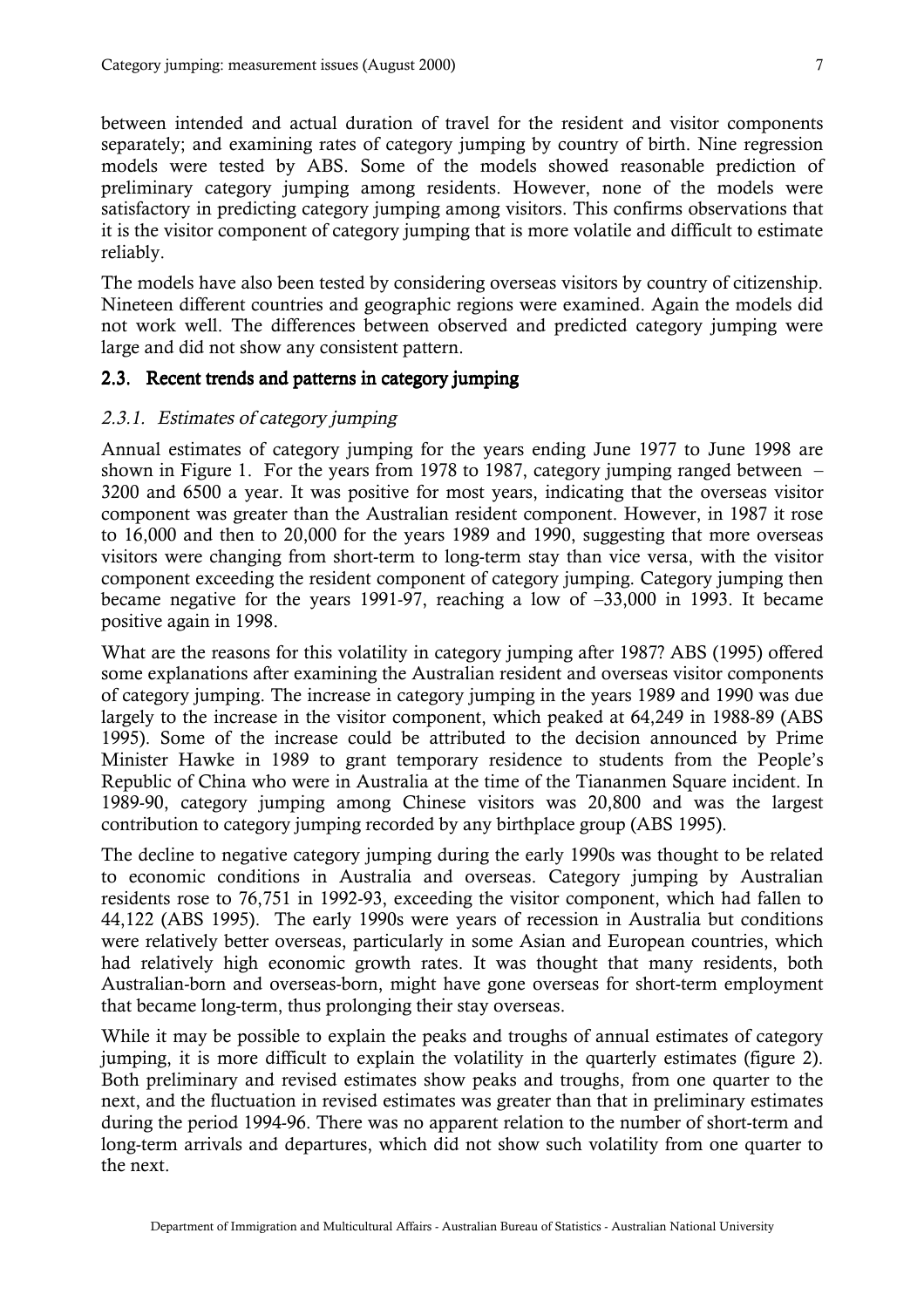between intended and actual duration of travel for the resident and visitor components separately; and examining rates of category jumping by country of birth. Nine regression models were tested by ABS. Some of the models showed reasonable prediction of preliminary category jumping among residents. However, none of the models were satisfactory in predicting category jumping among visitors. This confirms observations that it is the visitor component of category jumping that is more volatile and difficult to estimate reliably.

The models have also been tested by considering overseas visitors by country of citizenship. Nineteen different countries and geographic regions were examined. Again the models did not work well. The differences between observed and predicted category jumping were large and did not show any consistent pattern.

## 2.3. Recent trends and patterns in category jumping

### *2.3.1. Estimates of category jumping*

Annual estimates of category jumping for the years ending June 1977 to June 1998 are shown in Figure 1. For the years from 1978 to 1987, category jumping ranged between –3200 and 6500 a year. It was positive for most years, indicating that the overseas visitor component was greater than the Australian resident component. However, in 1987 it rose to 16,000 and then to 20,000 for the years 1989 and 1990, suggesting that more overseas visitors were changing from short-term to long-term stay than vice versa, with the visitor component exceeding the resident component of category jumping. Category jumping then became negative for the years 1991-97, reaching a low of –33,000 in 1993. It became positive again in 1998.

What are the reasons for this volatility in category jumping after 1987? ABS (1995) offered some explanations after examining the Australian resident and overseas visitor components of category jumping. The increase in category jumping in the years 1989 and 1990 was due largely to the increase in the visitor component, which peaked at 64,249 in 1988-89 (ABS 1995). Some of the increase could be attributed to the decision announced by Prime Minister Hawke in 1989 to grant temporary residence to students from the People's Republic of China who were in Australia at the time of the Tiananmen Square incident. In 1989-90, category jumping among Chinese visitors was 20,800 and was the largest contribution to category jumping recorded by any birthplace group (ABS 1995).

The decline to negative category jumping during the early 1990s was thought to be related to economic conditions in Australia and overseas. Category jumping by Australian residents rose to 76,751 in 1992-93, exceeding the visitor component, which had fallen to 44,122 (ABS 1995). The early 1990s were years of recession in Australia but conditions were relatively better overseas, particularly in some Asian and European countries, which had relatively high economic growth rates. It was thought that many residents, both Australian-born and overseas-born, might have gone overseas for short-term employment that became long-term, thus prolonging their stay overseas.

While it may be possible to explain the peaks and troughs of annual estimates of category jumping, it is more difficult to explain the volatility in the quarterly estimates (figure 2). Both preliminary and revised estimates show peaks and troughs, from one quarter to the next, and the fluctuation in revised estimates was greater than that in preliminary estimates during the period 1994-96. There was no apparent relation to the number of short-term and long-term arrivals and departures, which did not show such volatility from one quarter to the next.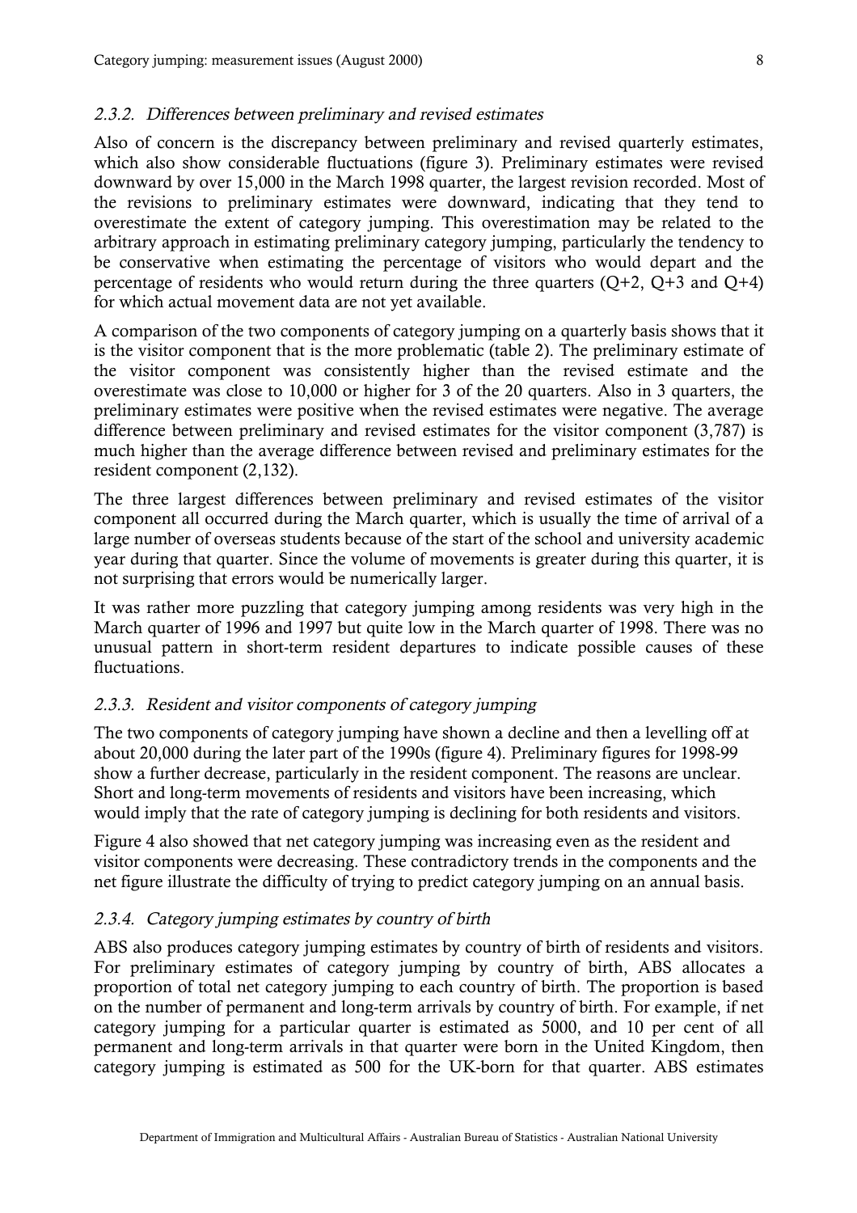### *2.3.2. Differences between preliminary and revised estimates*

Also of concern is the discrepancy between preliminary and revised quarterly estimates, which also show considerable fluctuations (figure 3). Preliminary estimates were revised downward by over 15,000 in the March 1998 quarter, the largest revision recorded. Most of the revisions to preliminary estimates were downward, indicating that they tend to overestimate the extent of category jumping. This overestimation may be related to the arbitrary approach in estimating preliminary category jumping, particularly the tendency to be conservative when estimating the percentage of visitors who would depart and the percentage of residents who would return during the three quarters (Q+2, Q+3 and Q+4) for which actual movement data are not yet available.

A comparison of the two components of category jumping on a quarterly basis shows that it is the visitor component that is the more problematic (table 2). The preliminary estimate of the visitor component was consistently higher than the revised estimate and the overestimate was close to 10,000 or higher for 3 of the 20 quarters. Also in 3 quarters, the preliminary estimates were positive when the revised estimates were negative. The average difference between preliminary and revised estimates for the visitor component (3,787) is much higher than the average difference between revised and preliminary estimates for the resident component (2,132).

The three largest differences between preliminary and revised estimates of the visitor component all occurred during the March quarter, which is usually the time of arrival of a large number of overseas students because of the start of the school and university academic year during that quarter. Since the volume of movements is greater during this quarter, it is not surprising that errors would be numerically larger.

It was rather more puzzling that category jumping among residents was very high in the March quarter of 1996 and 1997 but quite low in the March quarter of 1998. There was no unusual pattern in short-term resident departures to indicate possible causes of these fluctuations.

### *2.3.3. Resident and visitor components of category jumping*

The two components of category jumping have shown a decline and then a levelling off at about 20,000 during the later part of the 1990s (figure 4). Preliminary figures for 1998-99 show a further decrease, particularly in the resident component. The reasons are unclear. Short and long-term movements of residents and visitors have been increasing, which would imply that the rate of category jumping is declining for both residents and visitors.

Figure 4 also showed that net category jumping was increasing even as the resident and visitor components were decreasing. These contradictory trends in the components and the net figure illustrate the difficulty of trying to predict category jumping on an annual basis.

### *2.3.4. Category jumping estimates by country of birth*

ABS also produces category jumping estimates by country of birth of residents and visitors. For preliminary estimates of category jumping by country of birth, ABS allocates a proportion of total net category jumping to each country of birth. The proportion is based on the number of permanent and long-term arrivals by country of birth. For example, if net category jumping for a particular quarter is estimated as 5000, and 10 per cent of all permanent and long-term arrivals in that quarter were born in the United Kingdom, then category jumping is estimated as 500 for the UK-born for that quarter. ABS estimates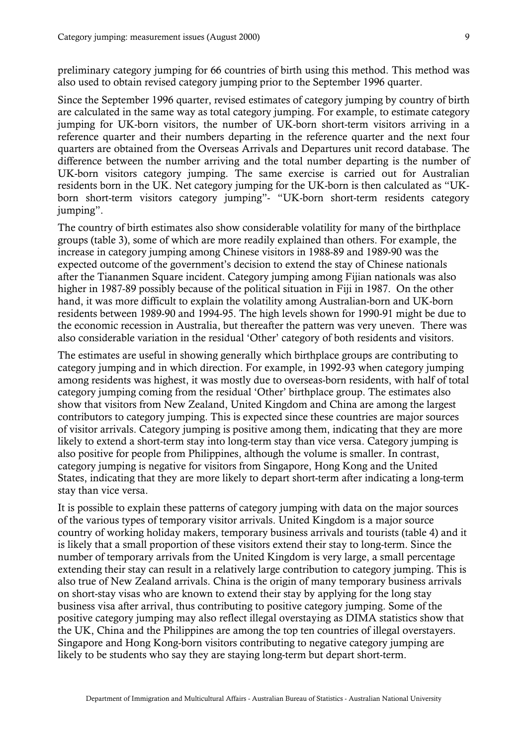preliminary category jumping for 66 countries of birth using this method. This method was also used to obtain revised category jumping prior to the September 1996 quarter.

Since the September 1996 quarter, revised estimates of category jumping by country of birth are calculated in the same way as total category jumping. For example, to estimate category jumping for UK-born visitors, the number of UK-born short-term visitors arriving in a reference quarter and their numbers departing in the reference quarter and the next four quarters are obtained from the Overseas Arrivals and Departures unit record database. The difference between the number arriving and the total number departing is the number of UK-born visitors category jumping. The same exercise is carried out for Australian residents born in the UK. Net category jumping for the UK-born is then calculated as "UK-born short-term visitors category jumping"- "UK-born short-term residents category jumping".

The country of birth estimates also show considerable volatility for many of the birthplace groups (table 3), some of which are more readily explained than others. For example, the increase in category jumping among Chinese visitors in 1988-89 and 1989-90 was the expected outcome of the government's decision to extend the stay of Chinese nationals after the Tiananmen Square incident. Category jumping among Fijian nationals was also higher in 1987-89 possibly because of the political situation in Fiji in 1987. On the other hand, it was more difficult to explain the volatility among Australian-born and UK-born residents between 1989-90 and 1994-95. The high levels shown for 1990-91 might be due to the economic recession in Australia, but thereafter the pattern was very uneven. There was also considerable variation in the residual 'Other' category of both residents and visitors.

The estimates are useful in showing generally which birthplace groups are contributing to category jumping and in which direction. For example, in 1992-93 when category jumping among residents was highest, it was mostly due to overseas-born residents, with half of total category jumping coming from the residual 'Other' birthplace group. The estimates also show that visitors from New Zealand, United Kingdom and China are among the largest contributors to category jumping. This is expected since these countries are major sources of visitor arrivals. Category jumping is positive among them, indicating that they are more likely to extend a short-term stay into long-term stay than vice versa. Category jumping is also positive for people from Philippines, although the volume is smaller. In contrast, category jumping is negative for visitors from Singapore, Hong Kong and the United States, indicating that they are more likely to depart short-term after indicating a long-term stay than vice versa.

It is possible to explain these patterns of category jumping with data on the major sources of the various types of temporary visitor arrivals. United Kingdom is a major source country of working holiday makers, temporary business arrivals and tourists (table 4) and it is likely that a small proportion of these visitors extend their stay to long-term. Since the number of temporary arrivals from the United Kingdom is very large, a small percentage extending their stay can result in a relatively large contribution to category jumping. This is also true of New Zealand arrivals. China is the origin of many temporary business arrivals on short-stay visas who are known to extend their stay by applying for the long stay business visa after arrival, thus contributing to positive category jumping. Some of the positive category jumping may also reflect illegal overstaying as DIMA statistics show that the UK, China and the Philippines are among the top ten countries of illegal overstayers. Singapore and Hong Kong-born visitors contributing to negative category jumping are likely to be students who say they are staying long-term but depart short-term.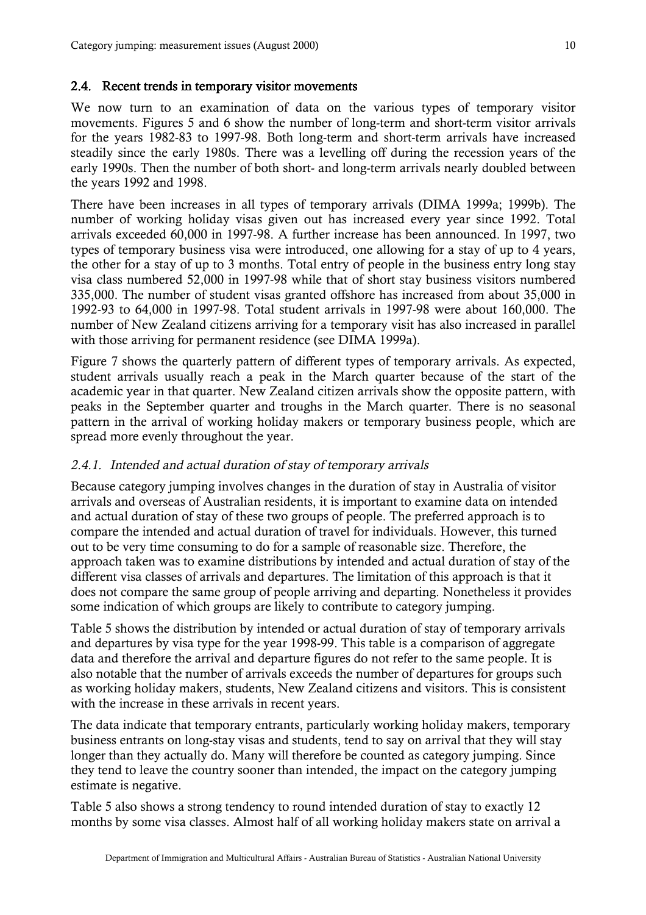## 2.4. Recent trends in temporary visitor movements

We now turn to an examination of data on the various types of temporary visitor movements. Figures 5 and 6 show the number of long-term and short-term visitor arrivals for the years 1982-83 to 1997-98. Both long-term and short-term arrivals have increased steadily since the early 1980s. There was a levelling off during the recession years of the early 1990s. Then the number of both short- and long-term arrivals nearly doubled between the years 1992 and 1998.

There have been increases in all types of temporary arrivals (DIMA 1999a; 1999b). The number of working holiday visas given out has increased every year since 1992. Total arrivals exceeded 60,000 in 1997-98. A further increase has been announced. In 1997, two types of temporary business visa were introduced, one allowing for a stay of up to 4 years, the other for a stay of up to 3 months. Total entry of people in the business entry long stay visa class numbered 52,000 in 1997-98 while that of short stay business visitors numbered 335,000. The number of student visas granted offshore has increased from about 35,000 in 1992-93 to 64,000 in 1997-98. Total student arrivals in 1997-98 were about 160,000. The number of New Zealand citizens arriving for a temporary visit has also increased in parallel with those arriving for permanent residence (see DIMA 1999a).

Figure 7 shows the quarterly pattern of different types of temporary arrivals. As expected, student arrivals usually reach a peak in the March quarter because of the start of the academic year in that quarter. New Zealand citizen arrivals show the opposite pattern, with peaks in the September quarter and troughs in the March quarter. There is no seasonal pattern in the arrival of working holiday makers or temporary business people, which are spread more evenly throughout the year.

### 2.4.1. *Intended and actual duration of stay of temporary arrivals*

Because category jumping involves changes in the duration of stay in Australia of visitor arrivals and overseas of Australian residents, it is important to examine data on intended and actual duration of stay of these two groups of people. The preferred approach is to compare the intended and actual duration of travel for individuals. However, this turned out to be very time consuming to do for a sample of reasonable size. Therefore, the approach taken was to examine distributions by intended and actual duration of stay of the different visa classes of arrivals and departures. The limitation of this approach is that it does not compare the same group of people arriving and departing. Nonetheless it provides some indication of which groups are likely to contribute to category jumping.

Table 5 shows the distribution by intended or actual duration of stay of temporary arrivals and departures by visa type for the year 1998-99. This table is a comparison of aggregate data and therefore the arrival and departure figures do not refer to the same people. It is also notable that the number of arrivals exceeds the number of departures for groups such as working holiday makers, students, New Zealand citizens and visitors. This is consistent with the increase in these arrivals in recent years.

The data indicate that temporary entrants, particularly working holiday makers, temporary business entrants on long-stay visas and students, tend to say on arrival that they will stay longer than they actually do. Many will therefore be counted as category jumping. Since they tend to leave the country sooner than intended, the impact on the category jumping estimate is negative.

Table 5 also shows a strong tendency to round intended duration of stay to exactly 12 months by some visa classes. Almost half of all working holiday makers state on arrival a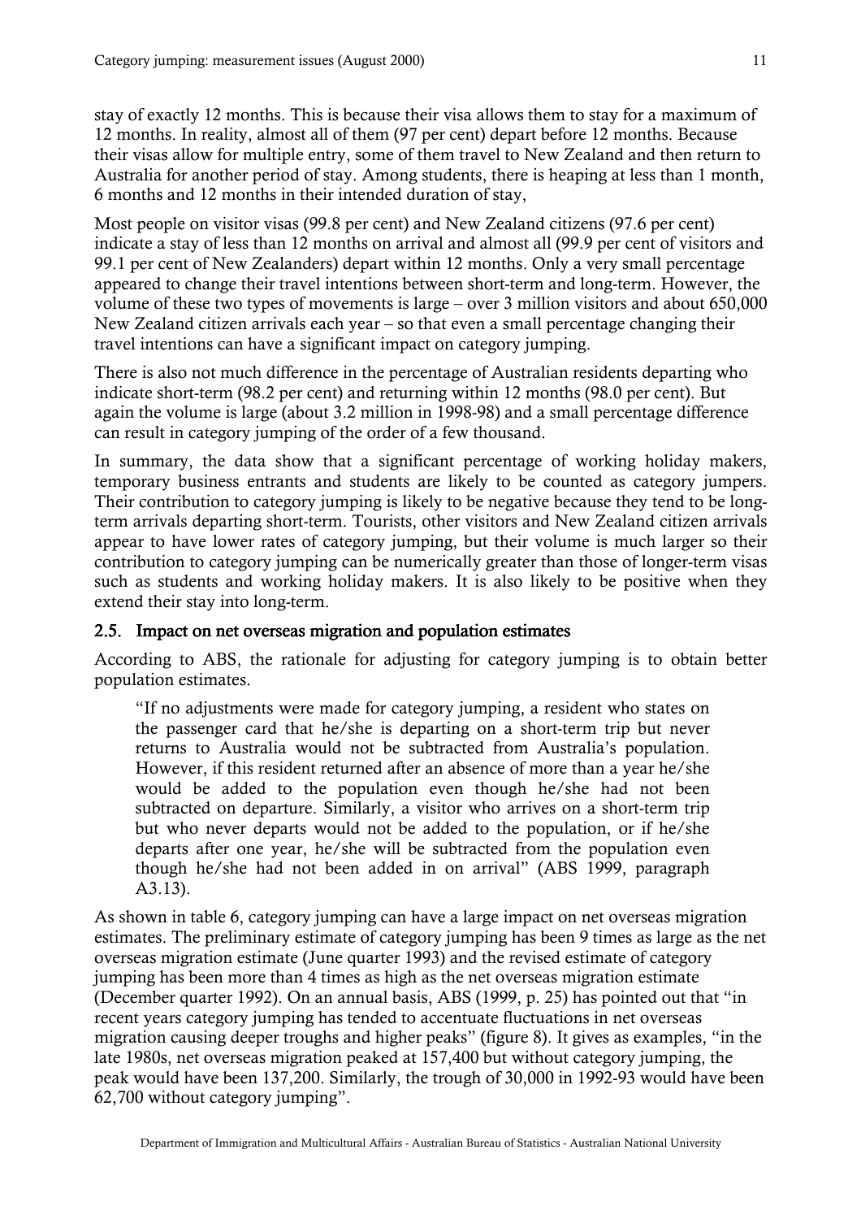stay of exactly 12 months. This is because their visa allows them to stay for a maximum of 12 months. In reality, almost all of them (97 per cent) depart before 12 months. Because their visas allow for multiple entry, some of them travel to New Zealand and then return to Australia for another period of stay. Among students, there is heaping at less than 1 month, 6 months and 12 months in their intended duration of stay,

Most people on visitor visas (99.8 per cent) and New Zealand citizens (97.6 per cent) indicate a stay of less than 12 months on arrival and almost all (99.9 per cent of visitors and 99.1 per cent of New Zealanders) depart within 12 months. Only a very small percentage appeared to change their travel intentions between short-term and long-term. However, the volume of these two types of movements is large – over 3 million visitors and about 650,000 New Zealand citizen arrivals each year – so that even a small percentage changing their travel intentions can have a significant impact on category jumping.

There is also not much difference in the percentage of Australian residents departing who indicate short-term (98.2 per cent) and returning within 12 months (98.0 per cent). But again the volume is large (about 3.2 million in 1998-98) and a small percentage difference can result in category jumping of the order of a few thousand.

In summary, the data show that a significant percentage of working holiday makers, temporary business entrants and students are likely to be counted as category jumpers. Their contribution to category jumping is likely to be negative because they tend to be long-term arrivals departing short-term. Tourists, other visitors and New Zealand citizen arrivals appear to have lower rates of category jumping, but their volume is much larger so their contribution to category jumping can be numerically greater than those of longer-term visas such as students and working holiday makers. It is also likely to be positive when they extend their stay into long-term.

## 2.5. Impact on net overseas migration and population estimates

According to ABS, the rationale for adjusting for category jumping is to obtain better population estimates.

> "If no adjustments were made for category jumping, a resident who states on the passenger card that he/she is departing on a short-term trip but never returns to Australia would not be subtracted from Australia's population. However, if this resident returned after an absence of more than a year he/she would be added to the population even though he/she had not been subtracted on departure. Similarly, a visitor who arrives on a short-term trip but who never departs would not be added to the population, or if he/she departs after one year, he/she will be subtracted from the population even though he/she had not been added in on arrival" (ABS 1999, paragraph A3.13).

As shown in table 6, category jumping can have a large impact on net overseas migration estimates. The preliminary estimate of category jumping has been 9 times as large as the net overseas migration estimate (June quarter 1993) and the revised estimate of category jumping has been more than 4 times as high as the net overseas migration estimate (December quarter 1992). On an annual basis, ABS (1999, p. 25) has pointed out that "in recent years category jumping has tended to accentuate fluctuations in net overseas migration causing deeper troughs and higher peaks" (figure 8). It gives as examples, "in the late 1980s, net overseas migration peaked at 157,400 but without category jumping, the peak would have been 137,200. Similarly, the trough of 30,000 in 1992-93 would have been 62,700 without category jumping".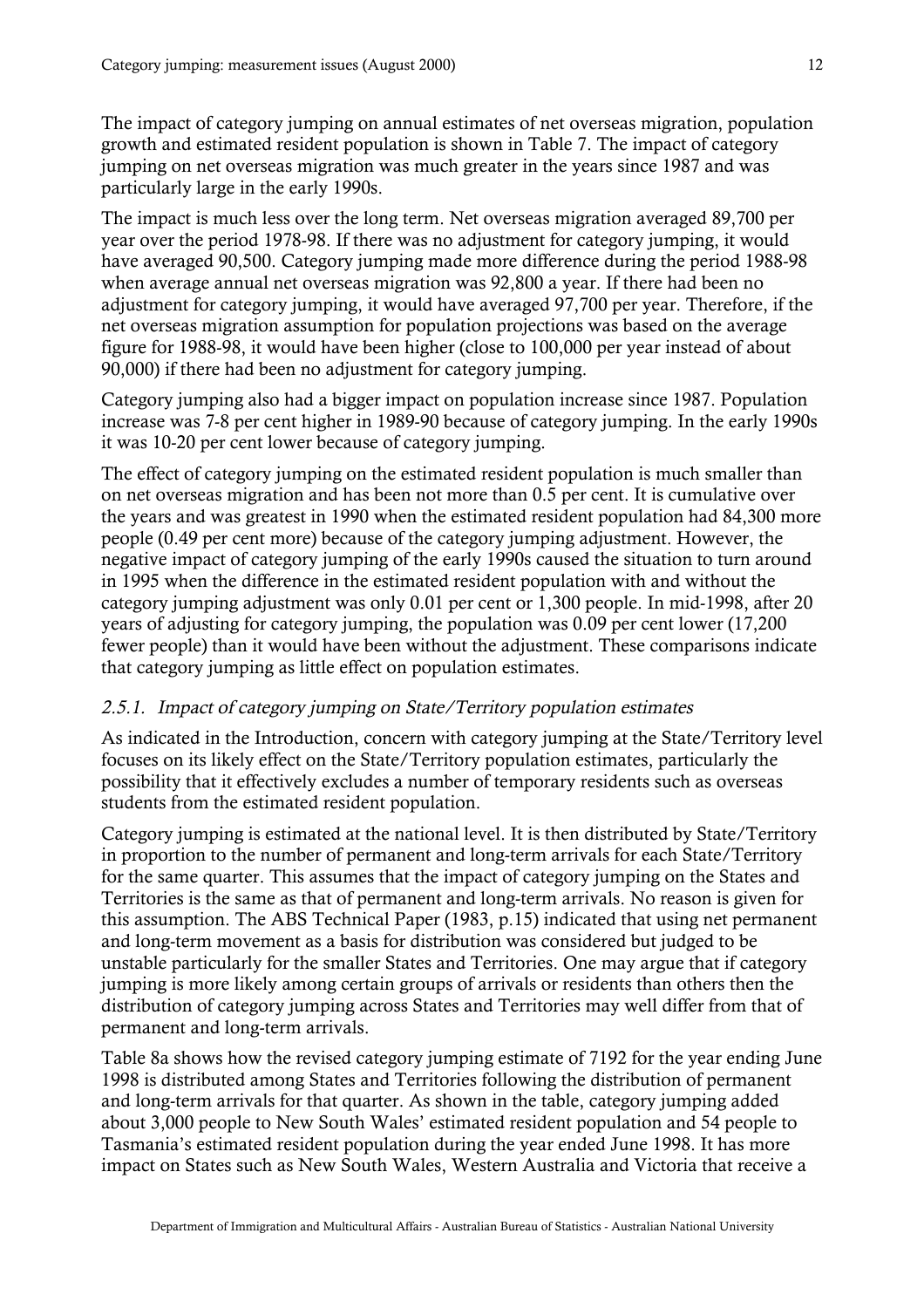The impact of category jumping on annual estimates of net overseas migration, population growth and estimated resident population is shown in Table 7. The impact of category jumping on net overseas migration was much greater in the years since 1987 and was particularly large in the early 1990s.

The impact is much less over the long term. Net overseas migration averaged 89,700 per year over the period 1978-98. If there was no adjustment for category jumping, it would have averaged 90,500. Category jumping made more difference during the period 1988-98 when average annual net overseas migration was 92,800 a year. If there had been no adjustment for category jumping, it would have averaged 97,700 per year. Therefore, if the net overseas migration assumption for population projections was based on the average figure for 1988-98, it would have been higher (close to 100,000 per year instead of about 90,000) if there had been no adjustment for category jumping.

Category jumping also had a bigger impact on population increase since 1987. Population increase was 7-8 per cent higher in 1989-90 because of category jumping. In the early 1990s it was 10-20 per cent lower because of category jumping.

The effect of category jumping on the estimated resident population is much smaller than on net overseas migration and has been not more than 0.5 per cent. It is cumulative over the years and was greatest in 1990 when the estimated resident population had 84,300 more people (0.49 per cent more) because of the category jumping adjustment. However, the negative impact of category jumping of the early 1990s caused the situation to turn around in 1995 when the difference in the estimated resident population with and without the category jumping adjustment was only 0.01 per cent or 1,300 people. In mid-1998, after 20 years of adjusting for category jumping, the population was 0.09 per cent lower (17,200 fewer people) than it would have been without the adjustment. These comparisons indicate that category jumping as little effect on population estimates.

### *2.5.1. Impact of category jumping on State/Territory population estimates*

As indicated in the Introduction, concern with category jumping at the State/Territory level focuses on its likely effect on the State/Territory population estimates, particularly the possibility that it effectively excludes a number of temporary residents such as overseas students from the estimated resident population.

Category jumping is estimated at the national level. It is then distributed by State/Territory in proportion to the number of permanent and long-term arrivals for each State/Territory for the same quarter. This assumes that the impact of category jumping on the States and Territories is the same as that of permanent and long-term arrivals. No reason is given for this assumption. The ABS Technical Paper (1983, p.15) indicated that using net permanent and long-term movement as a basis for distribution was considered but judged to be unstable particularly for the smaller States and Territories. One may argue that if category jumping is more likely among certain groups of arrivals or residents than others then the distribution of category jumping across States and Territories may well differ from that of permanent and long-term arrivals.

Table 8a shows how the revised category jumping estimate of 7192 for the year ending June 1998 is distributed among States and Territories following the distribution of permanent and long-term arrivals for that quarter. As shown in the table, category jumping added about 3,000 people to New South Wales' estimated resident population and 54 people to Tasmania's estimated resident population during the year ended June 1998. It has more impact on States such as New South Wales, Western Australia and Victoria that receive a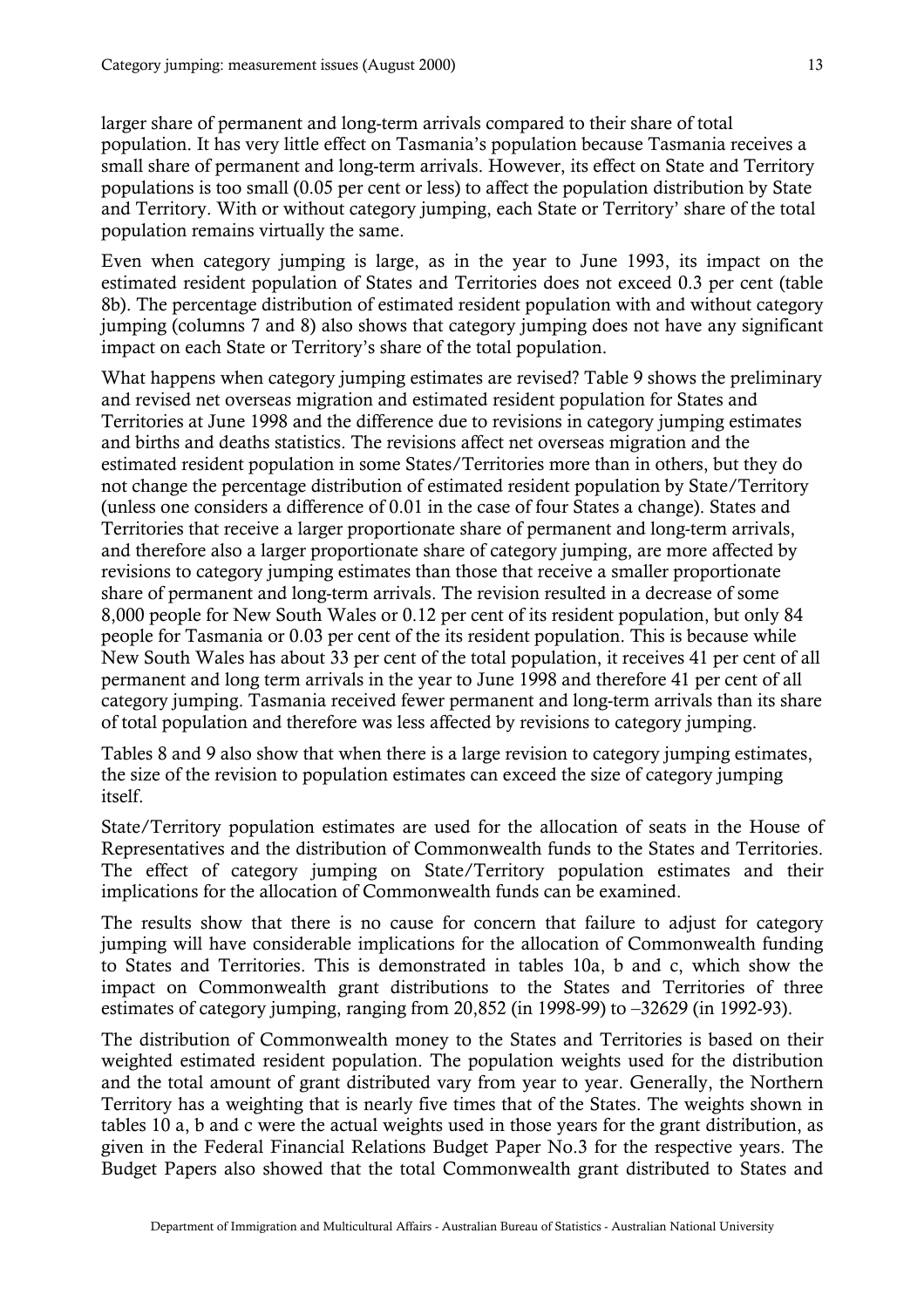larger share of permanent and long-term arrivals compared to their share of total population. It has very little effect on Tasmania's population because Tasmania receives a small share of permanent and long-term arrivals. However, its effect on State and Territory populations is too small (0.05 per cent or less) to affect the population distribution by State and Territory. With or without category jumping, each State or Territory' share of the total population remains virtually the same.

Even when category jumping is large, as in the year to June 1993, its impact on the estimated resident population of States and Territories does not exceed 0.3 per cent (table 8b). The percentage distribution of estimated resident population with and without category jumping (columns 7 and 8) also shows that category jumping does not have any significant impact on each State or Territory's share of the total population.

What happens when category jumping estimates are revised? Table 9 shows the preliminary and revised net overseas migration and estimated resident population for States and Territories at June 1998 and the difference due to revisions in category jumping estimates and births and deaths statistics. The revisions affect net overseas migration and the estimated resident population in some States/Territories more than in others, but they do not change the percentage distribution of estimated resident population by State/Territory (unless one considers a difference of 0.01 in the case of four States a change). States and Territories that receive a larger proportionate share of permanent and long-term arrivals, and therefore also a larger proportionate share of category jumping, are more affected by revisions to category jumping estimates than those that receive a smaller proportionate share of permanent and long-term arrivals. The revision resulted in a decrease of some 8,000 people for New South Wales or 0.12 per cent of its resident population, but only 84 people for Tasmania or 0.03 per cent of the its resident population. This is because while New South Wales has about 33 per cent of the total population, it receives 41 per cent of all permanent and long term arrivals in the year to June 1998 and therefore 41 per cent of all category jumping. Tasmania received fewer permanent and long-term arrivals than its share of total population and therefore was less affected by revisions to category jumping.

Tables 8 and 9 also show that when there is a large revision to category jumping estimates, the size of the revision to population estimates can exceed the size of category jumping itself.

State/Territory population estimates are used for the allocation of seats in the House of Representatives and the distribution of Commonwealth funds to the States and Territories. The effect of category jumping on State/Territory population estimates and their implications for the allocation of Commonwealth funds can be examined.

The results show that there is no cause for concern that failure to adjust for category jumping will have considerable implications for the allocation of Commonwealth funding to States and Territories. This is demonstrated in tables 10a, b and c, which show the impact on Commonwealth grant distributions to the States and Territories of three estimates of category jumping, ranging from 20,852 (in 1998-99) to –32629 (in 1992-93).

The distribution of Commonwealth money to the States and Territories is based on their weighted estimated resident population. The population weights used for the distribution and the total amount of grant distributed vary from year to year. Generally, the Northern Territory has a weighting that is nearly five times that of the States. The weights shown in tables 10 a, b and c were the actual weights used in those years for the grant distribution, as given in the Federal Financial Relations Budget Paper No.3 for the respective years. The Budget Papers also showed that the total Commonwealth grant distributed to States and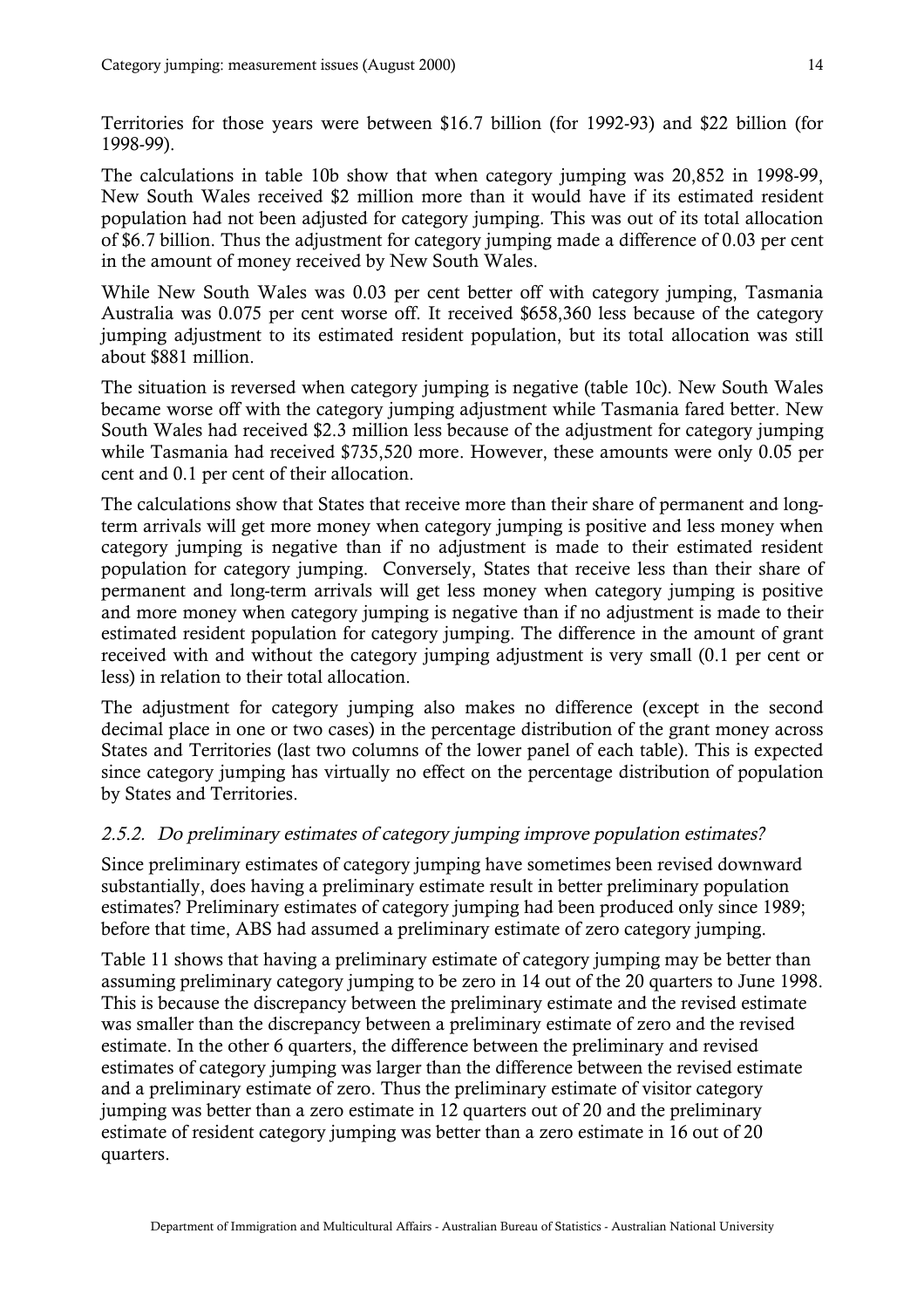Territories for those years were between $16.7 billion (for 1992-93) and $22 billion (for 1998-99).

The calculations in table 10b show that when category jumping was 20,852 in 1998-99, New South Wales received $2 million more than it would have if its estimated resident population had not been adjusted for category jumping. This was out of its total allocation of $6.7 billion. Thus the adjustment for category jumping made a difference of 0.03 per cent in the amount of money received by New South Wales.

While New South Wales was 0.03 per cent better off with category jumping, Tasmania Australia was 0.075 per cent worse off. It received $658,360 less because of the category jumping adjustment to its estimated resident population, but its total allocation was still about $881 million.

The situation is reversed when category jumping is negative (table 10c). New South Wales became worse off with the category jumping adjustment while Tasmania fared better. New South Wales had received $2.3 million less because of the adjustment for category jumping while Tasmania had received $735,520 more. However, these amounts were only 0.05 per cent and 0.1 per cent of their allocation.

The calculations show that States that receive more than their share of permanent and long-term arrivals will get more money when category jumping is positive and less money when category jumping is negative than if no adjustment is made to their estimated resident population for category jumping. Conversely, States that receive less than their share of permanent and long-term arrivals will get less money when category jumping is positive and more money when category jumping is negative than if no adjustment is made to their estimated resident population for category jumping. The difference in the amount of grant received with and without the category jumping adjustment is very small (0.1 per cent or less) in relation to their total allocation.

The adjustment for category jumping also makes no difference (except in the second decimal place in one or two cases) in the percentage distribution of the grant money across States and Territories (last two columns of the lower panel of each table). This is expected since category jumping has virtually no effect on the percentage distribution of population by States and Territories.

### *2.5.2. Do preliminary estimates of category jumping improve population estimates?*

Since preliminary estimates of category jumping have sometimes been revised downward substantially, does having a preliminary estimate result in better preliminary population estimates? Preliminary estimates of category jumping had been produced only since 1989; before that time, ABS had assumed a preliminary estimate of zero category jumping.

Table 11 shows that having a preliminary estimate of category jumping may be better than assuming preliminary category jumping to be zero in 14 out of the 20 quarters to June 1998. This is because the discrepancy between the preliminary estimate and the revised estimate was smaller than the discrepancy between a preliminary estimate of zero and the revised estimate. In the other 6 quarters, the difference between the preliminary and revised estimates of category jumping was larger than the difference between the revised estimate and a preliminary estimate of zero. Thus the preliminary estimate of visitor category jumping was better than a zero estimate in 12 quarters out of 20 and the preliminary estimate of resident category jumping was better than a zero estimate in 16 out of 20 quarters.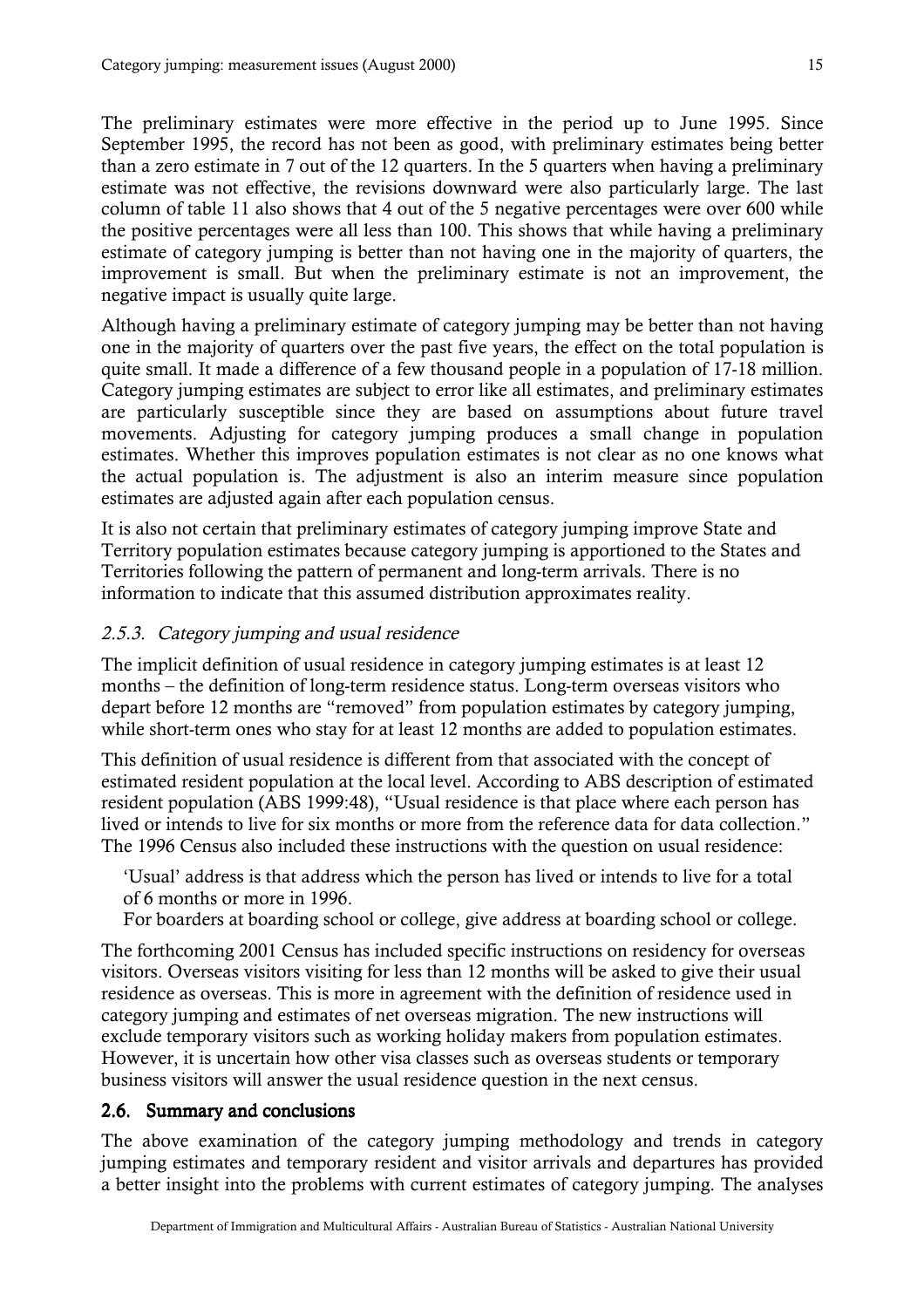The preliminary estimates were more effective in the period up to June 1995. Since September 1995, the record has not been as good, with preliminary estimates being better than a zero estimate in 7 out of the 12 quarters. In the 5 quarters when having a preliminary estimate was not effective, the revisions downward were also particularly large. The last column of table 11 also shows that 4 out of the 5 negative percentages were over 600 while the positive percentages were all less than 100. This shows that while having a preliminary estimate of category jumping is better than not having one in the majority of quarters, the improvement is small. But when the preliminary estimate is not an improvement, the negative impact is usually quite large.

Although having a preliminary estimate of category jumping may be better than not having one in the majority of quarters over the past five years, the effect on the total population is quite small. It made a difference of a few thousand people in a population of 17-18 million. Category jumping estimates are subject to error like all estimates, and preliminary estimates are particularly susceptible since they are based on assumptions about future travel movements. Adjusting for category jumping produces a small change in population estimates. Whether this improves population estimates is not clear as no one knows what the actual population is. The adjustment is also an interim measure since population estimates are adjusted again after each population census.

It is also not certain that preliminary estimates of category jumping improve State and Territory population estimates because category jumping is apportioned to the States and Territories following the pattern of permanent and long-term arrivals. There is no information to indicate that this assumed distribution approximates reality.

### *2.5.3. Category jumping and usual residence*

The implicit definition of usual residence in category jumping estimates is at least 12 months – the definition of long-term residence status. Long-term overseas visitors who depart before 12 months are "removed" from population estimates by category jumping, while short-term ones who stay for at least 12 months are added to population estimates.

This definition of usual residence is different from that associated with the concept of estimated resident population at the local level. According to ABS description of estimated resident population (ABS 1999:48), "Usual residence is that place where each person has lived or intends to live for six months or more from the reference data for data collection." The 1996 Census also included these instructions with the question on usual residence:

> 'Usual' address is that address which the person has lived or intends to live for a total of 6 months or more in 1996.
>
> For boarders at boarding school or college, give address at boarding school or college.

The forthcoming 2001 Census has included specific instructions on residency for overseas visitors. Overseas visitors visiting for less than 12 months will be asked to give their usual residence as overseas. This is more in agreement with the definition of residence used in category jumping and estimates of net overseas migration. The new instructions will exclude temporary visitors such as working holiday makers from population estimates. However, it is uncertain how other visa classes such as overseas students or temporary business visitors will answer the usual residence question in the next census.

## 2.6. Summary and conclusions

The above examination of the category jumping methodology and trends in category jumping estimates and temporary resident and visitor arrivals and departures has provided a better insight into the problems with current estimates of category jumping. The analyses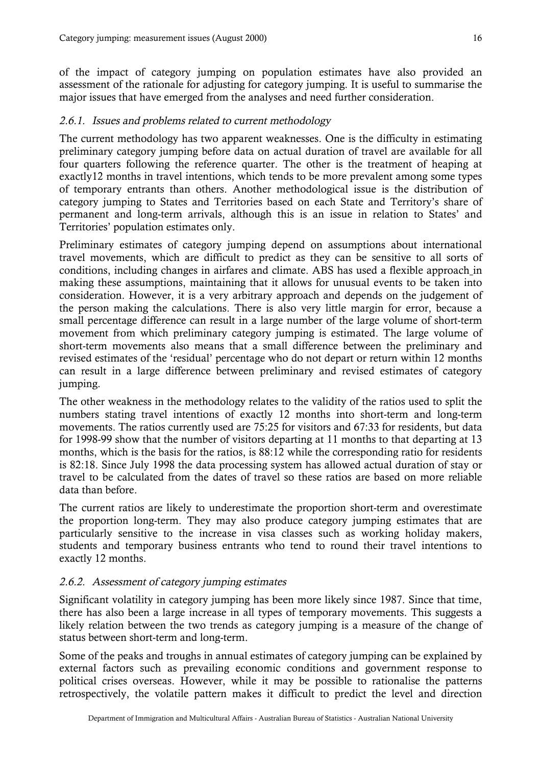of the impact of category jumping on population estimates have also provided an assessment of the rationale for adjusting for category jumping. It is useful to summarise the major issues that have emerged from the analyses and need further consideration.

### *2.6.1. Issues and problems related to current methodology*

The current methodology has two apparent weaknesses. One is the difficulty in estimating preliminary category jumping before data on actual duration of travel are available for all four quarters following the reference quarter. The other is the treatment of heaping at exactly12 months in travel intentions, which tends to be more prevalent among some types of temporary entrants than others. Another methodological issue is the distribution of category jumping to States and Territories based on each State and Territory's share of permanent and long-term arrivals, although this is an issue in relation to States' and Territories' population estimates only.

Preliminary estimates of category jumping depend on assumptions about international travel movements, which are difficult to predict as they can be sensitive to all sorts of conditions, including changes in airfares and climate. ABS has used a flexible approach in making these assumptions, maintaining that it allows for unusual events to be taken into consideration. However, it is a very arbitrary approach and depends on the judgement of the person making the calculations. There is also very little margin for error, because a small percentage difference can result in a large number of the large volume of short-term movement from which preliminary category jumping is estimated. The large volume of short-term movements also means that a small difference between the preliminary and revised estimates of the 'residual' percentage who do not depart or return within 12 months can result in a large difference between preliminary and revised estimates of category jumping.

The other weakness in the methodology relates to the validity of the ratios used to split the numbers stating travel intentions of exactly 12 months into short-term and long-term movements. The ratios currently used are 75:25 for visitors and 67:33 for residents, but data for 1998-99 show that the number of visitors departing at 11 months to that departing at 13 months, which is the basis for the ratios, is 88:12 while the corresponding ratio for residents is 82:18. Since July 1998 the data processing system has allowed actual duration of stay or travel to be calculated from the dates of travel so these ratios are based on more reliable data than before.

The current ratios are likely to underestimate the proportion short-term and overestimate the proportion long-term. They may also produce category jumping estimates that are particularly sensitive to the increase in visa classes such as working holiday makers, students and temporary business entrants who tend to round their travel intentions to exactly 12 months.

### *2.6.2. Assessment of category jumping estimates*

Significant volatility in category jumping has been more likely since 1987. Since that time, there has also been a large increase in all types of temporary movements. This suggests a likely relation between the two trends as category jumping is a measure of the change of status between short-term and long-term.

Some of the peaks and troughs in annual estimates of category jumping can be explained by external factors such as prevailing economic conditions and government response to political crises overseas. However, while it may be possible to rationalise the patterns retrospectively, the volatile pattern makes it difficult to predict the level and direction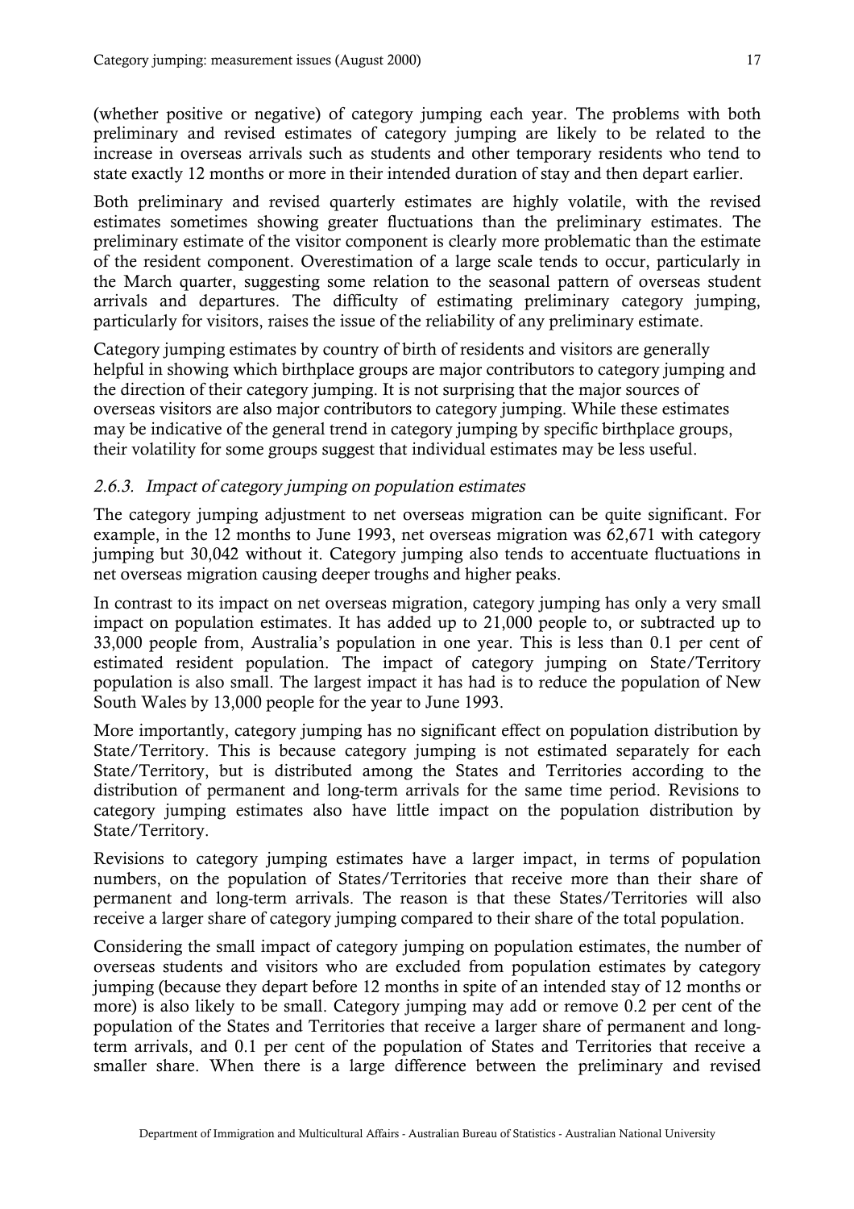(whether positive or negative) of category jumping each year. The problems with both preliminary and revised estimates of category jumping are likely to be related to the increase in overseas arrivals such as students and other temporary residents who tend to state exactly 12 months or more in their intended duration of stay and then depart earlier.

Both preliminary and revised quarterly estimates are highly volatile, with the revised estimates sometimes showing greater fluctuations than the preliminary estimates. The preliminary estimate of the visitor component is clearly more problematic than the estimate of the resident component. Overestimation of a large scale tends to occur, particularly in the March quarter, suggesting some relation to the seasonal pattern of overseas student arrivals and departures. The difficulty of estimating preliminary category jumping, particularly for visitors, raises the issue of the reliability of any preliminary estimate.

Category jumping estimates by country of birth of residents and visitors are generally helpful in showing which birthplace groups are major contributors to category jumping and the direction of their category jumping. It is not surprising that the major sources of overseas visitors are also major contributors to category jumping. While these estimates may be indicative of the general trend in category jumping by specific birthplace groups, their volatility for some groups suggest that individual estimates may be less useful.

### *2.6.3. Impact of category jumping on population estimates*

The category jumping adjustment to net overseas migration can be quite significant. For example, in the 12 months to June 1993, net overseas migration was 62,671 with category jumping but 30,042 without it. Category jumping also tends to accentuate fluctuations in net overseas migration causing deeper troughs and higher peaks.

In contrast to its impact on net overseas migration, category jumping has only a very small impact on population estimates. It has added up to 21,000 people to, or subtracted up to 33,000 people from, Australia's population in one year. This is less than 0.1 per cent of estimated resident population. The impact of category jumping on State/Territory population is also small. The largest impact it has had is to reduce the population of New South Wales by 13,000 people for the year to June 1993.

More importantly, category jumping has no significant effect on population distribution by State/Territory. This is because category jumping is not estimated separately for each State/Territory, but is distributed among the States and Territories according to the distribution of permanent and long-term arrivals for the same time period. Revisions to category jumping estimates also have little impact on the population distribution by State/Territory.

Revisions to category jumping estimates have a larger impact, in terms of population numbers, on the population of States/Territories that receive more than their share of permanent and long-term arrivals. The reason is that these States/Territories will also receive a larger share of category jumping compared to their share of the total population.

Considering the small impact of category jumping on population estimates, the number of overseas students and visitors who are excluded from population estimates by category jumping (because they depart before 12 months in spite of an intended stay of 12 months or more) is also likely to be small. Category jumping may add or remove 0.2 per cent of the population of the States and Territories that receive a larger share of permanent and long-term arrivals, and 0.1 per cent of the population of States and Territories that receive a smaller share. When there is a large difference between the preliminary and revised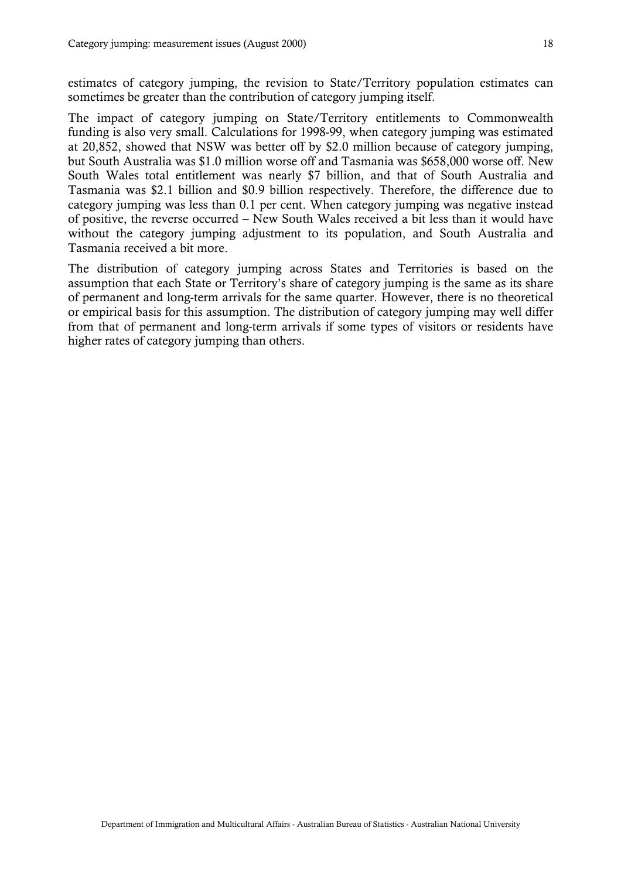estimates of category jumping, the revision to State/Territory population estimates can sometimes be greater than the contribution of category jumping itself.

The impact of category jumping on State/Territory entitlements to Commonwealth funding is also very small. Calculations for 1998-99, when category jumping was estimated at 20,852, showed that NSW was better off by $2.0 million because of category jumping, but South Australia was $1.0 million worse off and Tasmania was $658,000 worse off. New South Wales total entitlement was nearly $7 billion, and that of South Australia and Tasmania was $2.1 billion and $0.9 billion respectively. Therefore, the difference due to category jumping was less than 0.1 per cent. When category jumping was negative instead of positive, the reverse occurred – New South Wales received a bit less than it would have without the category jumping adjustment to its population, and South Australia and Tasmania received a bit more.

The distribution of category jumping across States and Territories is based on the assumption that each State or Territory's share of category jumping is the same as its share of permanent and long-term arrivals for the same quarter. However, there is no theoretical or empirical basis for this assumption. The distribution of category jumping may well differ from that of permanent and long-term arrivals if some types of visitors or residents have higher rates of category jumping than others.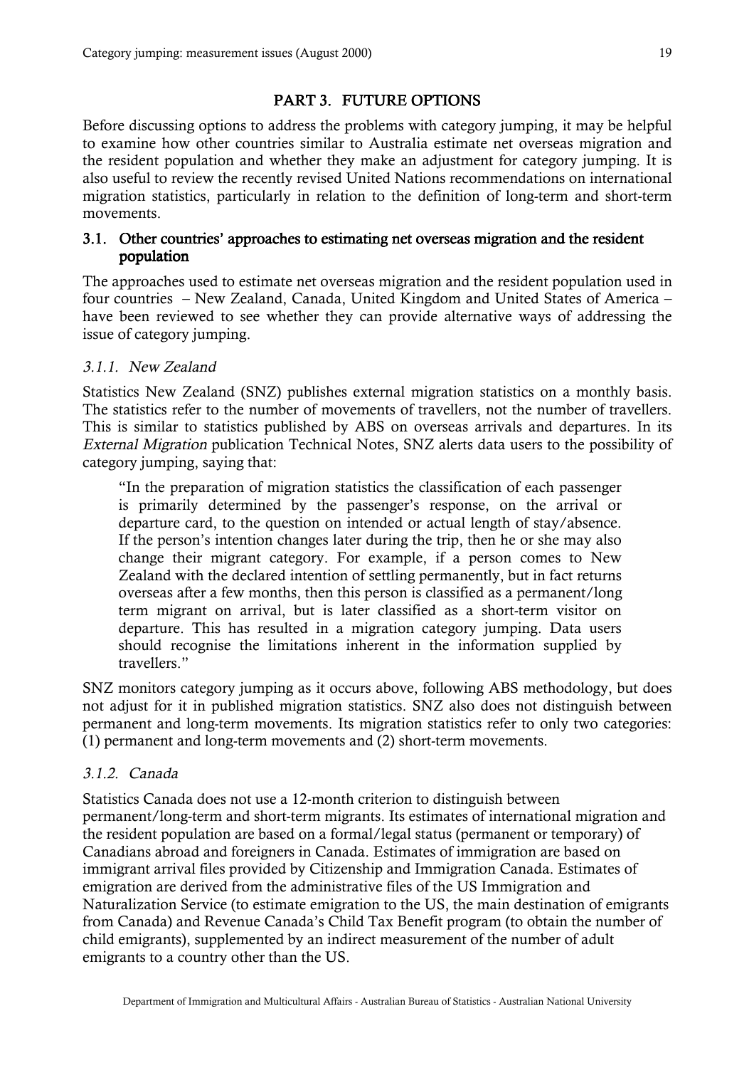# PART 3. FUTURE OPTIONS

Before discussing options to address the problems with category jumping, it may be helpful to examine how other countries similar to Australia estimate net overseas migration and the resident population and whether they make an adjustment for category jumping. It is also useful to review the recently revised United Nations recommendations on international migration statistics, particularly in relation to the definition of long-term and short-term movements.

## 3.1. Other countries' approaches to estimating net overseas migration and the resident population

The approaches used to estimate net overseas migration and the resident population used in four countries – New Zealand, Canada, United Kingdom and United States of America – have been reviewed to see whether they can provide alternative ways of addressing the issue of category jumping.

### *3.1.1. New Zealand*

Statistics New Zealand (SNZ) publishes external migration statistics on a monthly basis. The statistics refer to the number of movements of travellers, not the number of travellers. This is similar to statistics published by ABS on overseas arrivals and departures. In its *External Migration* publication Technical Notes, SNZ alerts data users to the possibility of category jumping, saying that:

> "In the preparation of migration statistics the classification of each passenger is primarily determined by the passenger's response, on the arrival or departure card, to the question on intended or actual length of stay/absence. If the person's intention changes later during the trip, then he or she may also change their migrant category. For example, if a person comes to New Zealand with the declared intention of settling permanently, but in fact returns overseas after a few months, then this person is classified as a permanent/long term migrant on arrival, but is later classified as a short-term visitor on departure. This has resulted in a migration category jumping. Data users should recognise the limitations inherent in the information supplied by travellers."

SNZ monitors category jumping as it occurs above, following ABS methodology, but does not adjust for it in published migration statistics. SNZ also does not distinguish between permanent and long-term movements. Its migration statistics refer to only two categories: (1) permanent and long-term movements and (2) short-term movements.

### *3.1.2. Canada*

Statistics Canada does not use a 12-month criterion to distinguish between permanent/long-term and short-term migrants. Its estimates of international migration and the resident population are based on a formal/legal status (permanent or temporary) of Canadians abroad and foreigners in Canada. Estimates of immigration are based on immigrant arrival files provided by Citizenship and Immigration Canada. Estimates of emigration are derived from the administrative files of the US Immigration and Naturalization Service (to estimate emigration to the US, the main destination of emigrants from Canada) and Revenue Canada's Child Tax Benefit program (to obtain the number of child emigrants), supplemented by an indirect measurement of the number of adult emigrants to a country other than the US.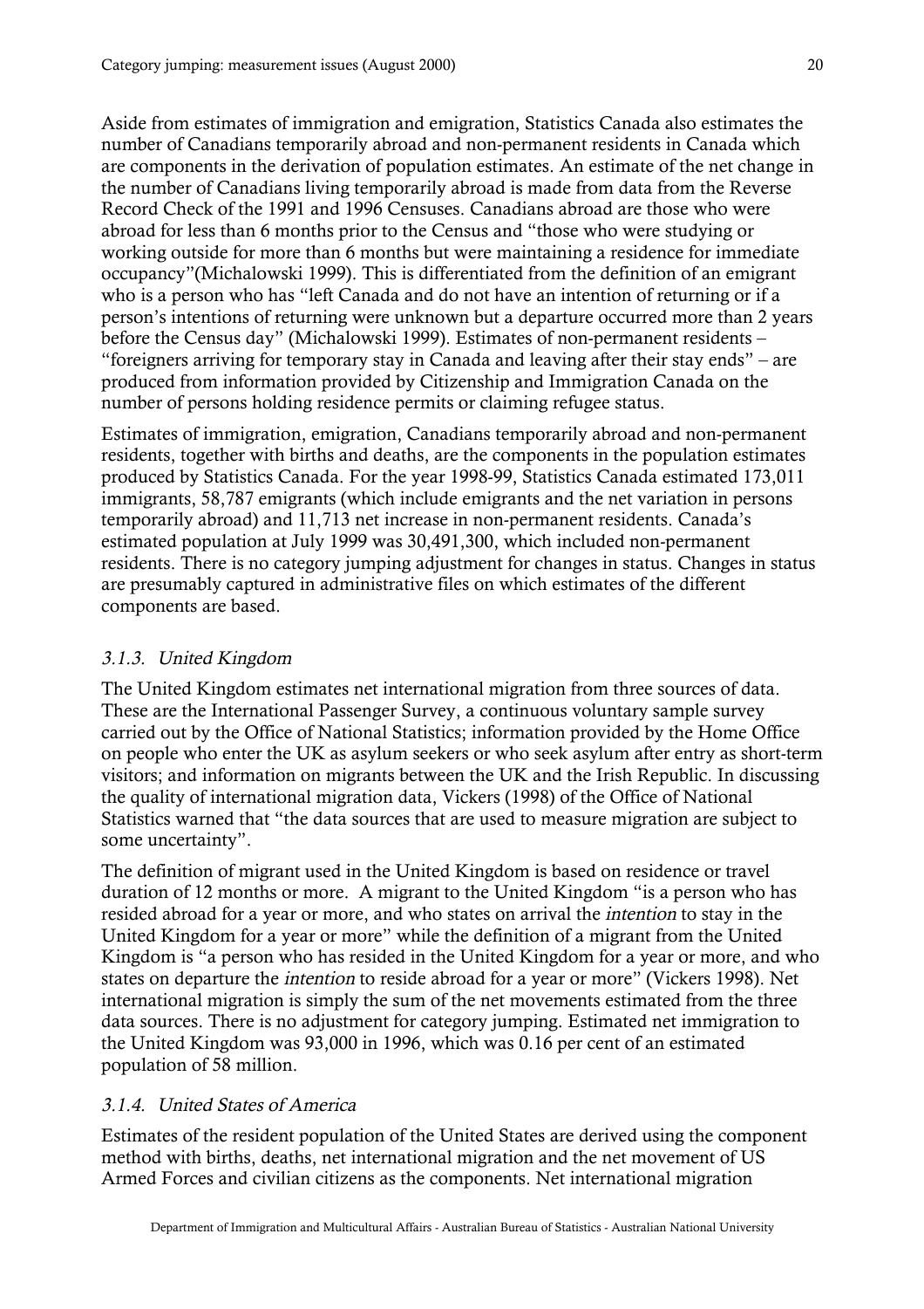Aside from estimates of immigration and emigration, Statistics Canada also estimates the number of Canadians temporarily abroad and non-permanent residents in Canada which are components in the derivation of population estimates. An estimate of the net change in the number of Canadians living temporarily abroad is made from data from the Reverse Record Check of the 1991 and 1996 Censuses. Canadians abroad are those who were abroad for less than 6 months prior to the Census and "those who were studying or working outside for more than 6 months but were maintaining a residence for immediate occupancy"(Michalowski 1999). This is differentiated from the definition of an emigrant who is a person who has "left Canada and do not have an intention of returning or if a person's intentions of returning were unknown but a departure occurred more than 2 years before the Census day" (Michalowski 1999). Estimates of non-permanent residents – "foreigners arriving for temporary stay in Canada and leaving after their stay ends" – are produced from information provided by Citizenship and Immigration Canada on the number of persons holding residence permits or claiming refugee status.

Estimates of immigration, emigration, Canadians temporarily abroad and non-permanent residents, together with births and deaths, are the components in the population estimates produced by Statistics Canada. For the year 1998-99, Statistics Canada estimated 173,011 immigrants, 58,787 emigrants (which include emigrants and the net variation in persons temporarily abroad) and 11,713 net increase in non-permanent residents. Canada's estimated population at July 1999 was 30,491,300, which included non-permanent residents. There is no category jumping adjustment for changes in status. Changes in status are presumably captured in administrative files on which estimates of the different components are based.

### *3.1.3. United Kingdom*

The United Kingdom estimates net international migration from three sources of data. These are the International Passenger Survey, a continuous voluntary sample survey carried out by the Office of National Statistics; information provided by the Home Office on people who enter the UK as asylum seekers or who seek asylum after entry as short-term visitors; and information on migrants between the UK and the Irish Republic. In discussing the quality of international migration data, Vickers (1998) of the Office of National Statistics warned that "the data sources that are used to measure migration are subject to some uncertainty".

The definition of migrant used in the United Kingdom is based on residence or travel duration of 12 months or more. A migrant to the United Kingdom "is a person who has resided abroad for a year or more, and who states on arrival the *intention* to stay in the United Kingdom for a year or more" while the definition of a migrant from the United Kingdom is "a person who has resided in the United Kingdom for a year or more, and who states on departure the *intention* to reside abroad for a year or more" (Vickers 1998). Net international migration is simply the sum of the net movements estimated from the three data sources. There is no adjustment for category jumping. Estimated net immigration to the United Kingdom was 93,000 in 1996, which was 0.16 per cent of an estimated population of 58 million.

### *3.1.4. United States of America*

Estimates of the resident population of the United States are derived using the component method with births, deaths, net international migration and the net movement of US Armed Forces and civilian citizens as the components. Net international migration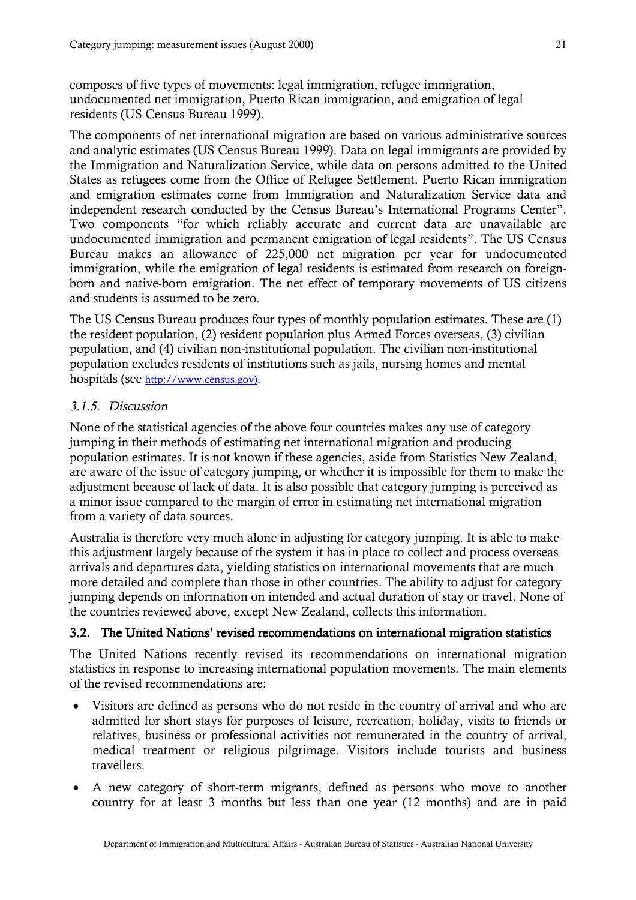composes of five types of movements: legal immigration, refugee immigration, undocumented net immigration, Puerto Rican immigration, and emigration of legal residents (US Census Bureau 1999).

The components of net international migration are based on various administrative sources and analytic estimates (US Census Bureau 1999). Data on legal immigrants are provided by the Immigration and Naturalization Service, while data on persons admitted to the United States as refugees come from the Office of Refugee Settlement. Puerto Rican immigration and emigration estimates come from Immigration and Naturalization Service data and independent research conducted by the Census Bureau's International Programs Center". Two components "for which reliably accurate and current data are unavailable are undocumented immigration and permanent emigration of legal residents". The US Census Bureau makes an allowance of 225,000 net migration per year for undocumented immigration, while the emigration of legal residents is estimated from research on foreign-born and native-born emigration. The net effect of temporary movements of US citizens and students is assumed to be zero.

The US Census Bureau produces four types of monthly population estimates. These are (1) the resident population, (2) resident population plus Armed Forces overseas, (3) civilian population, and (4) civilian non-institutional population. The civilian non-institutional population excludes residents of institutions such as jails, nursing homes and mental hospitals (see http://www.census.gov).

#### *3.1.5. Discussion*

None of the statistical agencies of the above four countries makes any use of category jumping in their methods of estimating net international migration and producing population estimates. It is not known if these agencies, aside from Statistics New Zealand, are aware of the issue of category jumping, or whether it is impossible for them to make the adjustment because of lack of data. It is also possible that category jumping is perceived as a minor issue compared to the margin of error in estimating net international migration from a variety of data sources.

Australia is therefore very much alone in adjusting for category jumping. It is able to make this adjustment largely because of the system it has in place to collect and process overseas arrivals and departures data, yielding statistics on international movements that are much more detailed and complete than those in other countries. The ability to adjust for category jumping depends on information on intended and actual duration of stay or travel. None of the countries reviewed above, except New Zealand, collects this information.

### 3.2. The United Nations' revised recommendations on international migration statistics

The United Nations recently revised its recommendations on international migration statistics in response to increasing international population movements. The main elements of the revised recommendations are:

- Visitors are defined as persons who do not reside in the country of arrival and who are admitted for short stays for purposes of leisure, recreation, holiday, visits to friends or relatives, business or professional activities not remunerated in the country of arrival, medical treatment or religious pilgrimage. Visitors include tourists and business travellers.
- A new category of short-term migrants, defined as persons who move to another country for at least 3 months but less than one year (12 months) and are in paid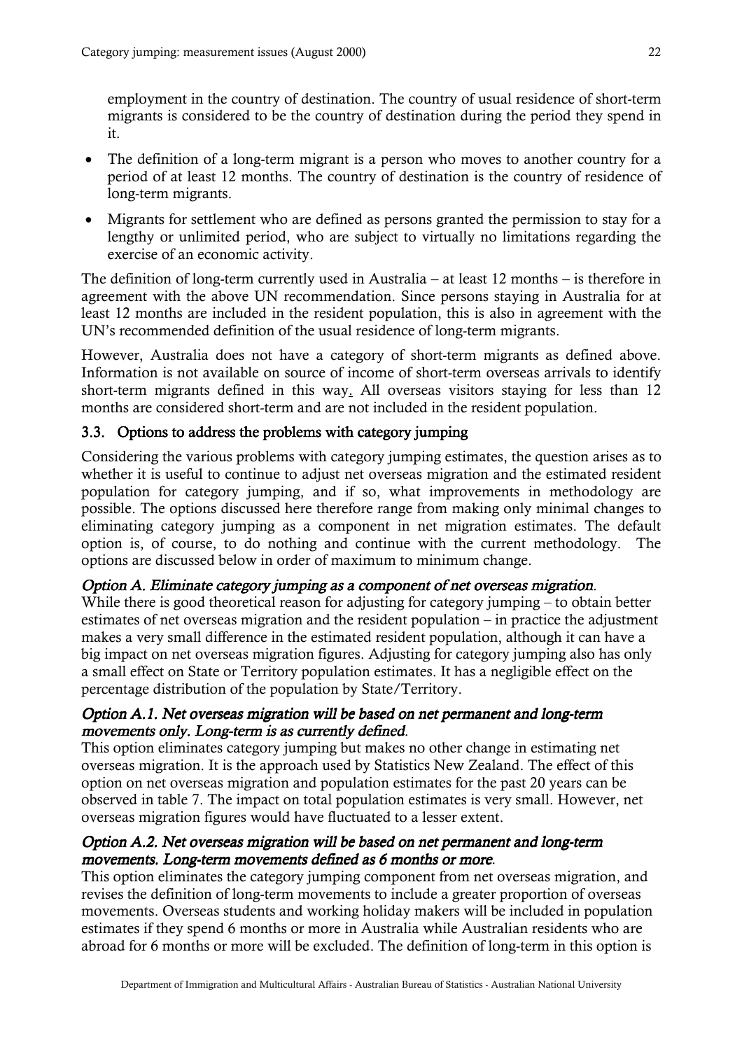employment in the country of destination. The country of usual residence of short-term migrants is considered to be the country of destination during the period they spend in it.

- The definition of a long-term migrant is a person who moves to another country for a period of at least 12 months. The country of destination is the country of residence of long-term migrants.
- Migrants for settlement who are defined as persons granted the permission to stay for a lengthy or unlimited period, who are subject to virtually no limitations regarding the exercise of an economic activity.

The definition of long-term currently used in Australia – at least 12 months – is therefore in agreement with the above UN recommendation. Since persons staying in Australia for at least 12 months are included in the resident population, this is also in agreement with the UN's recommended definition of the usual residence of long-term migrants.

However, Australia does not have a category of short-term migrants as defined above. Information is not available on source of income of short-term overseas arrivals to identify short-term migrants defined in this way. All overseas visitors staying for less than 12 months are considered short-term and are not included in the resident population.

### 3.3. Options to address the problems with category jumping

Considering the various problems with category jumping estimates, the question arises as to whether it is useful to continue to adjust net overseas migration and the estimated resident population for category jumping, and if so, what improvements in methodology are possible. The options discussed here therefore range from making only minimal changes to eliminating category jumping as a component in net migration estimates. The default option is, of course, to do nothing and continue with the current methodology. The options are discussed below in order of maximum to minimum change.

***Option A. Eliminate category jumping as a component of net overseas migration.***

While there is good theoretical reason for adjusting for category jumping – to obtain better estimates of net overseas migration and the resident population – in practice the adjustment makes a very small difference in the estimated resident population, although it can have a big impact on net overseas migration figures. Adjusting for category jumping also has only a small effect on State or Territory population estimates. It has a negligible effect on the percentage distribution of the population by State/Territory.

***Option A.1. Net overseas migration will be based on net permanent and long-term movements only. Long-term is as currently defined.***

This option eliminates category jumping but makes no other change in estimating net overseas migration. It is the approach used by Statistics New Zealand. The effect of this option on net overseas migration and population estimates for the past 20 years can be observed in table 7. The impact on total population estimates is very small. However, net overseas migration figures would have fluctuated to a lesser extent.

***Option A.2. Net overseas migration will be based on net permanent and long-term movements. Long-term movements defined as 6 months or more.***

This option eliminates the category jumping component from net overseas migration, and revises the definition of long-term movements to include a greater proportion of overseas movements. Overseas students and working holiday makers will be included in population estimates if they spend 6 months or more in Australia while Australian residents who are abroad for 6 months or more will be excluded. The definition of long-term in this option is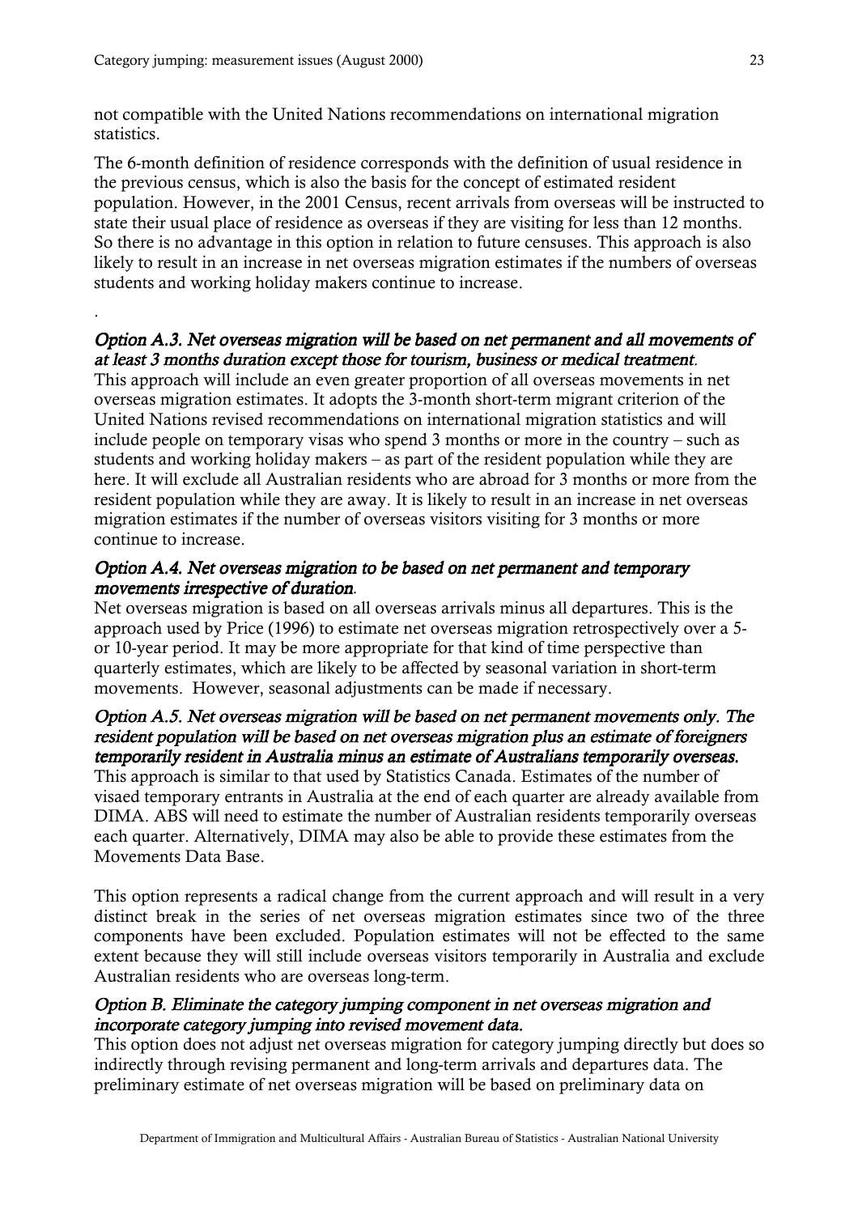not compatible with the United Nations recommendations on international migration statistics.

The 6-month definition of residence corresponds with the definition of usual residence in the previous census, which is also the basis for the concept of estimated resident population. However, in the 2001 Census, recent arrivals from overseas will be instructed to state their usual place of residence as overseas if they are visiting for less than 12 months. So there is no advantage in this option in relation to future censuses. This approach is also likely to result in an increase in net overseas migration estimates if the numbers of overseas students and working holiday makers continue to increase.

.

***Option A.3. Net overseas migration will be based on net permanent and all movements of at least 3 months duration except those for tourism, business or medical treatment.***

This approach will include an even greater proportion of all overseas movements in net overseas migration estimates. It adopts the 3-month short-term migrant criterion of the United Nations revised recommendations on international migration statistics and will include people on temporary visas who spend 3 months or more in the country – such as students and working holiday makers – as part of the resident population while they are here. It will exclude all Australian residents who are abroad for 3 months or more from the resident population while they are away. It is likely to result in an increase in net overseas migration estimates if the number of overseas visitors visiting for 3 months or more continue to increase.

***Option A.4. Net overseas migration to be based on net permanent and temporary movements irrespective of duration.***

Net overseas migration is based on all overseas arrivals minus all departures. This is the approach used by Price (1996) to estimate net overseas migration retrospectively over a 5- or 10-year period. It may be more appropriate for that kind of time perspective than quarterly estimates, which are likely to be affected by seasonal variation in short-term movements. However, seasonal adjustments can be made if necessary.

***Option A.5. Net overseas migration will be based on net permanent movements only. The resident population will be based on net overseas migration plus an estimate of foreigners temporarily resident in Australia minus an estimate of Australians temporarily overseas.***

This approach is similar to that used by Statistics Canada. Estimates of the number of visaed temporary entrants in Australia at the end of each quarter are already available from DIMA. ABS will need to estimate the number of Australian residents temporarily overseas each quarter. Alternatively, DIMA may also be able to provide these estimates from the Movements Data Base.

This option represents a radical change from the current approach and will result in a very distinct break in the series of net overseas migration estimates since two of the three components have been excluded. Population estimates will not be effected to the same extent because they will still include overseas visitors temporarily in Australia and exclude Australian residents who are overseas long-term.

***Option B. Eliminate the category jumping component in net overseas migration and incorporate category jumping into revised movement data.***

This option does not adjust net overseas migration for category jumping directly but does so indirectly through revising permanent and long-term arrivals and departures data. The preliminary estimate of net overseas migration will be based on preliminary data on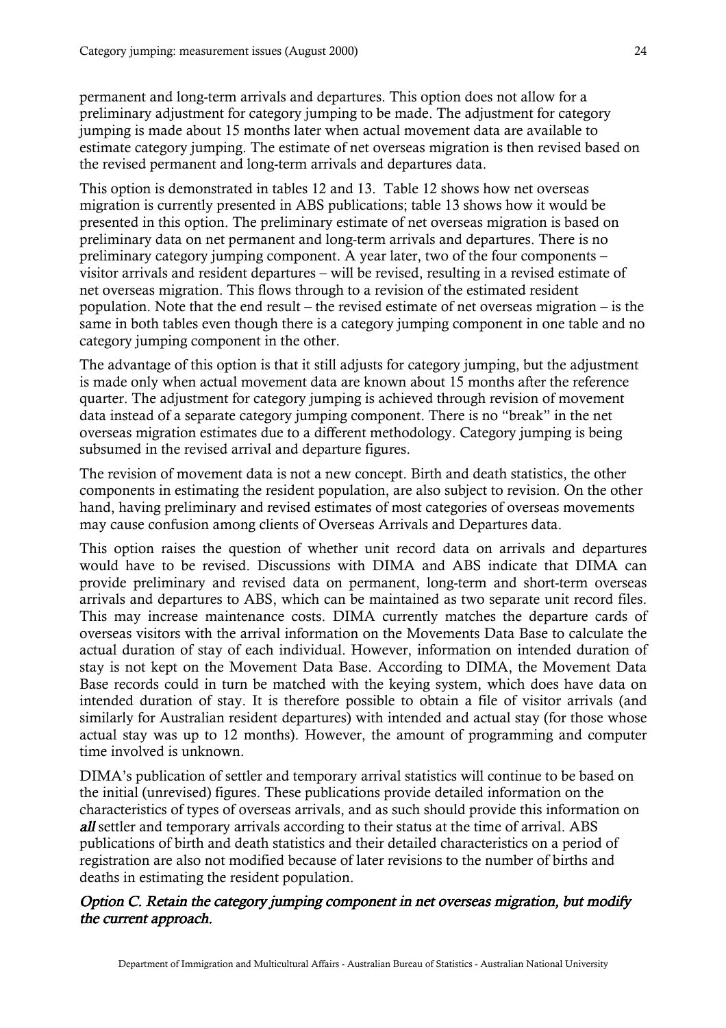permanent and long-term arrivals and departures. This option does not allow for a preliminary adjustment for category jumping to be made. The adjustment for category jumping is made about 15 months later when actual movement data are available to estimate category jumping. The estimate of net overseas migration is then revised based on the revised permanent and long-term arrivals and departures data.

This option is demonstrated in tables 12 and 13. Table 12 shows how net overseas migration is currently presented in ABS publications; table 13 shows how it would be presented in this option. The preliminary estimate of net overseas migration is based on preliminary data on net permanent and long-term arrivals and departures. There is no preliminary category jumping component. A year later, two of the four components – visitor arrivals and resident departures – will be revised, resulting in a revised estimate of net overseas migration. This flows through to a revision of the estimated resident population. Note that the end result – the revised estimate of net overseas migration – is the same in both tables even though there is a category jumping component in one table and no category jumping component in the other.

The advantage of this option is that it still adjusts for category jumping, but the adjustment is made only when actual movement data are known about 15 months after the reference quarter. The adjustment for category jumping is achieved through revision of movement data instead of a separate category jumping component. There is no "break" in the net overseas migration estimates due to a different methodology. Category jumping is being subsumed in the revised arrival and departure figures.

The revision of movement data is not a new concept. Birth and death statistics, the other components in estimating the resident population, are also subject to revision. On the other hand, having preliminary and revised estimates of most categories of overseas movements may cause confusion among clients of Overseas Arrivals and Departures data.

This option raises the question of whether unit record data on arrivals and departures would have to be revised. Discussions with DIMA and ABS indicate that DIMA can provide preliminary and revised data on permanent, long-term and short-term overseas arrivals and departures to ABS, which can be maintained as two separate unit record files. This may increase maintenance costs. DIMA currently matches the departure cards of overseas visitors with the arrival information on the Movements Data Base to calculate the actual duration of stay of each individual. However, information on intended duration of stay is not kept on the Movement Data Base. According to DIMA, the Movement Data Base records could in turn be matched with the keying system, which does have data on intended duration of stay. It is therefore possible to obtain a file of visitor arrivals (and similarly for Australian resident departures) with intended and actual stay (for those whose actual stay was up to 12 months). However, the amount of programming and computer time involved is unknown.

DIMA's publication of settler and temporary arrival statistics will continue to be based on the initial (unrevised) figures. These publications provide detailed information on the characteristics of types of overseas arrivals, and as such should provide this information on ***all*** settler and temporary arrivals according to their status at the time of arrival. ABS publications of birth and death statistics and their detailed characteristics on a period of registration are also not modified because of later revisions to the number of births and deaths in estimating the resident population.

*Option C. Retain the category jumping component in net overseas migration, but modify the current approach.*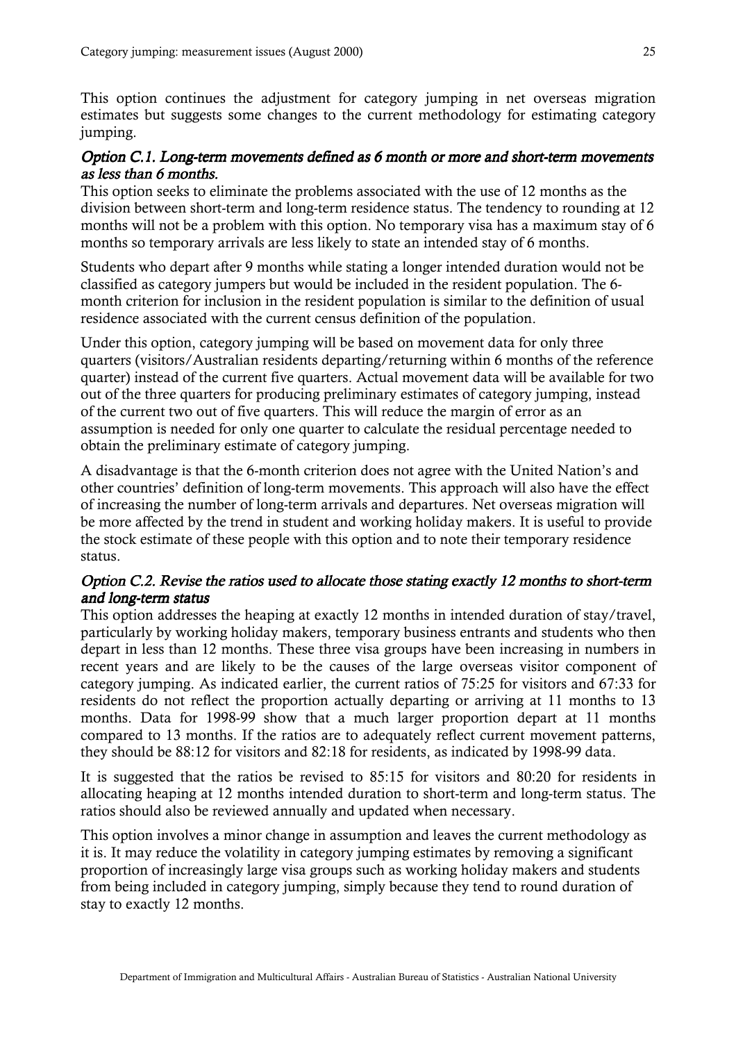This option continues the adjustment for category jumping in net overseas migration estimates but suggests some changes to the current methodology for estimating category jumping.

### *Option C.1. Long-term movements defined as 6 month or more and short-term movements as less than 6 months.*

This option seeks to eliminate the problems associated with the use of 12 months as the division between short-term and long-term residence status. The tendency to rounding at 12 months will not be a problem with this option. No temporary visa has a maximum stay of 6 months so temporary arrivals are less likely to state an intended stay of 6 months.

Students who depart after 9 months while stating a longer intended duration would not be classified as category jumpers but would be included in the resident population. The 6-month criterion for inclusion in the resident population is similar to the definition of usual residence associated with the current census definition of the population.

Under this option, category jumping will be based on movement data for only three quarters (visitors/Australian residents departing/returning within 6 months of the reference quarter) instead of the current five quarters. Actual movement data will be available for two out of the three quarters for producing preliminary estimates of category jumping, instead of the current two out of five quarters. This will reduce the margin of error as an assumption is needed for only one quarter to calculate the residual percentage needed to obtain the preliminary estimate of category jumping.

A disadvantage is that the 6-month criterion does not agree with the United Nation's and other countries' definition of long-term movements. This approach will also have the effect of increasing the number of long-term arrivals and departures. Net overseas migration will be more affected by the trend in student and working holiday makers. It is useful to provide the stock estimate of these people with this option and to note their temporary residence status.

### *Option C.2. Revise the ratios used to allocate those stating exactly 12 months to short-term and long-term status*

This option addresses the heaping at exactly 12 months in intended duration of stay/travel, particularly by working holiday makers, temporary business entrants and students who then depart in less than 12 months. These three visa groups have been increasing in numbers in recent years and are likely to be the causes of the large overseas visitor component of category jumping. As indicated earlier, the current ratios of 75:25 for visitors and 67:33 for residents do not reflect the proportion actually departing or arriving at 11 months to 13 months. Data for 1998-99 show that a much larger proportion depart at 11 months compared to 13 months. If the ratios are to adequately reflect current movement patterns, they should be 88:12 for visitors and 82:18 for residents, as indicated by 1998-99 data.

It is suggested that the ratios be revised to 85:15 for visitors and 80:20 for residents in allocating heaping at 12 months intended duration to short-term and long-term status. The ratios should also be reviewed annually and updated when necessary.

This option involves a minor change in assumption and leaves the current methodology as it is. It may reduce the volatility in category jumping estimates by removing a significant proportion of increasingly large visa groups such as working holiday makers and students from being included in category jumping, simply because they tend to round duration of stay to exactly 12 months.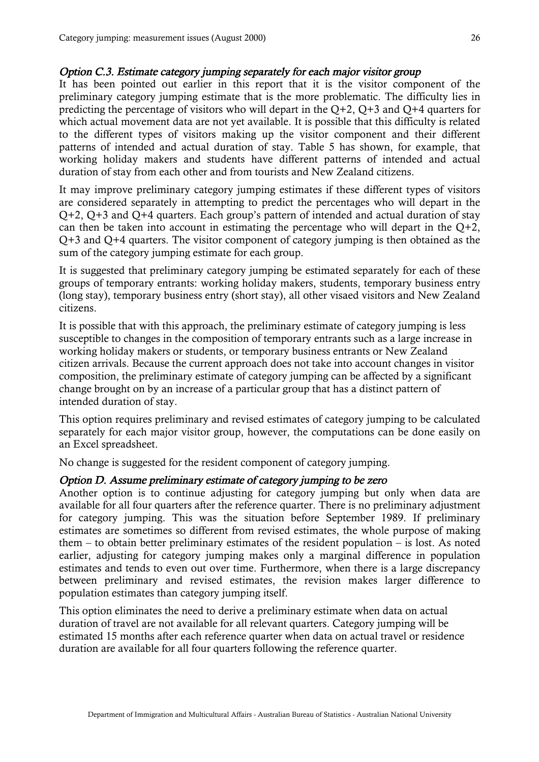### *Option C.3. Estimate category jumping separately for each major visitor group*

It has been pointed out earlier in this report that it is the visitor component of the preliminary category jumping estimate that is the more problematic. The difficulty lies in predicting the percentage of visitors who will depart in the Q+2, Q+3 and Q+4 quarters for which actual movement data are not yet available. It is possible that this difficulty is related to the different types of visitors making up the visitor component and their different patterns of intended and actual duration of stay. Table 5 has shown, for example, that working holiday makers and students have different patterns of intended and actual duration of stay from each other and from tourists and New Zealand citizens.

It may improve preliminary category jumping estimates if these different types of visitors are considered separately in attempting to predict the percentages who will depart in the Q+2, Q+3 and Q+4 quarters. Each group's pattern of intended and actual duration of stay can then be taken into account in estimating the percentage who will depart in the Q+2, Q+3 and Q+4 quarters. The visitor component of category jumping is then obtained as the sum of the category jumping estimate for each group.

It is suggested that preliminary category jumping be estimated separately for each of these groups of temporary entrants: working holiday makers, students, temporary business entry (long stay), temporary business entry (short stay), all other visaed visitors and New Zealand citizens.

It is possible that with this approach, the preliminary estimate of category jumping is less susceptible to changes in the composition of temporary entrants such as a large increase in working holiday makers or students, or temporary business entrants or New Zealand citizen arrivals. Because the current approach does not take into account changes in visitor composition, the preliminary estimate of category jumping can be affected by a significant change brought on by an increase of a particular group that has a distinct pattern of intended duration of stay.

This option requires preliminary and revised estimates of category jumping to be calculated separately for each major visitor group, however, the computations can be done easily on an Excel spreadsheet.

No change is suggested for the resident component of category jumping.

### *Option D. Assume preliminary estimate of category jumping to be zero*

Another option is to continue adjusting for category jumping but only when data are available for all four quarters after the reference quarter. There is no preliminary adjustment for category jumping. This was the situation before September 1989. If preliminary estimates are sometimes so different from revised estimates, the whole purpose of making them – to obtain better preliminary estimates of the resident population – is lost. As noted earlier, adjusting for category jumping makes only a marginal difference in population estimates and tends to even out over time. Furthermore, when there is a large discrepancy between preliminary and revised estimates, the revision makes larger difference to population estimates than category jumping itself.

This option eliminates the need to derive a preliminary estimate when data on actual duration of travel are not available for all relevant quarters. Category jumping will be estimated 15 months after each reference quarter when data on actual travel or residence duration are available for all four quarters following the reference quarter.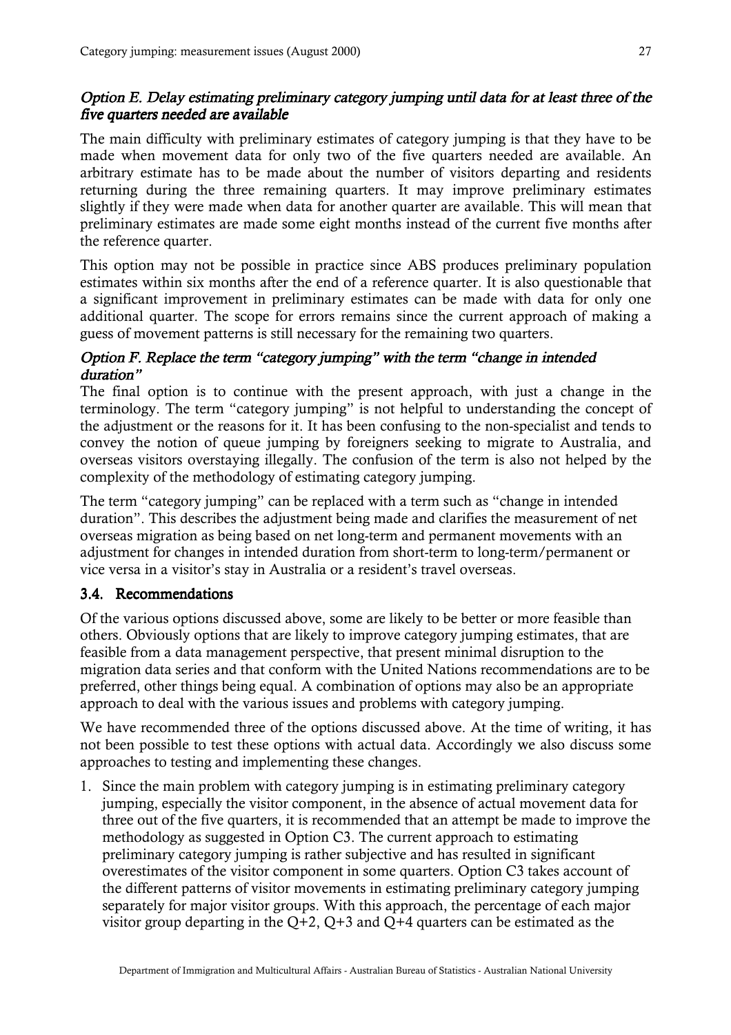### *Option E. Delay estimating preliminary category jumping until data for at least three of the five quarters needed are available*

The main difficulty with preliminary estimates of category jumping is that they have to be made when movement data for only two of the five quarters needed are available. An arbitrary estimate has to be made about the number of visitors departing and residents returning during the three remaining quarters. It may improve preliminary estimates slightly if they were made when data for another quarter are available. This will mean that preliminary estimates are made some eight months instead of the current five months after the reference quarter.

This option may not be possible in practice since ABS produces preliminary population estimates within six months after the end of a reference quarter. It is also questionable that a significant improvement in preliminary estimates can be made with data for only one additional quarter. The scope for errors remains since the current approach of making a guess of movement patterns is still necessary for the remaining two quarters.

### *Option F. Replace the term "category jumping" with the term "change in intended duration"*

The final option is to continue with the present approach, with just a change in the terminology. The term "category jumping" is not helpful to understanding the concept of the adjustment or the reasons for it. It has been confusing to the non-specialist and tends to convey the notion of queue jumping by foreigners seeking to migrate to Australia, and overseas visitors overstaying illegally. The confusion of the term is also not helped by the complexity of the methodology of estimating category jumping.

The term "category jumping" can be replaced with a term such as "change in intended duration". This describes the adjustment being made and clarifies the measurement of net overseas migration as being based on net long-term and permanent movements with an adjustment for changes in intended duration from short-term to long-term/permanent or vice versa in a visitor's stay in Australia or a resident's travel overseas.

## 3.4. Recommendations

Of the various options discussed above, some are likely to be better or more feasible than others. Obviously options that are likely to improve category jumping estimates, that are feasible from a data management perspective, that present minimal disruption to the migration data series and that conform with the United Nations recommendations are to be preferred, other things being equal. A combination of options may also be an appropriate approach to deal with the various issues and problems with category jumping.

We have recommended three of the options discussed above. At the time of writing, it has not been possible to test these options with actual data. Accordingly we also discuss some approaches to testing and implementing these changes.

1. Since the main problem with category jumping is in estimating preliminary category jumping, especially the visitor component, in the absence of actual movement data for three out of the five quarters, it is recommended that an attempt be made to improve the methodology as suggested in Option C3. The current approach to estimating preliminary category jumping is rather subjective and has resulted in significant overestimates of the visitor component in some quarters. Option C3 takes account of the different patterns of visitor movements in estimating preliminary category jumping separately for major visitor groups. With this approach, the percentage of each major visitor group departing in the Q+2, Q+3 and Q+4 quarters can be estimated as the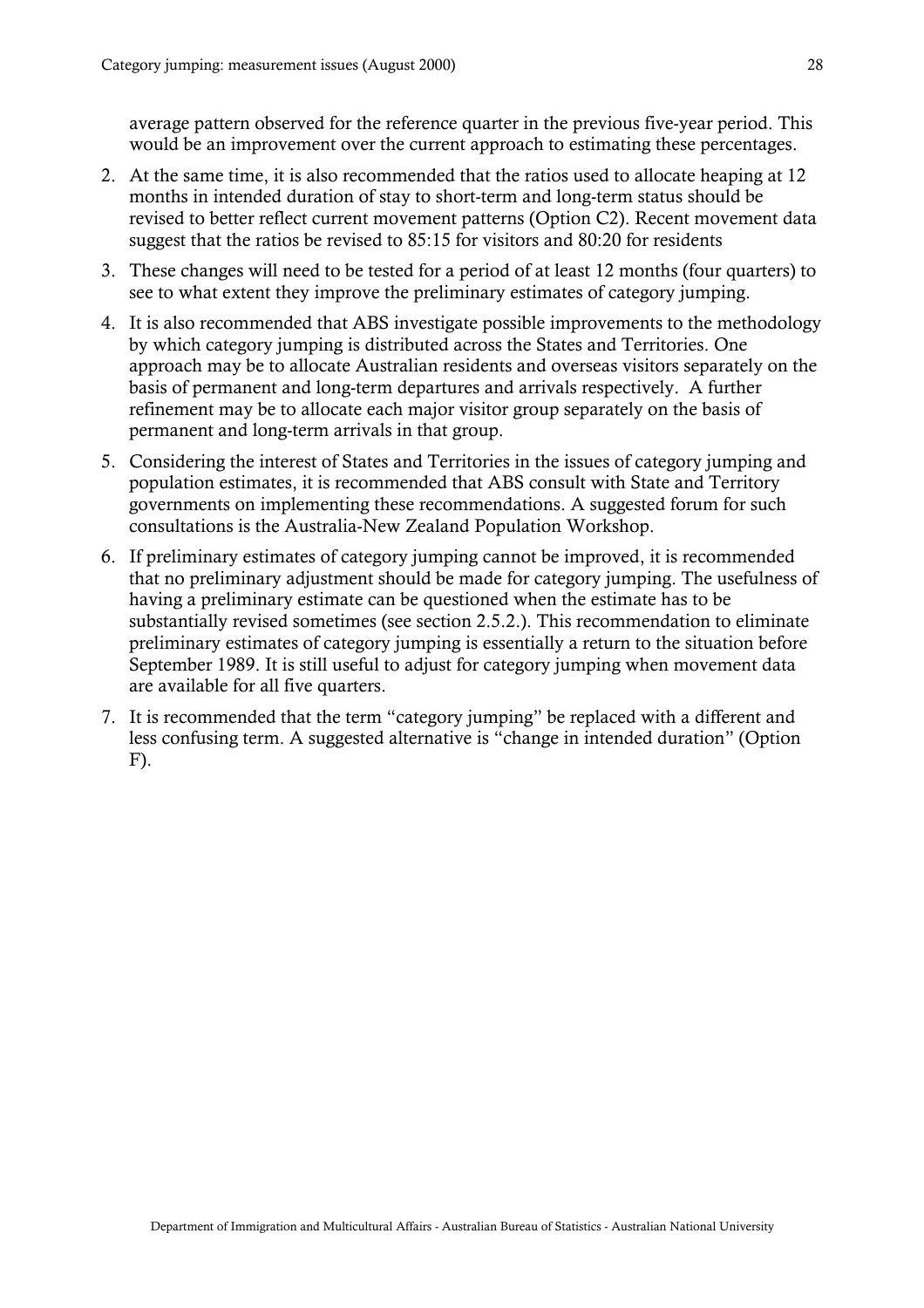average pattern observed for the reference quarter in the previous five-year period. This would be an improvement over the current approach to estimating these percentages.

2. At the same time, it is also recommended that the ratios used to allocate heaping at 12 months in intended duration of stay to short-term and long-term status should be revised to better reflect current movement patterns (Option C2). Recent movement data suggest that the ratios be revised to 85:15 for visitors and 80:20 for residents
3. These changes will need to be tested for a period of at least 12 months (four quarters) to see to what extent they improve the preliminary estimates of category jumping.
4. It is also recommended that ABS investigate possible improvements to the methodology by which category jumping is distributed across the States and Territories. One approach may be to allocate Australian residents and overseas visitors separately on the basis of permanent and long-term departures and arrivals respectively. A further refinement may be to allocate each major visitor group separately on the basis of permanent and long-term arrivals in that group.
5. Considering the interest of States and Territories in the issues of category jumping and population estimates, it is recommended that ABS consult with State and Territory governments on implementing these recommendations. A suggested forum for such consultations is the Australia-New Zealand Population Workshop.
6. If preliminary estimates of category jumping cannot be improved, it is recommended that no preliminary adjustment should be made for category jumping. The usefulness of having a preliminary estimate can be questioned when the estimate has to be substantially revised sometimes (see section 2.5.2.). This recommendation to eliminate preliminary estimates of category jumping is essentially a return to the situation before September 1989. It is still useful to adjust for category jumping when movement data are available for all five quarters.
7. It is recommended that the term "category jumping" be replaced with a different and less confusing term. A suggested alternative is "change in intended duration" (Option F).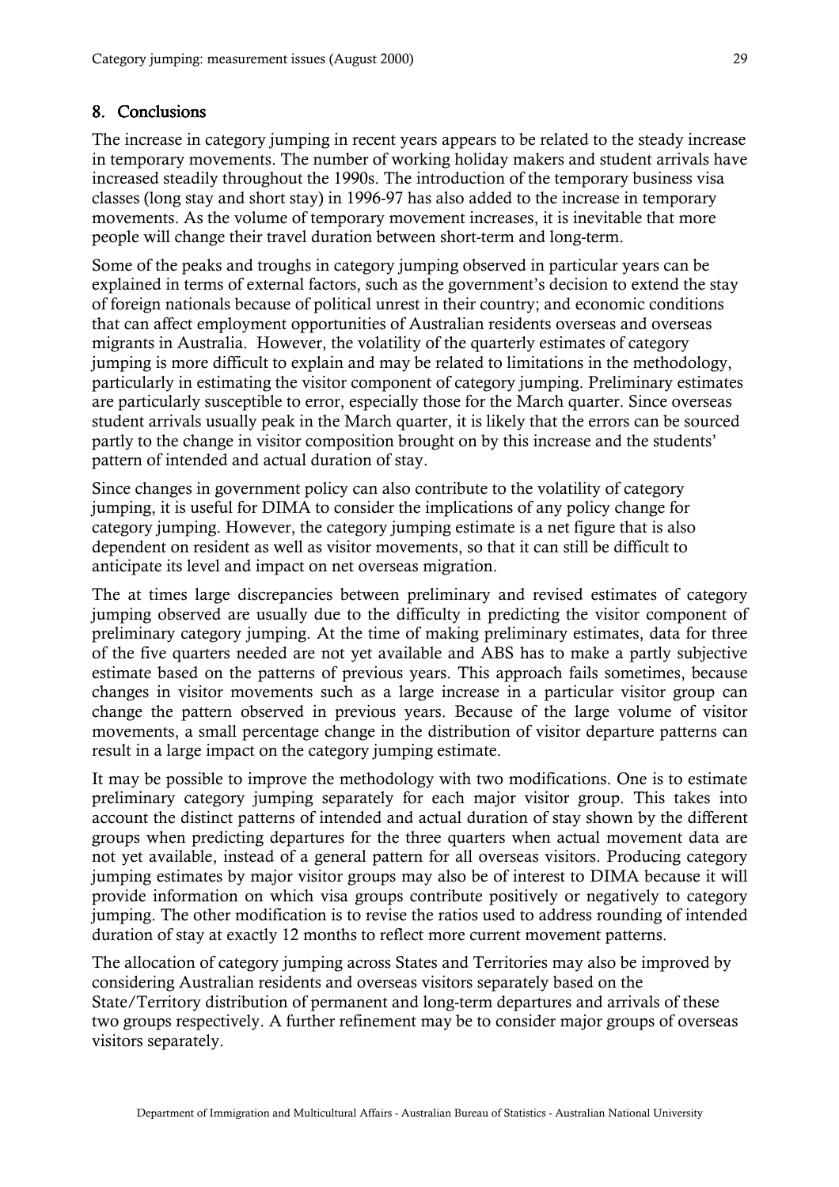## 8. Conclusions

The increase in category jumping in recent years appears to be related to the steady increase in temporary movements. The number of working holiday makers and student arrivals have increased steadily throughout the 1990s. The introduction of the temporary business visa classes (long stay and short stay) in 1996-97 has also added to the increase in temporary movements. As the volume of temporary movement increases, it is inevitable that more people will change their travel duration between short-term and long-term.

Some of the peaks and troughs in category jumping observed in particular years can be explained in terms of external factors, such as the government's decision to extend the stay of foreign nationals because of political unrest in their country; and economic conditions that can affect employment opportunities of Australian residents overseas and overseas migrants in Australia. However, the volatility of the quarterly estimates of category jumping is more difficult to explain and may be related to limitations in the methodology, particularly in estimating the visitor component of category jumping. Preliminary estimates are particularly susceptible to error, especially those for the March quarter. Since overseas student arrivals usually peak in the March quarter, it is likely that the errors can be sourced partly to the change in visitor composition brought on by this increase and the students' pattern of intended and actual duration of stay.

Since changes in government policy can also contribute to the volatility of category jumping, it is useful for DIMA to consider the implications of any policy change for category jumping. However, the category jumping estimate is a net figure that is also dependent on resident as well as visitor movements, so that it can still be difficult to anticipate its level and impact on net overseas migration.

The at times large discrepancies between preliminary and revised estimates of category jumping observed are usually due to the difficulty in predicting the visitor component of preliminary category jumping. At the time of making preliminary estimates, data for three of the five quarters needed are not yet available and ABS has to make a partly subjective estimate based on the patterns of previous years. This approach fails sometimes, because changes in visitor movements such as a large increase in a particular visitor group can change the pattern observed in previous years. Because of the large volume of visitor movements, a small percentage change in the distribution of visitor departure patterns can result in a large impact on the category jumping estimate.

It may be possible to improve the methodology with two modifications. One is to estimate preliminary category jumping separately for each major visitor group. This takes into account the distinct patterns of intended and actual duration of stay shown by the different groups when predicting departures for the three quarters when actual movement data are not yet available, instead of a general pattern for all overseas visitors. Producing category jumping estimates by major visitor groups may also be of interest to DIMA because it will provide information on which visa groups contribute positively or negatively to category jumping. The other modification is to revise the ratios used to address rounding of intended duration of stay at exactly 12 months to reflect more current movement patterns.

The allocation of category jumping across States and Territories may also be improved by considering Australian residents and overseas visitors separately based on the State/Territory distribution of permanent and long-term departures and arrivals of these two groups respectively. A further refinement may be to consider major groups of overseas visitors separately.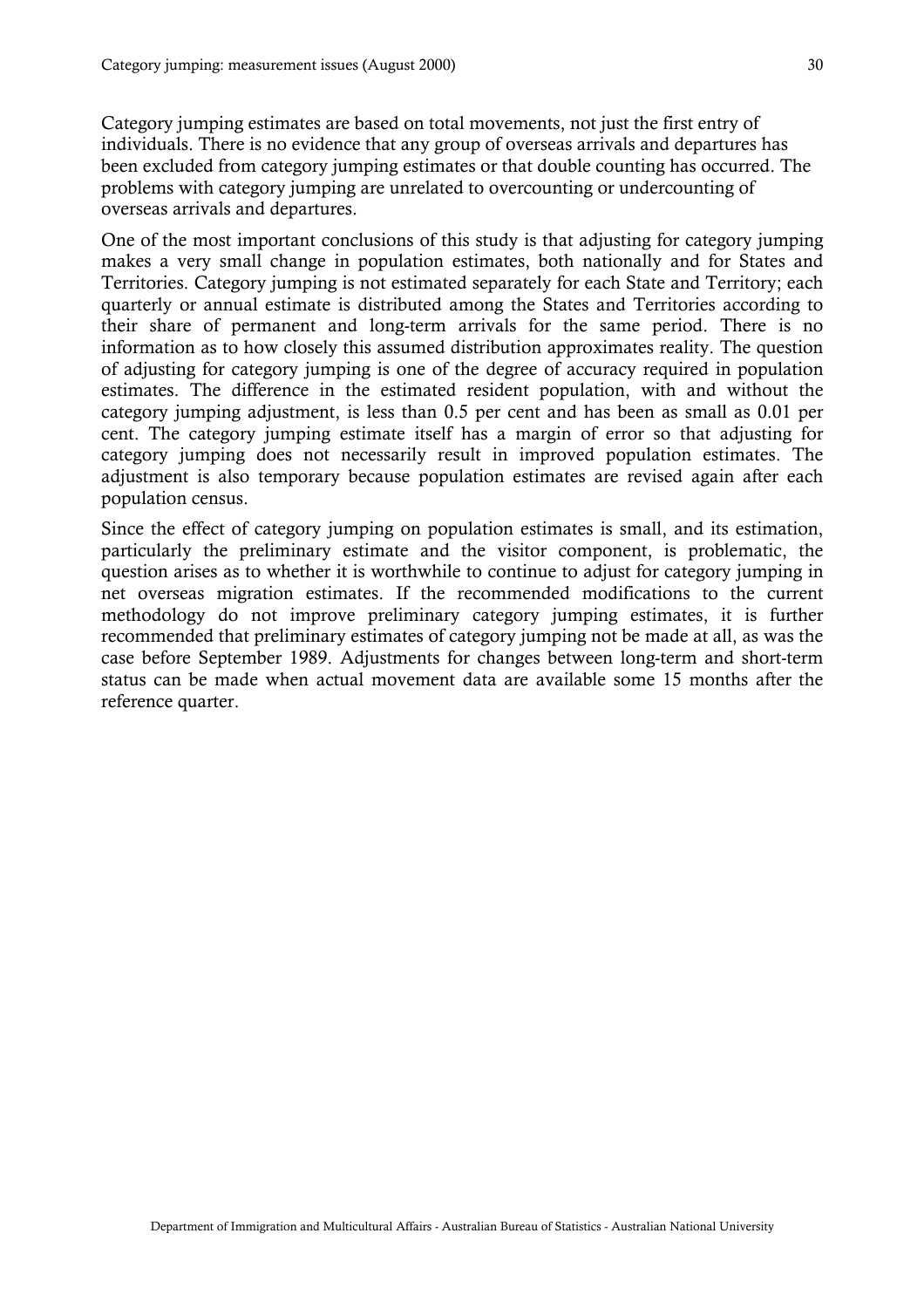Category jumping estimates are based on total movements, not just the first entry of individuals. There is no evidence that any group of overseas arrivals and departures has been excluded from category jumping estimates or that double counting has occurred. The problems with category jumping are unrelated to overcounting or undercounting of overseas arrivals and departures.

One of the most important conclusions of this study is that adjusting for category jumping makes a very small change in population estimates, both nationally and for States and Territories. Category jumping is not estimated separately for each State and Territory; each quarterly or annual estimate is distributed among the States and Territories according to their share of permanent and long-term arrivals for the same period. There is no information as to how closely this assumed distribution approximates reality. The question of adjusting for category jumping is one of the degree of accuracy required in population estimates. The difference in the estimated resident population, with and without the category jumping adjustment, is less than 0.5 per cent and has been as small as 0.01 per cent. The category jumping estimate itself has a margin of error so that adjusting for category jumping does not necessarily result in improved population estimates. The adjustment is also temporary because population estimates are revised again after each population census.

Since the effect of category jumping on population estimates is small, and its estimation, particularly the preliminary estimate and the visitor component, is problematic, the question arises as to whether it is worthwhile to continue to adjust for category jumping in net overseas migration estimates. If the recommended modifications to the current methodology do not improve preliminary category jumping estimates, it is further recommended that preliminary estimates of category jumping not be made at all, as was the case before September 1989. Adjustments for changes between long-term and short-term status can be made when actual movement data are available some 15 months after the reference quarter.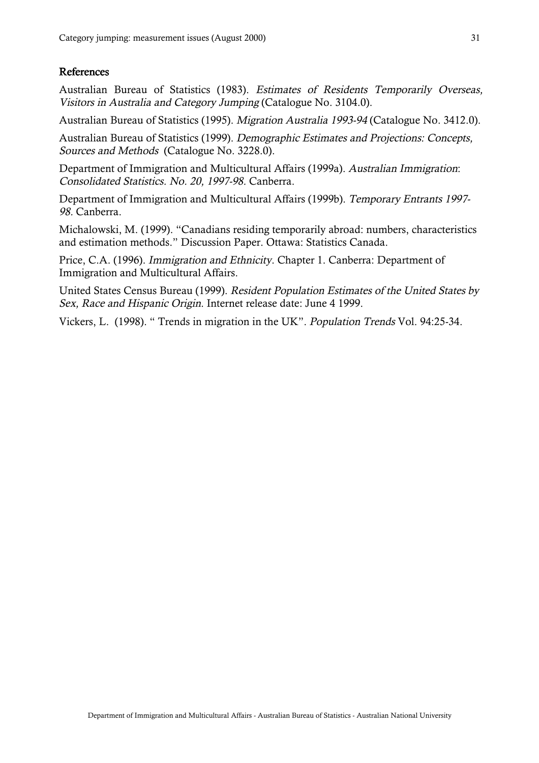## References

Australian Bureau of Statistics (1983). *Estimates of Residents Temporarily Overseas, Visitors in Australia and Category Jumping* (Catalogue No. 3104.0).

Australian Bureau of Statistics (1995). *Migration Australia 1993-94* (Catalogue No. 3412.0).

Australian Bureau of Statistics (1999). *Demographic Estimates and Projections: Concepts, Sources and Methods* (Catalogue No. 3228.0).

Department of Immigration and Multicultural Affairs (1999a). *Australian Immigration*: *Consolidated Statistics. No. 20, 1997-98*. Canberra.

Department of Immigration and Multicultural Affairs (1999b). *Temporary Entrants 1997-98*. Canberra.

Michalowski, M. (1999). "Canadians residing temporarily abroad: numbers, characteristics and estimation methods." Discussion Paper. Ottawa: Statistics Canada.

Price, C.A. (1996). *Immigration and Ethnicity*. Chapter 1. Canberra: Department of Immigration and Multicultural Affairs.

United States Census Bureau (1999). *Resident Population Estimates of the United States by Sex, Race and Hispanic Origin*. Internet release date: June 4 1999.

Vickers, L. (1998). " Trends in migration in the UK". *Population Trends* Vol. 94:25-34.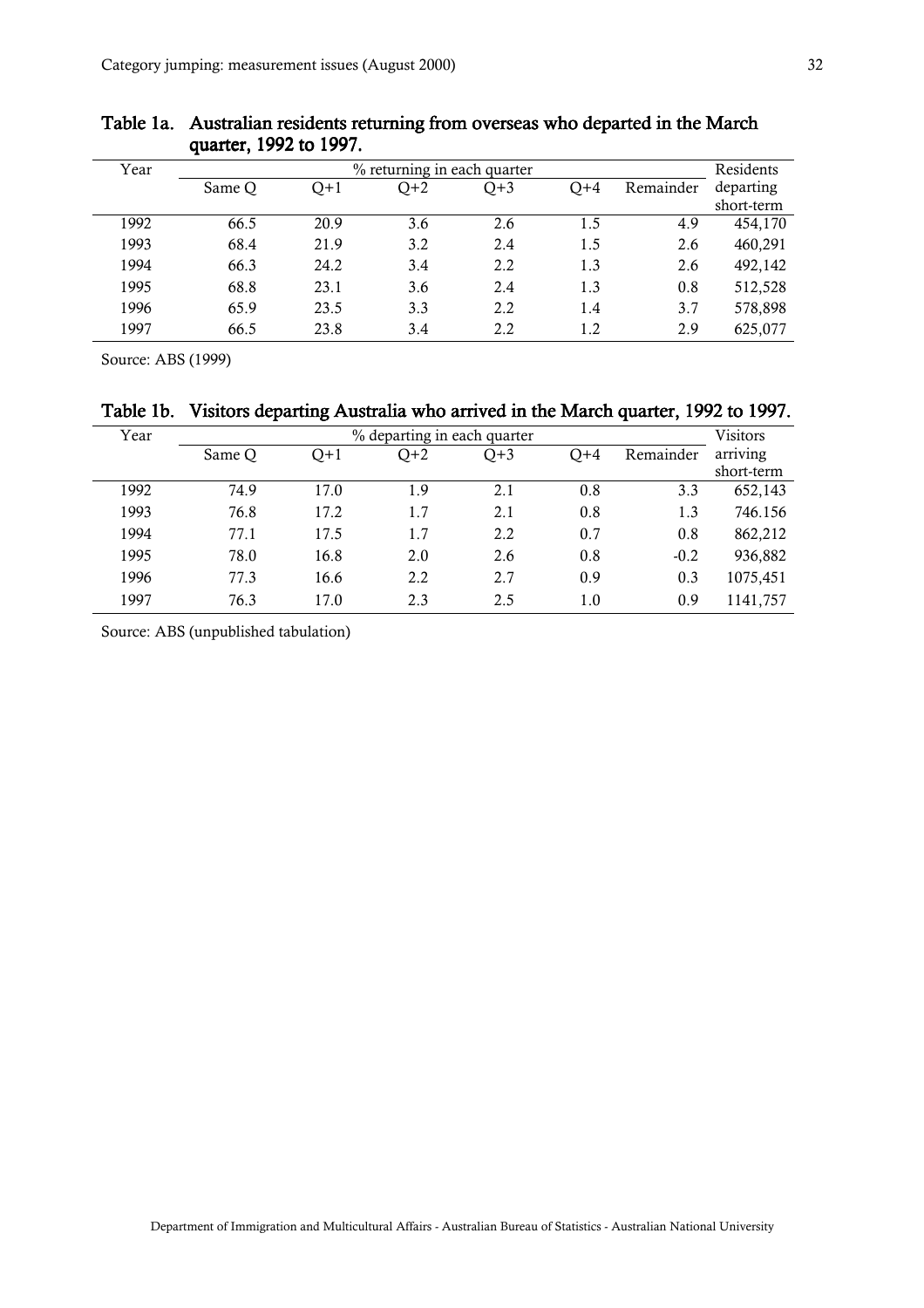**Table 1a. Australian residents returning from overseas who departed in the March quarter, 1992 to 1997.**

| Year | % returning in each quarter | | | | | | Residents departing short-term |
|---|---|---|---|---|---|---|---|
| | Same Q | Q+1 | Q+2 | Q+3 | Q+4 | Remainder | |
| 1992 | 66.5 | 20.9 | 3.6 | 2.6 | 1.5 | 4.9 | 454,170 |
| 1993 | 68.4 | 21.9 | 3.2 | 2.4 | 1.5 | 2.6 | 460,291 |
| 1994 | 66.3 | 24.2 | 3.4 | 2.2 | 1.3 | 2.6 | 492,142 |
| 1995 | 68.8 | 23.1 | 3.6 | 2.4 | 1.3 | 0.8 | 512,528 |
| 1996 | 65.9 | 23.5 | 3.3 | 2.2 | 1.4 | 3.7 | 578,898 |
| 1997 | 66.5 | 23.8 | 3.4 | 2.2 | 1.2 | 2.9 | 625,077 |

Source: ABS (1999)

**Table 1b. Visitors departing Australia who arrived in the March quarter, 1992 to 1997.**

| Year | % departing in each quarter | | | | | | Visitors arriving short-term |
|---|---|---|---|---|---|---|---|
| | Same Q | Q+1 | Q+2 | Q+3 | Q+4 | Remainder | |
| 1992 | 74.9 | 17.0 | 1.9 | 2.1 | 0.8 | 3.3 | 652,143 |
| 1993 | 76.8 | 17.2 | 1.7 | 2.1 | 0.8 | 1.3 | 746.156 |
| 1994 | 77.1 | 17.5 | 1.7 | 2.2 | 0.7 | 0.8 | 862,212 |
| 1995 | 78.0 | 16.8 | 2.0 | 2.6 | 0.8 | -0.2 | 936,882 |
| 1996 | 77.3 | 16.6 | 2.2 | 2.7 | 0.9 | 0.3 | 1075,451 |
| 1997 | 76.3 | 17.0 | 2.3 | 2.5 | 1.0 | 0.9 | 1141,757 |

Source: ABS (unpublished tabulation)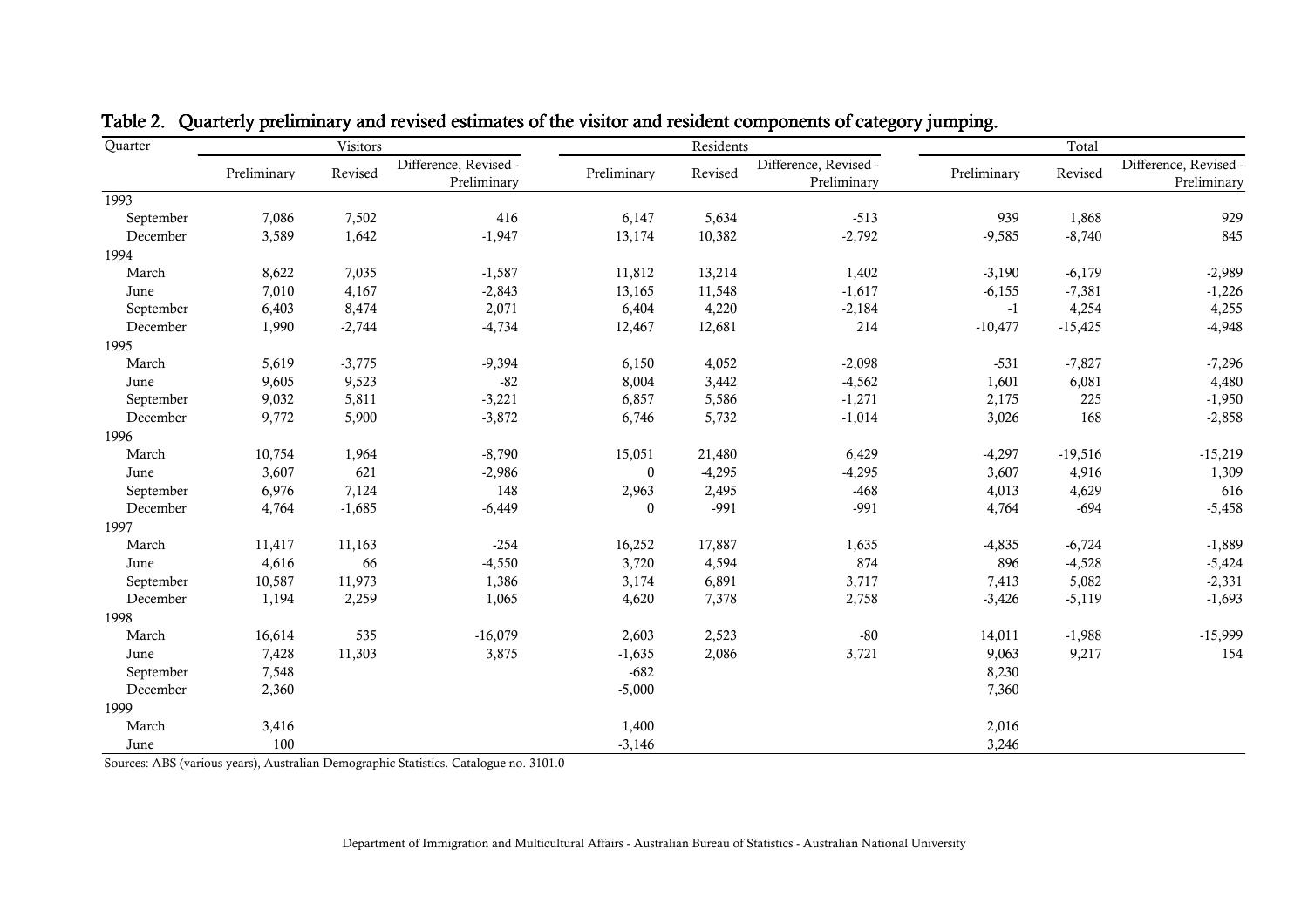**Table 2. Quarterly preliminary and revised estimates of the visitor and resident components of category jumping.**

| Quarter | Visitors | | | Residents | | | Total | | |
|---|---|---|---|---|---|---|---|---|---|
| | Preliminary | Revised | Difference, Revised - Preliminary | Preliminary | Revised | Difference, Revised - Preliminary | Preliminary | Revised | Difference, Revised - Preliminary |
| **1993** | | | | | | | | | |
| September | 7,086 | 7,502 | 416 | 6,147 | 5,634 | -513 | 939 | 1,868 | 929 |
| December | 3,589 | 1,642 | -1,947 | 13,174 | 10,382 | -2,792 | -9,585 | -8,740 | 845 |
| **1994** | | | | | | | | | |
| March | 8,622 | 7,035 | -1,587 | 11,812 | 13,214 | 1,402 | -3,190 | -6,179 | -2,989 |
| June | 7,010 | 4,167 | -2,843 | 13,165 | 11,548 | -1,617 | -6,155 | -7,381 | -1,226 |
| September | 6,403 | 8,474 | 2,071 | 6,404 | 4,220 | -2,184 | -1 | 4,254 | 4,255 |
| December | 1,990 | -2,744 | -4,734 | 12,467 | 12,681 | 214 | -10,477 | -15,425 | -4,948 |
| **1995** | | | | | | | | | |
| March | 5,619 | -3,775 | -9,394 | 6,150 | 4,052 | -2,098 | -531 | -7,827 | -7,296 |
| June | 9,605 | 9,523 | -82 | 8,004 | 3,442 | -4,562 | 1,601 | 6,081 | 4,480 |
| September | 9,032 | 5,811 | -3,221 | 6,857 | 5,586 | -1,271 | 2,175 | 225 | -1,950 |
| December | 9,772 | 5,900 | -3,872 | 6,746 | 5,732 | -1,014 | 3,026 | 168 | -2,858 |
| **1996** | | | | | | | | | |
| March | 10,754 | 1,964 | -8,790 | 15,051 | 21,480 | 6,429 | -4,297 | -19,516 | -15,219 |
| June | 3,607 | 621 | -2,986 | 0 | -4,295 | -4,295 | 3,607 | 4,916 | 1,309 |
| September | 6,976 | 7,124 | 148 | 2,963 | 2,495 | -468 | 4,013 | 4,629 | 616 |
| December | 4,764 | -1,685 | -6,449 | 0 | -991 | -991 | 4,764 | -694 | -5,458 |
| **1997** | | | | | | | | | |
| March | 11,417 | 11,163 | -254 | 16,252 | 17,887 | 1,635 | -4,835 | -6,724 | -1,889 |
| June | 4,616 | 66 | -4,550 | 3,720 | 4,594 | 874 | 896 | -4,528 | -5,424 |
| September | 10,587 | 11,973 | 1,386 | 3,174 | 6,891 | 3,717 | 7,413 | 5,082 | -2,331 |
| December | 1,194 | 2,259 | 1,065 | 4,620 | 7,378 | 2,758 | -3,426 | -5,119 | -1,693 |
| **1998** | | | | | | | | | |
| March | 16,614 | 535 | -16,079 | 2,603 | 2,523 | -80 | 14,011 | -1,988 | -15,999 |
| June | 7,428 | 11,303 | 3,875 | -1,635 | 2,086 | 3,721 | 9,063 | 9,217 | 154 |
| September | 7,548 | | | -682 | | | 8,230 | | |
| December | 2,360 | | | -5,000 | | | 7,360 | | |
| **1999** | | | | | | | | | |
| March | 3,416 | | | 1,400 | | | 2,016 | | |
| June | 100 | | | -3,146 | | | 3,246 | | |

Sources: ABS (various years), Australian Demographic Statistics. Catalogue no. 3101.0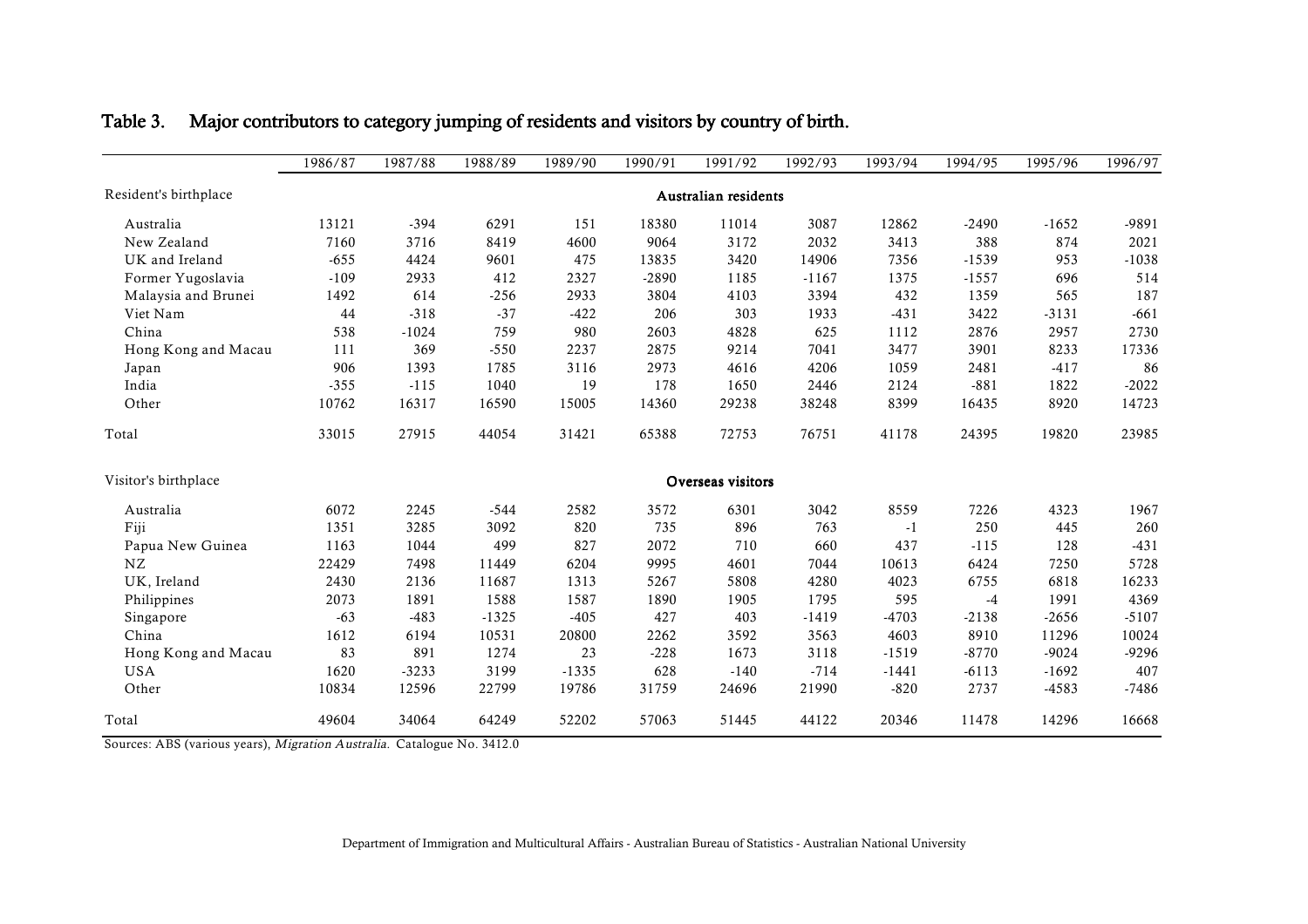## Table 3. Major contributors to category jumping of residents and visitors by country of birth.

| | 1986/87 | 1987/88 | 1988/89 | 1989/90 | 1990/91 | 1991/92 | 1992/93 | 1993/94 | 1994/95 | 1995/96 | 1996/97 |
|---|---|---|---|---|---|---|---|---|---|---|---|
| Resident's birthplace | | | | | | **Australian residents** | | | | | |
| Australia | 13121 | -394 | 6291 | 151 | 18380 | 11014 | 3087 | 12862 | -2490 | -1652 | -9891 |
| New Zealand | 7160 | 3716 | 8419 | 4600 | 9064 | 3172 | 2032 | 3413 | 388 | 874 | 2021 |
| UK and Ireland | -655 | 4424 | 9601 | 475 | 13835 | 3420 | 14906 | 7356 | -1539 | 953 | -1038 |
| Former Yugoslavia | -109 | 2933 | 412 | 2327 | -2890 | 1185 | -1167 | 1375 | -1557 | 696 | 514 |
| Malaysia and Brunei | 1492 | 614 | -256 | 2933 | 3804 | 4103 | 3394 | 432 | 1359 | 565 | 187 |
| Viet Nam | 44 | -318 | -37 | -422 | 206 | 303 | 1933 | -431 | 3422 | -3131 | -661 |
| China | 538 | -1024 | 759 | 980 | 2603 | 4828 | 625 | 1112 | 2876 | 2957 | 2730 |
| Hong Kong and Macau | 111 | 369 | -550 | 2237 | 2875 | 9214 | 7041 | 3477 | 3901 | 8233 | 17336 |
| Japan | 906 | 1393 | 1785 | 3116 | 2973 | 4616 | 4206 | 1059 | 2481 | -417 | 86 |
| India | -355 | -115 | 1040 | 19 | 178 | 1650 | 2446 | 2124 | -881 | 1822 | -2022 |
| Other | 10762 | 16317 | 16590 | 15005 | 14360 | 29238 | 38248 | 8399 | 16435 | 8920 | 14723 |
| Total | 33015 | 27915 | 44054 | 31421 | 65388 | 72753 | 76751 | 41178 | 24395 | 19820 | 23985 |
| Visitor's birthplace | | | | | | **Overseas visitors** | | | | | |
| Australia | 6072 | 2245 | -544 | 2582 | 3572 | 6301 | 3042 | 8559 | 7226 | 4323 | 1967 |
| Fiji | 1351 | 3285 | 3092 | 820 | 735 | 896 | 763 | -1 | 250 | 445 | 260 |
| Papua New Guinea | 1163 | 1044 | 499 | 827 | 2072 | 710 | 660 | 437 | -115 | 128 | -431 |
| NZ | 22429 | 7498 | 11449 | 6204 | 9995 | 4601 | 7044 | 10613 | 6424 | 7250 | 5728 |
| UK, Ireland | 2430 | 2136 | 11687 | 1313 | 5267 | 5808 | 4280 | 4023 | 6755 | 6818 | 16233 |
| Philippines | 2073 | 1891 | 1588 | 1587 | 1890 | 1905 | 1795 | 595 | -4 | 1991 | 4369 |
| Singapore | -63 | -483 | -1325 | -405 | 427 | 403 | -1419 | -4703 | -2138 | -2656 | -5107 |
| China | 1612 | 6194 | 10531 | 20800 | 2262 | 3592 | 3563 | 4603 | 8910 | 11296 | 10024 |
| Hong Kong and Macau | 83 | 891 | 1274 | 23 | -228 | 1673 | 3118 | -1519 | -8770 | -9024 | -9296 |
| USA | 1620 | -3233 | 3199 | -1335 | 628 | -140 | -714 | -1441 | -6113 | -1692 | 407 |
| Other | 10834 | 12596 | 22799 | 19786 | 31759 | 24696 | 21990 | -820 | 2737 | -4583 | -7486 |
| Total | 49604 | 34064 | 64249 | 52202 | 57063 | 51445 | 44122 | 20346 | 11478 | 14296 | 16668 |

Sources: ABS (various years), *Migration Australia.* Catalogue No. 3412.0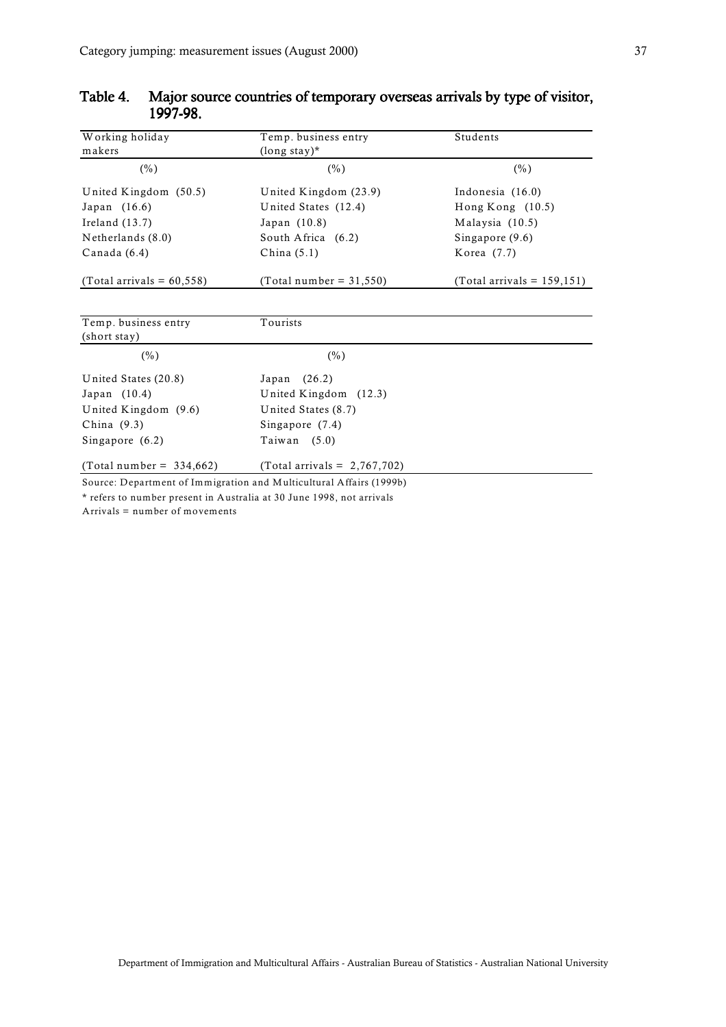**Table 4. Major source countries of temporary overseas arrivals by type of visitor, 1997-98.**

| Working holiday makers | Temp. business entry (long stay)* | Students |
|---|---|---|
| (%) | (%) | (%) |
| United Kingdom (50.5) | United Kingdom (23.9) | Indonesia (16.0) |
| Japan (16.6) | United States (12.4) | Hong Kong (10.5) |
| Ireland (13.7) | Japan (10.8) | Malaysia (10.5) |
| Netherlands (8.0) | South Africa (6.2) | Singapore (9.6) |
| Canada (6.4) | China (5.1) | Korea (7.7) |
| (Total arrivals = 60,558) | (Total number = 31,550) | (Total arrivals = 159,151) |

| Temp. business entry (short stay) | Tourists |
|---|---|
| (%) | (%) |
| United States (20.8) | Japan (26.2) |
| Japan (10.4) | United Kingdom (12.3) |
| United Kingdom (9.6) | United States (8.7) |
| China (9.3) | Singapore (7.4) |
| Singapore (6.2) | Taiwan (5.0) |
| (Total number = 334,662) | (Total arrivals = 2,767,702) |

Source: Department of Immigration and Multicultural Affairs (1999b)

* refers to number present in Australia at 30 June 1998, not arrivals

Arrivals = number of movements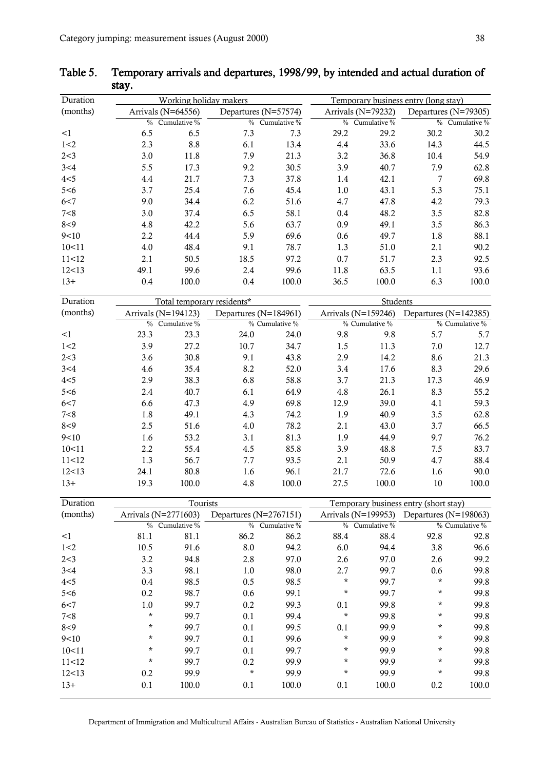**Table 5. Temporary arrivals and departures, 1998/99, by intended and actual duration of stay.**

| Duration (months) | Working holiday makers | | | | Temporary business entry (long stay) | | | |
|---|---|---|---|---|---|---|---|---|
| | Arrivals (N=64556) | | Departures (N=57574) | | Arrivals (N=79232) | | Departures (N=79305) | |
| | % | Cumulative % | % | Cumulative % | % | Cumulative % | % | Cumulative % |
| <1 | 6.5 | 6.5 | 7.3 | 7.3 | 29.2 | 29.2 | 30.2 | 30.2 |
| 1<2 | 2.3 | 8.8 | 6.1 | 13.4 | 4.4 | 33.6 | 14.3 | 44.5 |
| 2<3 | 3.0 | 11.8 | 7.9 | 21.3 | 3.2 | 36.8 | 10.4 | 54.9 |
| 3<4 | 5.5 | 17.3 | 9.2 | 30.5 | 3.9 | 40.7 | 7.9 | 62.8 |
| 4<5 | 4.4 | 21.7 | 7.3 | 37.8 | 1.4 | 42.1 | 7 | 69.8 |
| 5<6 | 3.7 | 25.4 | 7.6 | 45.4 | 1.0 | 43.1 | 5.3 | 75.1 |
| 6<7 | 9.0 | 34.4 | 6.2 | 51.6 | 4.7 | 47.8 | 4.2 | 79.3 |
| 7<8 | 3.0 | 37.4 | 6.5 | 58.1 | 0.4 | 48.2 | 3.5 | 82.8 |
| 8<9 | 4.8 | 42.2 | 5.6 | 63.7 | 0.9 | 49.1 | 3.5 | 86.3 |
| 9<10 | 2.2 | 44.4 | 5.9 | 69.6 | 0.6 | 49.7 | 1.8 | 88.1 |
| 10<11 | 4.0 | 48.4 | 9.1 | 78.7 | 1.3 | 51.0 | 2.1 | 90.2 |
| 11<12 | 2.1 | 50.5 | 18.5 | 97.2 | 0.7 | 51.7 | 2.3 | 92.5 |
| 12<13 | 49.1 | 99.6 | 2.4 | 99.6 | 11.8 | 63.5 | 1.1 | 93.6 |
| 13+ | 0.4 | 100.0 | 0.4 | 100.0 | 36.5 | 100.0 | 6.3 | 100.0 |

| Duration (months) | Total temporary residents* | | | | Students | | | |
|---|---|---|---|---|---|---|---|---|
| | Arrivals (N=194123) | | Departures (N=184961) | | Arrivals (N=159246) | | Departures (N=142385) | |
| | % | Cumulative % | % | Cumulative % | % | Cumulative % | % | Cumulative % |
| <1 | 23.3 | 23.3 | 24.0 | 24.0 | 9.8 | 9.8 | 5.7 | 5.7 |
| 1<2 | 3.9 | 27.2 | 10.7 | 34.7 | 1.5 | 11.3 | 7.0 | 12.7 |
| 2<3 | 3.6 | 30.8 | 9.1 | 43.8 | 2.9 | 14.2 | 8.6 | 21.3 |
| 3<4 | 4.6 | 35.4 | 8.2 | 52.0 | 3.4 | 17.6 | 8.3 | 29.6 |
| 4<5 | 2.9 | 38.3 | 6.8 | 58.8 | 3.7 | 21.3 | 17.3 | 46.9 |
| 5<6 | 2.4 | 40.7 | 6.1 | 64.9 | 4.8 | 26.1 | 8.3 | 55.2 |
| 6<7 | 6.6 | 47.3 | 4.9 | 69.8 | 12.9 | 39.0 | 4.1 | 59.3 |
| 7<8 | 1.8 | 49.1 | 4.3 | 74.2 | 1.9 | 40.9 | 3.5 | 62.8 |
| 8<9 | 2.5 | 51.6 | 4.0 | 78.2 | 2.1 | 43.0 | 3.7 | 66.5 |
| 9<10 | 1.6 | 53.2 | 3.1 | 81.3 | 1.9 | 44.9 | 9.7 | 76.2 |
| 10<11 | 2.2 | 55.4 | 4.5 | 85.8 | 3.9 | 48.8 | 7.5 | 83.7 |
| 11<12 | 1.3 | 56.7 | 7.7 | 93.5 | 2.1 | 50.9 | 4.7 | 88.4 |
| 12<13 | 24.1 | 80.8 | 1.6 | 96.1 | 21.7 | 72.6 | 1.6 | 90.0 |
| 13+ | 19.3 | 100.0 | 4.8 | 100.0 | 27.5 | 100.0 | 10 | 100.0 |

| Duration (months) | Tourists | | | | Temporary business entry (short stay) | | | |
|---|---|---|---|---|---|---|---|---|
| | Arrivals (N=2771603) | | Departures (N=2767151) | | Arrivals (N=199953) | | Departures (N=198063) | |
| | % | Cumulative % | % | Cumulative % | % | Cumulative % | % | Cumulative % |
| <1 | 81.1 | 81.1 | 86.2 | 86.2 | 88.4 | 88.4 | 92.8 | 92.8 |
| 1<2 | 10.5 | 91.6 | 8.0 | 94.2 | 6.0 | 94.4 | 3.8 | 96.6 |
| 2<3 | 3.2 | 94.8 | 2.8 | 97.0 | 2.6 | 97.0 | 2.6 | 99.2 |
| 3<4 | 3.3 | 98.1 | 1.0 | 98.0 | 2.7 | 99.7 | 0.6 | 99.8 |
| 4<5 | 0.4 | 98.5 | 0.5 | 98.5 | * | 99.7 | * | 99.8 |
| 5<6 | 0.2 | 98.7 | 0.6 | 99.1 | * | 99.7 | * | 99.8 |
| 6<7 | 1.0 | 99.7 | 0.2 | 99.3 | 0.1 | 99.8 | * | 99.8 |
| 7<8 | * | 99.7 | 0.1 | 99.4 | * | 99.8 | * | 99.8 |
| 8<9 | * | 99.7 | 0.1 | 99.5 | 0.1 | 99.9 | * | 99.8 |
| 9<10 | * | 99.7 | 0.1 | 99.6 | * | 99.9 | * | 99.8 |
| 10<11 | * | 99.7 | 0.1 | 99.7 | * | 99.9 | * | 99.8 |
| 11<12 | * | 99.7 | 0.2 | 99.9 | * | 99.9 | * | 99.8 |
| 12<13 | 0.2 | 99.9 | * | 99.9 | * | 99.9 | * | 99.8 |
| 13+ | 0.1 | 100.0 | 0.1 | 100.0 | 0.1 | 100.0 | 0.2 | 100.0 |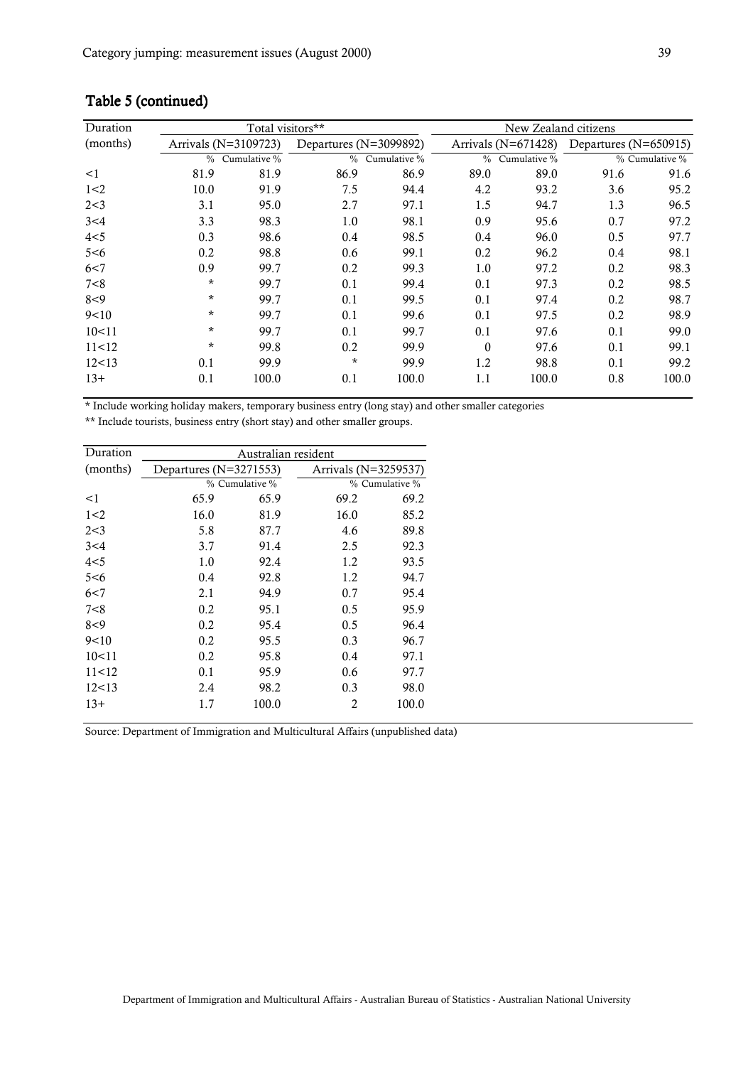## Table 5 (continued)

| Duration (months) | Total visitors** | | | | New Zealand citizens | | | |
|---|---|---|---|---|---|---|---|---|
| | Arrivals (N=3109723) | | Departures (N=3099892) | | Arrivals (N=671428) | | Departures (N=650915) | |
| | % | Cumulative % | % | Cumulative % | % | Cumulative % | % | Cumulative % |
| <1 | 81.9 | 81.9 | 86.9 | 86.9 | 89.0 | 89.0 | 91.6 | 91.6 |
| 1<2 | 10.0 | 91.9 | 7.5 | 94.4 | 4.2 | 93.2 | 3.6 | 95.2 |
| 2<3 | 3.1 | 95.0 | 2.7 | 97.1 | 1.5 | 94.7 | 1.3 | 96.5 |
| 3<4 | 3.3 | 98.3 | 1.0 | 98.1 | 0.9 | 95.6 | 0.7 | 97.2 |
| 4<5 | 0.3 | 98.6 | 0.4 | 98.5 | 0.4 | 96.0 | 0.5 | 97.7 |
| 5<6 | 0.2 | 98.8 | 0.6 | 99.1 | 0.2 | 96.2 | 0.4 | 98.1 |
| 6<7 | 0.9 | 99.7 | 0.2 | 99.3 | 1.0 | 97.2 | 0.2 | 98.3 |
| 7<8 | * | 99.7 | 0.1 | 99.4 | 0.1 | 97.3 | 0.2 | 98.5 |
| 8<9 | * | 99.7 | 0.1 | 99.5 | 0.1 | 97.4 | 0.2 | 98.7 |
| 9<10 | * | 99.7 | 0.1 | 99.6 | 0.1 | 97.5 | 0.2 | 98.9 |
| 10<11 | * | 99.7 | 0.1 | 99.7 | 0.1 | 97.6 | 0.1 | 99.0 |
| 11<12 | * | 99.8 | 0.2 | 99.9 | 0 | 97.6 | 0.1 | 99.1 |
| 12<13 | 0.1 | 99.9 | * | 99.9 | 1.2 | 98.8 | 0.1 | 99.2 |
| 13+ | 0.1 | 100.0 | 0.1 | 100.0 | 1.1 | 100.0 | 0.8 | 100.0 |

* Include working holiday makers, temporary business entry (long stay) and other smaller categories

** Include tourists, business entry (short stay) and other smaller groups.

| Duration (months) | Australian resident | | | |
|---|---|---|---|---|
| | Departures (N=3271553) | | Arrivals (N=3259537) | |
| | % | Cumulative % | % | Cumulative % |
| <1 | 65.9 | 65.9 | 69.2 | 69.2 |
| 1<2 | 16.0 | 81.9 | 16.0 | 85.2 |
| 2<3 | 5.8 | 87.7 | 4.6 | 89.8 |
| 3<4 | 3.7 | 91.4 | 2.5 | 92.3 |
| 4<5 | 1.0 | 92.4 | 1.2 | 93.5 |
| 5<6 | 0.4 | 92.8 | 1.2 | 94.7 |
| 6<7 | 2.1 | 94.9 | 0.7 | 95.4 |
| 7<8 | 0.2 | 95.1 | 0.5 | 95.9 |
| 8<9 | 0.2 | 95.4 | 0.5 | 96.4 |
| 9<10 | 0.2 | 95.5 | 0.3 | 96.7 |
| 10<11 | 0.2 | 95.8 | 0.4 | 97.1 |
| 11<12 | 0.1 | 95.9 | 0.6 | 97.7 |
| 12<13 | 2.4 | 98.2 | 0.3 | 98.0 |
| 13+ | 1.7 | 100.0 | 2 | 100.0 |

Source: Department of Immigration and Multicultural Affairs (unpublished data)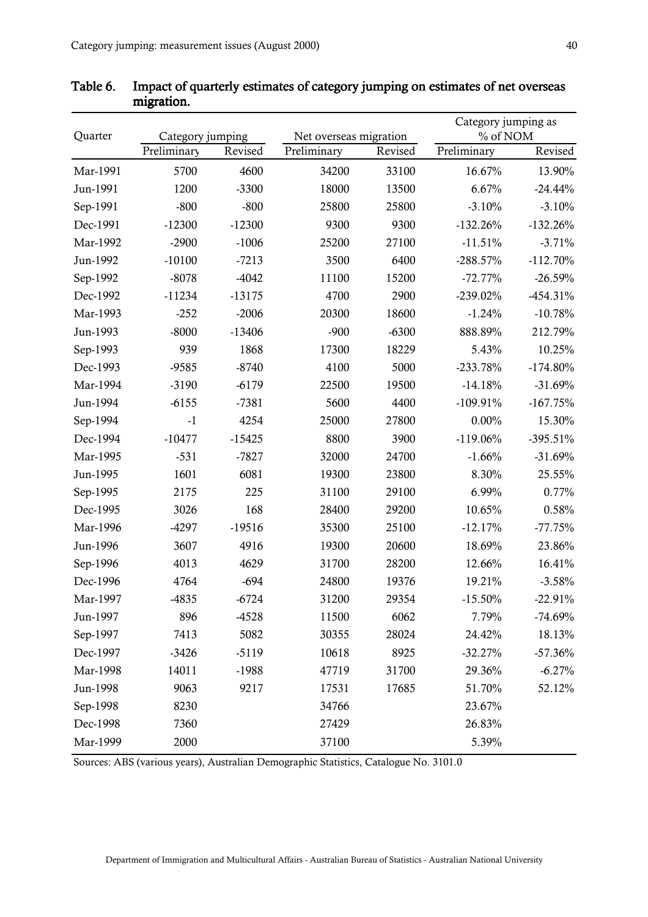**Table 6. Impact of quarterly estimates of category jumping on estimates of net overseas migration.**

| Quarter | Category jumping | | Net overseas migration | | Category jumping as % of NOM | |
|---|---|---|---|---|---|---|
| | Preliminary | Revised | Preliminary | Revised | Preliminary | Revised |
| Mar-1991 | 5700 | 4600 | 34200 | 33100 | 16.67% | 13.90% |
| Jun-1991 | 1200 | -3300 | 18000 | 13500 | 6.67% | -24.44% |
| Sep-1991 | -800 | -800 | 25800 | 25800 | -3.10% | -3.10% |
| Dec-1991 | -12300 | -12300 | 9300 | 9300 | -132.26% | -132.26% |
| Mar-1992 | -2900 | -1006 | 25200 | 27100 | -11.51% | -3.71% |
| Jun-1992 | -10100 | -7213 | 3500 | 6400 | -288.57% | -112.70% |
| Sep-1992 | -8078 | -4042 | 11100 | 15200 | -72.77% | -26.59% |
| Dec-1992 | -11234 | -13175 | 4700 | 2900 | -239.02% | -454.31% |
| Mar-1993 | -252 | -2006 | 20300 | 18600 | -1.24% | -10.78% |
| Jun-1993 | -8000 | -13406 | -900 | -6300 | 888.89% | 212.79% |
| Sep-1993 | 939 | 1868 | 17300 | 18229 | 5.43% | 10.25% |
| Dec-1993 | -9585 | -8740 | 4100 | 5000 | -233.78% | -174.80% |
| Mar-1994 | -3190 | -6179 | 22500 | 19500 | -14.18% | -31.69% |
| Jun-1994 | -6155 | -7381 | 5600 | 4400 | -109.91% | -167.75% |
| Sep-1994 | -1 | 4254 | 25000 | 27800 | 0.00% | 15.30% |
| Dec-1994 | -10477 | -15425 | 8800 | 3900 | -119.06% | -395.51% |
| Mar-1995 | -531 | -7827 | 32000 | 24700 | -1.66% | -31.69% |
| Jun-1995 | 1601 | 6081 | 19300 | 23800 | 8.30% | 25.55% |
| Sep-1995 | 2175 | 225 | 31100 | 29100 | 6.99% | 0.77% |
| Dec-1995 | 3026 | 168 | 28400 | 29200 | 10.65% | 0.58% |
| Mar-1996 | -4297 | -19516 | 35300 | 25100 | -12.17% | -77.75% |
| Jun-1996 | 3607 | 4916 | 19300 | 20600 | 18.69% | 23.86% |
| Sep-1996 | 4013 | 4629 | 31700 | 28200 | 12.66% | 16.41% |
| Dec-1996 | 4764 | -694 | 24800 | 19376 | 19.21% | -3.58% |
| Mar-1997 | -4835 | -6724 | 31200 | 29354 | -15.50% | -22.91% |
| Jun-1997 | 896 | -4528 | 11500 | 6062 | 7.79% | -74.69% |
| Sep-1997 | 7413 | 5082 | 30355 | 28024 | 24.42% | 18.13% |
| Dec-1997 | -3426 | -5119 | 10618 | 8925 | -32.27% | -57.36% |
| Mar-1998 | 14011 | -1988 | 47719 | 31700 | 29.36% | -6.27% |
| Jun-1998 | 9063 | 9217 | 17531 | 17685 | 51.70% | 52.12% |
| Sep-1998 | 8230 | | 34766 | | 23.67% | |
| Dec-1998 | 7360 | | 27429 | | 26.83% | |
| Mar-1999 | 2000 | | 37100 | | 5.39% | |

Sources: ABS (various years), Australian Demographic Statistics, Catalogue No. 3101.0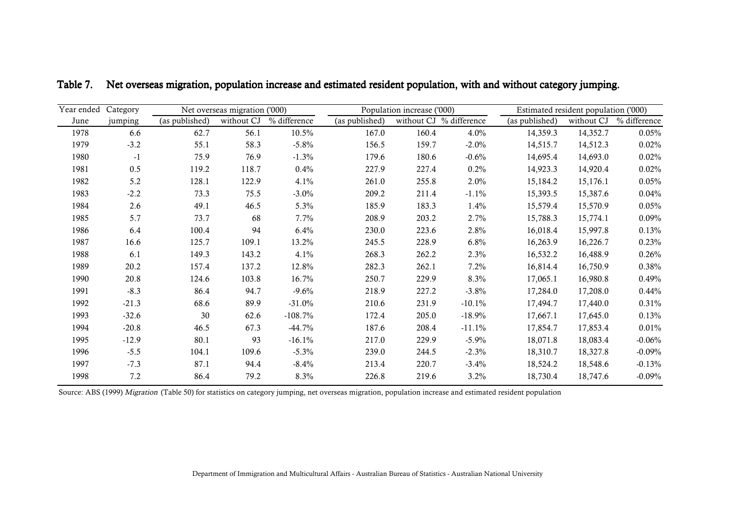**Table 7. Net overseas migration, population increase and estimated resident population, with and without category jumping.**

| Year ended June | Category jumping | Net overseas migration ('000) | | | Population increase ('000) | | | Estimated resident population ('000) | | |
|---|---|---|---|---|---|---|---|---|---|---|
| | | (as published) | without CJ | % difference | (as published) | without CJ | % difference | (as published) | without CJ | % difference |
| 1978 | 6.6 | 62.7 | 56.1 | 10.5% | 167.0 | 160.4 | 4.0% | 14,359.3 | 14,352.7 | 0.05% |
| 1979 | -3.2 | 55.1 | 58.3 | -5.8% | 156.5 | 159.7 | -2.0% | 14,515.7 | 14,512.3 | 0.02% |
| 1980 | -1 | 75.9 | 76.9 | -1.3% | 179.6 | 180.6 | -0.6% | 14,695.4 | 14,693.0 | 0.02% |
| 1981 | 0.5 | 119.2 | 118.7 | 0.4% | 227.9 | 227.4 | 0.2% | 14,923.3 | 14,920.4 | 0.02% |
| 1982 | 5.2 | 128.1 | 122.9 | 4.1% | 261.0 | 255.8 | 2.0% | 15,184.2 | 15,176.1 | 0.05% |
| 1983 | -2.2 | 73.3 | 75.5 | -3.0% | 209.2 | 211.4 | -1.1% | 15,393.5 | 15,387.6 | 0.04% |
| 1984 | 2.6 | 49.1 | 46.5 | 5.3% | 185.9 | 183.3 | 1.4% | 15,579.4 | 15,570.9 | 0.05% |
| 1985 | 5.7 | 73.7 | 68 | 7.7% | 208.9 | 203.2 | 2.7% | 15,788.3 | 15,774.1 | 0.09% |
| 1986 | 6.4 | 100.4 | 94 | 6.4% | 230.0 | 223.6 | 2.8% | 16,018.4 | 15,997.8 | 0.13% |
| 1987 | 16.6 | 125.7 | 109.1 | 13.2% | 245.5 | 228.9 | 6.8% | 16,263.9 | 16,226.7 | 0.23% |
| 1988 | 6.1 | 149.3 | 143.2 | 4.1% | 268.3 | 262.2 | 2.3% | 16,532.2 | 16,488.9 | 0.26% |
| 1989 | 20.2 | 157.4 | 137.2 | 12.8% | 282.3 | 262.1 | 7.2% | 16,814.4 | 16,750.9 | 0.38% |
| 1990 | 20.8 | 124.6 | 103.8 | 16.7% | 250.7 | 229.9 | 8.3% | 17,065.1 | 16,980.8 | 0.49% |
| 1991 | -8.3 | 86.4 | 94.7 | -9.6% | 218.9 | 227.2 | -3.8% | 17,284.0 | 17,208.0 | 0.44% |
| 1992 | -21.3 | 68.6 | 89.9 | -31.0% | 210.6 | 231.9 | -10.1% | 17,494.7 | 17,440.0 | 0.31% |
| 1993 | -32.6 | 30 | 62.6 | -108.7% | 172.4 | 205.0 | -18.9% | 17,667.1 | 17,645.0 | 0.13% |
| 1994 | -20.8 | 46.5 | 67.3 | -44.7% | 187.6 | 208.4 | -11.1% | 17,854.7 | 17,853.4 | 0.01% |
| 1995 | -12.9 | 80.1 | 93 | -16.1% | 217.0 | 229.9 | -5.9% | 18,071.8 | 18,083.4 | -0.06% |
| 1996 | -5.5 | 104.1 | 109.6 | -5.3% | 239.0 | 244.5 | -2.3% | 18,310.7 | 18,327.8 | -0.09% |
| 1997 | -7.3 | 87.1 | 94.4 | -8.4% | 213.4 | 220.7 | -3.4% | 18,524.2 | 18,548.6 | -0.13% |
| 1998 | 7.2 | 86.4 | 79.2 | 8.3% | 226.8 | 219.6 | 3.2% | 18,730.4 | 18,747.6 | -0.09% |

Source: ABS (1999) *Migration* (Table 50) for statistics on category jumping, net overseas migration, population increase and estimated resident population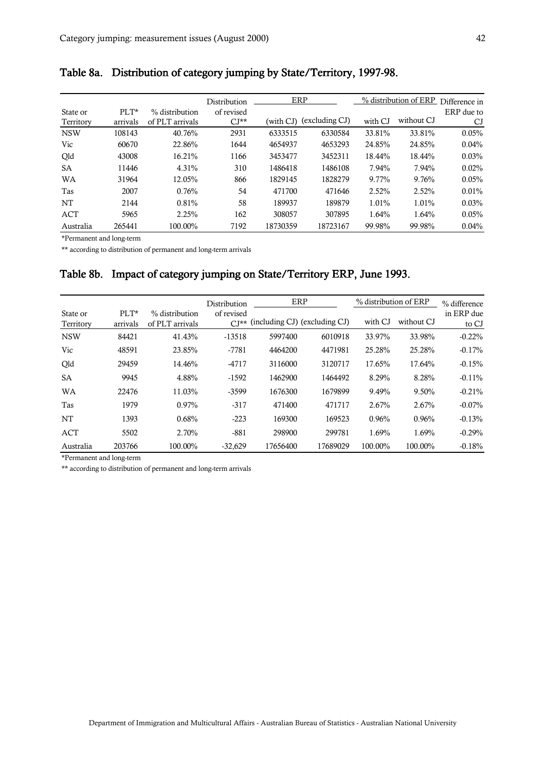## Table 8a. Distribution of category jumping by State/Territory, 1997-98.

| State or Territory | PLT* arrivals | % distribution of PLT arrivals | Distribution of revised CJ** | ERP (with CJ) | ERP (excluding CJ) | % distribution of ERP with CJ | % distribution of ERP without CJ | Difference in ERP due to CJ |
|---|---|---|---|---|---|---|---|---|
| NSW | 108143 | 40.76% | 2931 | 6333515 | 6330584 | 33.81% | 33.81% | 0.05% |
| Vic | 60670 | 22.86% | 1644 | 4654937 | 4653293 | 24.85% | 24.85% | 0.04% |
| Qld | 43008 | 16.21% | 1166 | 3453477 | 3452311 | 18.44% | 18.44% | 0.03% |
| SA | 11446 | 4.31% | 310 | 1486418 | 1486108 | 7.94% | 7.94% | 0.02% |
| WA | 31964 | 12.05% | 866 | 1829145 | 1828279 | 9.77% | 9.76% | 0.05% |
| Tas | 2007 | 0.76% | 54 | 471700 | 471646 | 2.52% | 2.52% | 0.01% |
| NT | 2144 | 0.81% | 58 | 189937 | 189879 | 1.01% | 1.01% | 0.03% |
| ACT | 5965 | 2.25% | 162 | 308057 | 307895 | 1.64% | 1.64% | 0.05% |
| Australia | 265441 | 100.00% | 7192 | 18730359 | 18723167 | 99.98% | 99.98% | 0.04% |

*Permanent and long-term

** according to distribution of permanent and long-term arrivals

## Table 8b. Impact of category jumping on State/Territory ERP, June 1993.

| State or Territory | PLT* arrivals | % distribution of PLT arrivals | Distribution of revised CJ** | ERP (including CJ) | ERP (excluding CJ) | % distribution of ERP with CJ | % distribution of ERP without CJ | % difference in ERP due to CJ |
|---|---|---|---|---|---|---|---|---|
| NSW | 84421 | 41.43% | -13518 | 5997400 | 6010918 | 33.97% | 33.98% | -0.22% |
| Vic | 48591 | 23.85% | -7781 | 4464200 | 4471981 | 25.28% | 25.28% | -0.17% |
| Qld | 29459 | 14.46% | -4717 | 3116000 | 3120717 | 17.65% | 17.64% | -0.15% |
| SA | 9945 | 4.88% | -1592 | 1462900 | 1464492 | 8.29% | 8.28% | -0.11% |
| WA | 22476 | 11.03% | -3599 | 1676300 | 1679899 | 9.49% | 9.50% | -0.21% |
| Tas | 1979 | 0.97% | -317 | 471400 | 471717 | 2.67% | 2.67% | -0.07% |
| NT | 1393 | 0.68% | -223 | 169300 | 169523 | 0.96% | 0.96% | -0.13% |
| ACT | 5502 | 2.70% | -881 | 298900 | 299781 | 1.69% | 1.69% | -0.29% |
| Australia | 203766 | 100.00% | -32,629 | 17656400 | 17689029 | 100.00% | 100.00% | -0.18% |

*Permanent and long-term

** according to distribution of permanent and long-term arrivals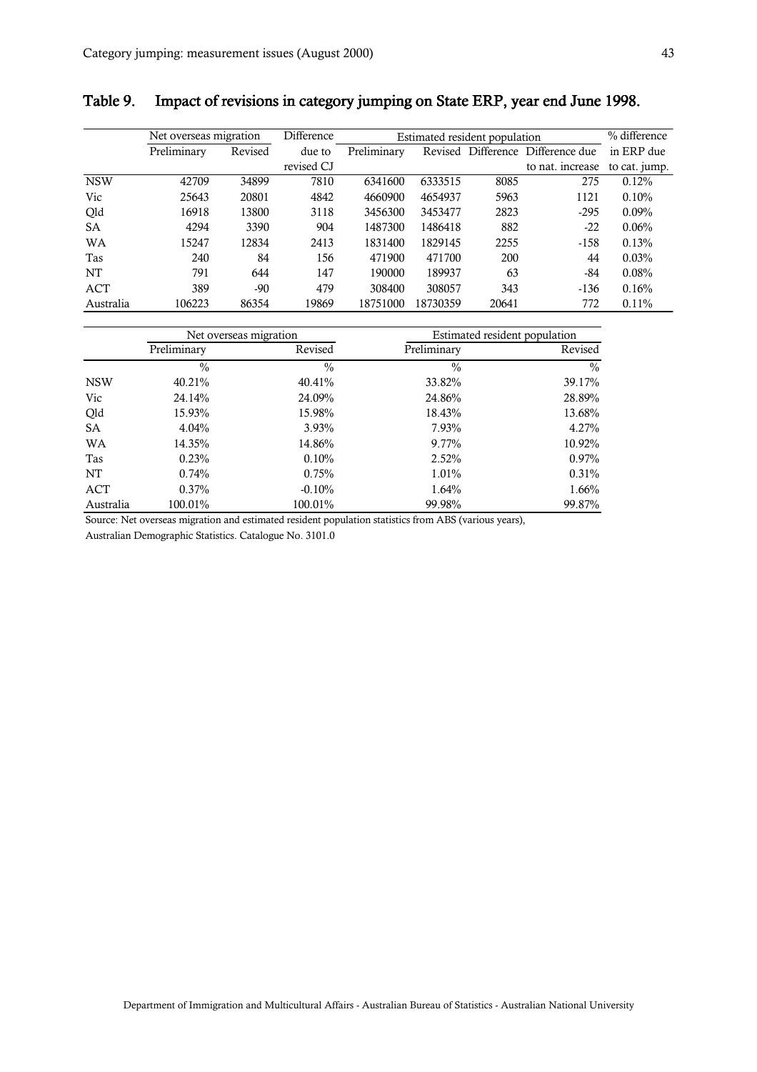## Table 9. Impact of revisions in category jumping on State ERP, year end June 1998.

| | Net overseas migration | | Difference due to revised CJ | Estimated resident population | | | | % difference in ERP due to cat. jump. |
|---|---|---|---|---|---|---|---|---|
| | Preliminary | Revised | | Preliminary | Revised | Difference | Difference due to nat. increase | |
| NSW | 42709 | 34899 | 7810 | 6341600 | 6333515 | 8085 | 275 | 0.12% |
| Vic | 25643 | 20801 | 4842 | 4660900 | 4654937 | 5963 | 1121 | 0.10% |
| Qld | 16918 | 13800 | 3118 | 3456300 | 3453477 | 2823 | -295 | 0.09% |
| SA | 4294 | 3390 | 904 | 1487300 | 1486418 | 882 | -22 | 0.06% |
| WA | 15247 | 12834 | 2413 | 1831400 | 1829145 | 2255 | -158 | 0.13% |
| Tas | 240 | 84 | 156 | 471900 | 471700 | 200 | 44 | 0.03% |
| NT | 791 | 644 | 147 | 190000 | 189937 | 63 | -84 | 0.08% |
| ACT | 389 | -90 | 479 | 308400 | 308057 | 343 | -136 | 0.16% |
| Australia | 106223 | 86354 | 19869 | 18751000 | 18730359 | 20641 | 772 | 0.11% |

| | Net overseas migration | | Estimated resident population | |
|---|---|---|---|---|
| | Preliminary | Revised | Preliminary | Revised |
| | % | % | % | % |
| NSW | 40.21% | 40.41% | 33.82% | 39.17% |
| Vic | 24.14% | 24.09% | 24.86% | 28.89% |
| Qld | 15.93% | 15.98% | 18.43% | 13.68% |
| SA | 4.04% | 3.93% | 7.93% | 4.27% |
| WA | 14.35% | 14.86% | 9.77% | 10.92% |
| Tas | 0.23% | 0.10% | 2.52% | 0.97% |
| NT | 0.74% | 0.75% | 1.01% | 0.31% |
| ACT | 0.37% | -0.10% | 1.64% | 1.66% |
| Australia | 100.01% | 100.01% | 99.98% | 99.87% |

Source: Net overseas migration and estimated resident population statistics from ABS (various years), Australian Demographic Statistics. Catalogue No. 3101.0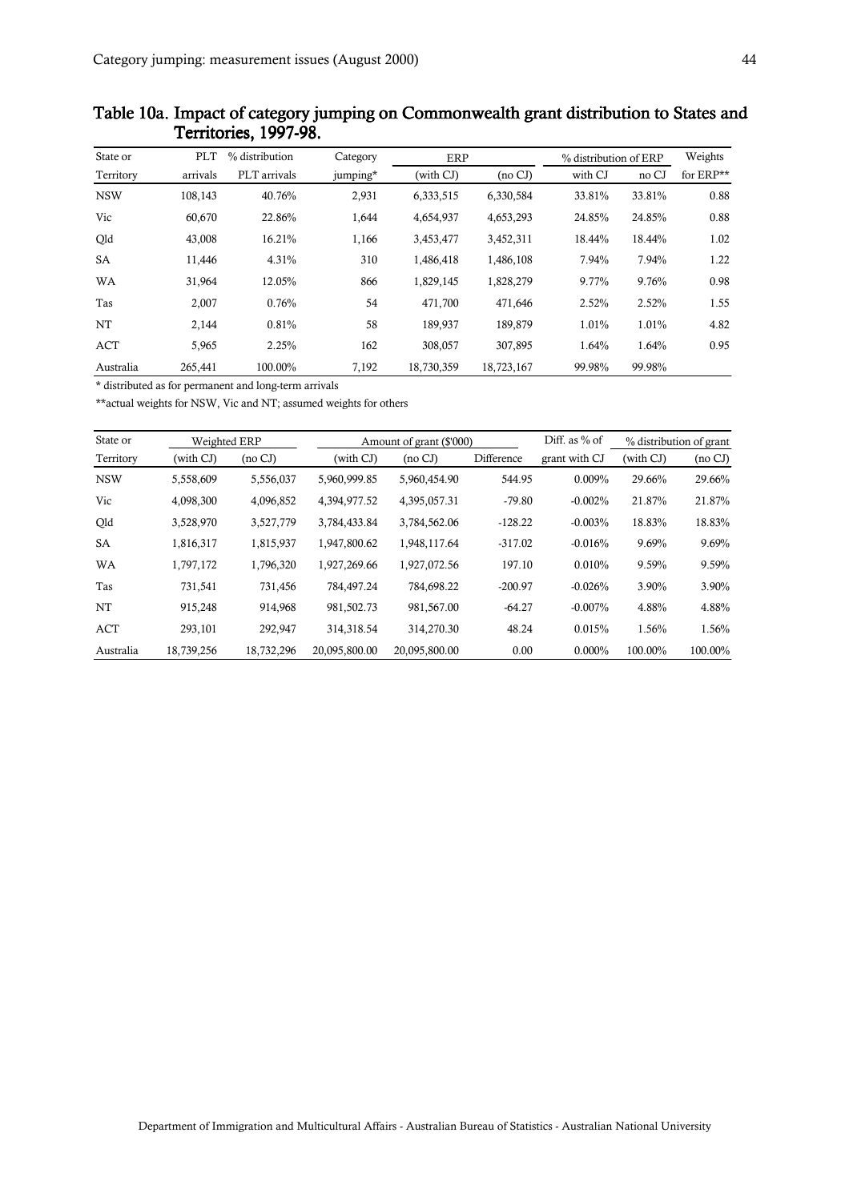## Table 10a. Impact of category jumping on Commonwealth grant distribution to States and Territories, 1997-98.

| State or Territory | PLT arrivals | % distribution PLT arrivals | Category jumping* | ERP (with CJ) | ERP (no CJ) | % distribution of ERP with CJ | % distribution of ERP no CJ | Weights for ERP** |
|---|---|---|---|---|---|---|---|---|
| NSW | 108,143 | 40.76% | 2,931 | 6,333,515 | 6,330,584 | 33.81% | 33.81% | 0.88 |
| Vic | 60,670 | 22.86% | 1,644 | 4,654,937 | 4,653,293 | 24.85% | 24.85% | 0.88 |
| Qld | 43,008 | 16.21% | 1,166 | 3,453,477 | 3,452,311 | 18.44% | 18.44% | 1.02 |
| SA | 11,446 | 4.31% | 310 | 1,486,418 | 1,486,108 | 7.94% | 7.94% | 1.22 |
| WA | 31,964 | 12.05% | 866 | 1,829,145 | 1,828,279 | 9.77% | 9.76% | 0.98 |
| Tas | 2,007 | 0.76% | 54 | 471,700 | 471,646 | 2.52% | 2.52% | 1.55 |
| NT | 2,144 | 0.81% | 58 | 189,937 | 189,879 | 1.01% | 1.01% | 4.82 |
| ACT | 5,965 | 2.25% | 162 | 308,057 | 307,895 | 1.64% | 1.64% | 0.95 |
| Australia | 265,441 | 100.00% | 7,192 | 18,730,359 | 18,723,167 | 99.98% | 99.98% | |

\* distributed as for permanent and long-term arrivals

\*\*actual weights for NSW, Vic and NT; assumed weights for others

| State or Territory | Weighted ERP (with CJ) | Weighted ERP (no CJ) | Amount of grant ($'000) (with CJ) | Amount of grant ($'000) (no CJ) | Amount of grant ($'000) Difference | Diff. as % of grant with CJ | % distribution of grant (with CJ) | % distribution of grant (no CJ) |
|---|---|---|---|---|---|---|---|---|
| NSW | 5,558,609 | 5,556,037 | 5,960,999.85 | 5,960,454.90 | 544.95 | 0.009% | 29.66% | 29.66% |
| Vic | 4,098,300 | 4,096,852 | 4,394,977.52 | 4,395,057.31 | -79.80 | -0.002% | 21.87% | 21.87% |
| Qld | 3,528,970 | 3,527,779 | 3,784,433.84 | 3,784,562.06 | -128.22 | -0.003% | 18.83% | 18.83% |
| SA | 1,816,317 | 1,815,937 | 1,947,800.62 | 1,948,117.64 | -317.02 | -0.016% | 9.69% | 9.69% |
| WA | 1,797,172 | 1,796,320 | 1,927,269.66 | 1,927,072.56 | 197.10 | 0.010% | 9.59% | 9.59% |
| Tas | 731,541 | 731,456 | 784,497.24 | 784,698.22 | -200.97 | -0.026% | 3.90% | 3.90% |
| NT | 915,248 | 914,968 | 981,502.73 | 981,567.00 | -64.27 | -0.007% | 4.88% | 4.88% |
| ACT | 293,101 | 292,947 | 314,318.54 | 314,270.30 | 48.24 | 0.015% | 1.56% | 1.56% |
| Australia | 18,739,256 | 18,732,296 | 20,095,800.00 | 20,095,800.00 | 0.00 | 0.000% | 100.00% | 100.00% |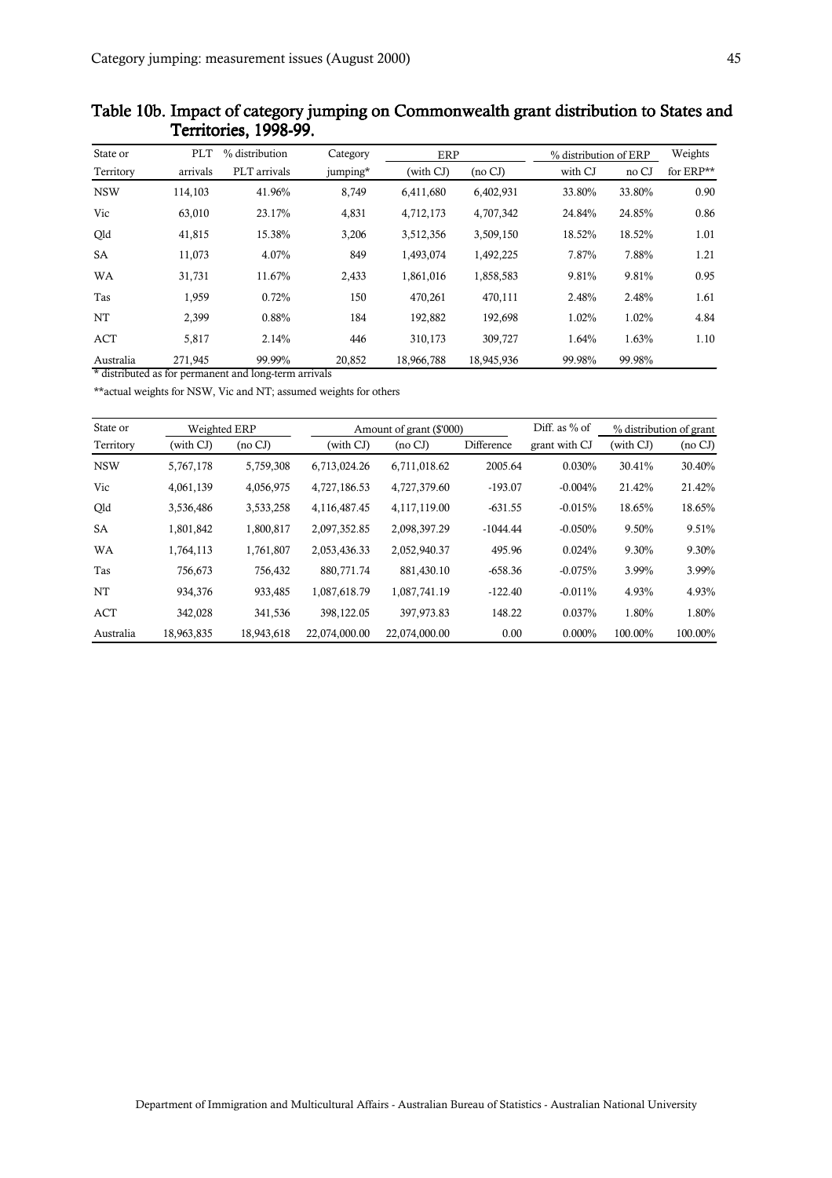## Table 10b. Impact of category jumping on Commonwealth grant distribution to States and Territories, 1998-99.

| State or Territory | PLT arrivals | % distribution PLT arrivals | Category jumping* | ERP (with CJ) | ERP (no CJ) | % distribution of ERP with CJ | % distribution of ERP no CJ | Weights for ERP** |
|---|---|---|---|---|---|---|---|---|
| NSW | 114,103 | 41.96% | 8,749 | 6,411,680 | 6,402,931 | 33.80% | 33.80% | 0.90 |
| Vic | 63,010 | 23.17% | 4,831 | 4,712,173 | 4,707,342 | 24.84% | 24.85% | 0.86 |
| Qld | 41,815 | 15.38% | 3,206 | 3,512,356 | 3,509,150 | 18.52% | 18.52% | 1.01 |
| SA | 11,073 | 4.07% | 849 | 1,493,074 | 1,492,225 | 7.87% | 7.88% | 1.21 |
| WA | 31,731 | 11.67% | 2,433 | 1,861,016 | 1,858,583 | 9.81% | 9.81% | 0.95 |
| Tas | 1,959 | 0.72% | 150 | 470,261 | 470,111 | 2.48% | 2.48% | 1.61 |
| NT | 2,399 | 0.88% | 184 | 192,882 | 192,698 | 1.02% | 1.02% | 4.84 |
| ACT | 5,817 | 2.14% | 446 | 310,173 | 309,727 | 1.64% | 1.63% | 1.10 |
| Australia | 271,945 | 99.99% | 20,852 | 18,966,788 | 18,945,936 | 99.98% | 99.98% | |

* distributed as for permanent and long-term arrivals

**actual weights for NSW, Vic and NT; assumed weights for others

| State or Territory | Weighted ERP (with CJ) | Weighted ERP (no CJ) | Amount of grant ($'000) (with CJ) | Amount of grant ($'000) (no CJ) | Amount of grant ($'000) Difference | Diff. as % of grant with CJ | % distribution of grant (with CJ) | % distribution of grant (no CJ) |
|---|---|---|---|---|---|---|---|---|
| NSW | 5,767,178 | 5,759,308 | 6,713,024.26 | 6,711,018.62 | 2005.64 | 0.030% | 30.41% | 30.40% |
| Vic | 4,061,139 | 4,056,975 | 4,727,186.53 | 4,727,379.60 | -193.07 | -0.004% | 21.42% | 21.42% |
| Qld | 3,536,486 | 3,533,258 | 4,116,487.45 | 4,117,119.00 | -631.55 | -0.015% | 18.65% | 18.65% |
| SA | 1,801,842 | 1,800,817 | 2,097,352.85 | 2,098,397.29 | -1044.44 | -0.050% | 9.50% | 9.51% |
| WA | 1,764,113 | 1,761,807 | 2,053,436.33 | 2,052,940.37 | 495.96 | 0.024% | 9.30% | 9.30% |
| Tas | 756,673 | 756,432 | 880,771.74 | 881,430.10 | -658.36 | -0.075% | 3.99% | 3.99% |
| NT | 934,376 | 933,485 | 1,087,618.79 | 1,087,741.19 | -122.40 | -0.011% | 4.93% | 4.93% |
| ACT | 342,028 | 341,536 | 398,122.05 | 397,973.83 | 148.22 | 0.037% | 1.80% | 1.80% |
| Australia | 18,963,835 | 18,943,618 | 22,074,000.00 | 22,074,000.00 | 0.00 | 0.000% | 100.00% | 100.00% |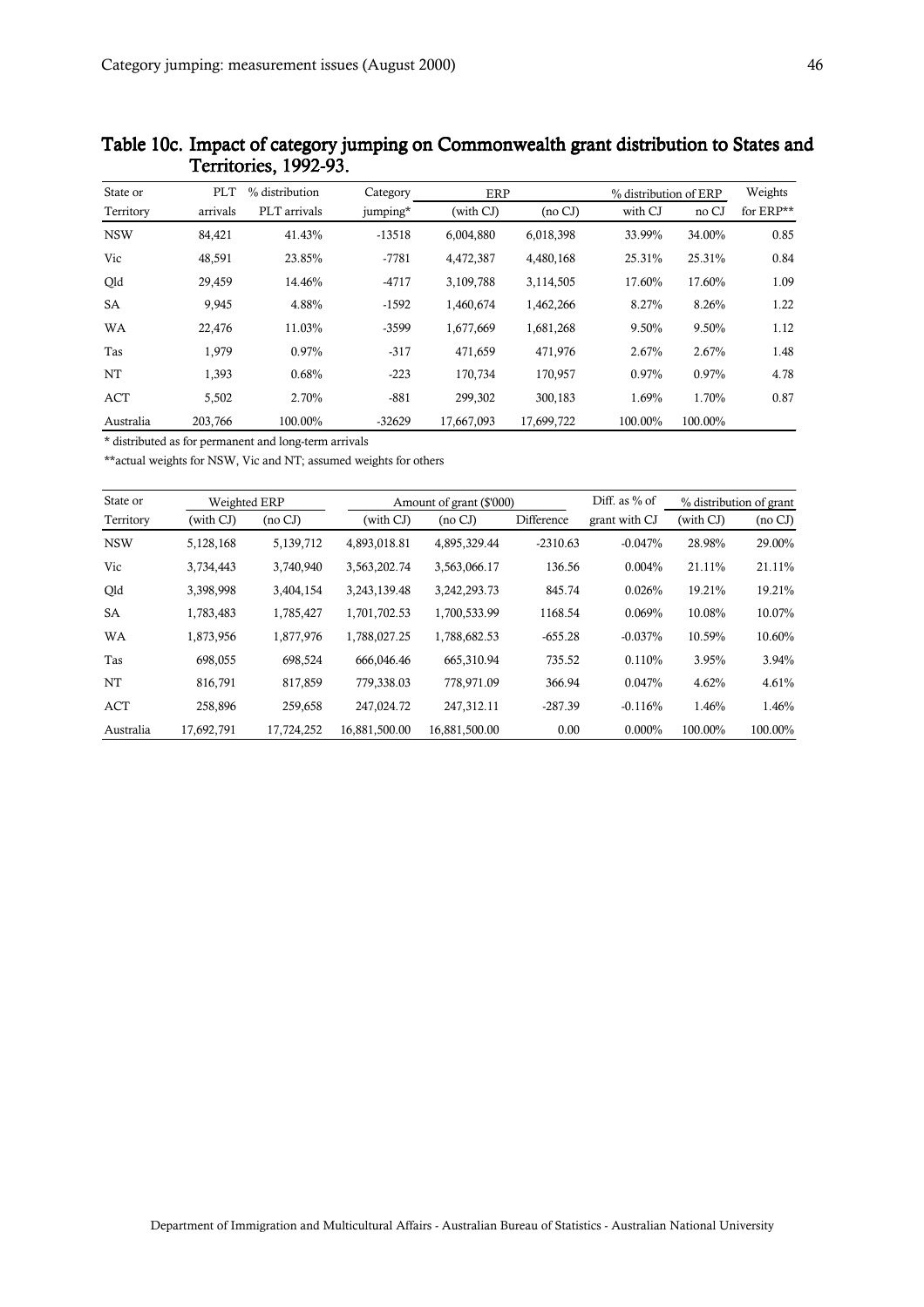### Table 10c. Impact of category jumping on Commonwealth grant distribution to States and Territories, 1992-93.

| State or Territory | PLT arrivals | % distribution PLT arrivals | Category jumping* | ERP (with CJ) | ERP (no CJ) | % distribution of ERP with CJ | % distribution of ERP no CJ | Weights for ERP** |
|---|---|---|---|---|---|---|---|---|
| NSW | 84,421 | 41.43% | -13518 | 6,004,880 | 6,018,398 | 33.99% | 34.00% | 0.85 |
| Vic | 48,591 | 23.85% | -7781 | 4,472,387 | 4,480,168 | 25.31% | 25.31% | 0.84 |
| Qld | 29,459 | 14.46% | -4717 | 3,109,788 | 3,114,505 | 17.60% | 17.60% | 1.09 |
| SA | 9,945 | 4.88% | -1592 | 1,460,674 | 1,462,266 | 8.27% | 8.26% | 1.22 |
| WA | 22,476 | 11.03% | -3599 | 1,677,669 | 1,681,268 | 9.50% | 9.50% | 1.12 |
| Tas | 1,979 | 0.97% | -317 | 471,659 | 471,976 | 2.67% | 2.67% | 1.48 |
| NT | 1,393 | 0.68% | -223 | 170,734 | 170,957 | 0.97% | 0.97% | 4.78 |
| ACT | 5,502 | 2.70% | -881 | 299,302 | 300,183 | 1.69% | 1.70% | 0.87 |
| Australia | 203,766 | 100.00% | -32629 | 17,667,093 | 17,699,722 | 100.00% | 100.00% | |

\* distributed as for permanent and long-term arrivals

\*\*actual weights for NSW, Vic and NT; assumed weights for others

| State or Territory | Weighted ERP (with CJ) | Weighted ERP (no CJ) | Amount of grant ($'000) (with CJ) | Amount of grant ($'000) (no CJ) | Difference | Diff. as % of grant with CJ | % distribution of grant (with CJ) | % distribution of grant (no CJ) |
|---|---|---|---|---|---|---|---|---|
| NSW | 5,128,168 | 5,139,712 | 4,893,018.81 | 4,895,329.44 | -2310.63 | -0.047% | 28.98% | 29.00% |
| Vic | 3,734,443 | 3,740,940 | 3,563,202.74 | 3,563,066.17 | 136.56 | 0.004% | 21.11% | 21.11% |
| Qld | 3,398,998 | 3,404,154 | 3,243,139.48 | 3,242,293.73 | 845.74 | 0.026% | 19.21% | 19.21% |
| SA | 1,783,483 | 1,785,427 | 1,701,702.53 | 1,700,533.99 | 1168.54 | 0.069% | 10.08% | 10.07% |
| WA | 1,873,956 | 1,877,976 | 1,788,027.25 | 1,788,682.53 | -655.28 | -0.037% | 10.59% | 10.60% |
| Tas | 698,055 | 698,524 | 666,046.46 | 665,310.94 | 735.52 | 0.110% | 3.95% | 3.94% |
| NT | 816,791 | 817,859 | 779,338.03 | 778,971.09 | 366.94 | 0.047% | 4.62% | 4.61% |
| ACT | 258,896 | 259,658 | 247,024.72 | 247,312.11 | -287.39 | -0.116% | 1.46% | 1.46% |
| Australia | 17,692,791 | 17,724,252 | 16,881,500.00 | 16,881,500.00 | 0.00 | 0.000% | 100.00% | 100.00% |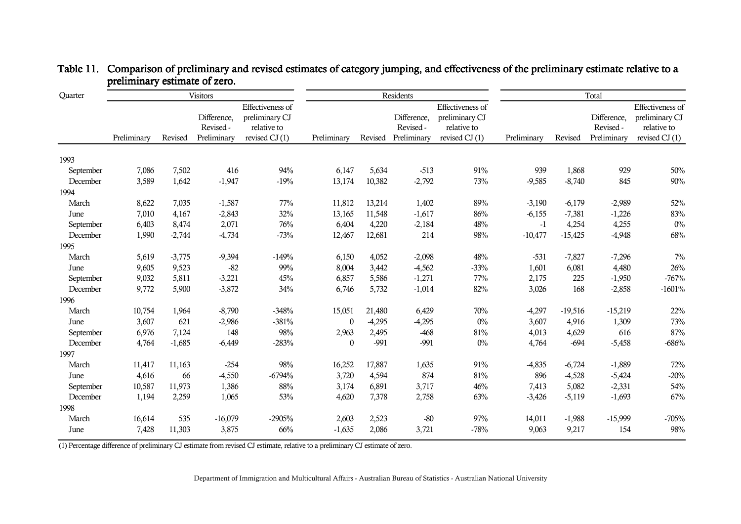**Table 11. Comparison of preliminary and revised estimates of category jumping, and effectiveness of the preliminary estimate relative to a preliminary estimate of zero.**

| Quarter | Visitors | | | | Residents | | | | Total | | | |
|---|---|---|---|---|---|---|---|---|---|---|---|---|
| | Preliminary | Revised | Difference, Revised - Preliminary | Effectiveness of preliminary CJ relative to revised CJ (1) | Preliminary | Revised | Difference, Revised - Preliminary | Effectiveness of preliminary CJ relative to revised CJ (1) | Preliminary | Revised | Difference, Revised - Preliminary | Effectiveness of preliminary CJ relative to revised CJ (1) |
| 1993 | | | | | | | | | | | | |
| September | 7,086 | 7,502 | 416 | 94% | 6,147 | 5,634 | -513 | 91% | 939 | 1,868 | 929 | 50% |
| December | 3,589 | 1,642 | -1,947 | -19% | 13,174 | 10,382 | -2,792 | 73% | -9,585 | -8,740 | 845 | 90% |
| 1994 | | | | | | | | | | | | |
| March | 8,622 | 7,035 | -1,587 | 77% | 11,812 | 13,214 | 1,402 | 89% | -3,190 | -6,179 | -2,989 | 52% |
| June | 7,010 | 4,167 | -2,843 | 32% | 13,165 | 11,548 | -1,617 | 86% | -6,155 | -7,381 | -1,226 | 83% |
| September | 6,403 | 8,474 | 2,071 | 76% | 6,404 | 4,220 | -2,184 | 48% | -1 | 4,254 | 4,255 | 0% |
| December | 1,990 | -2,744 | -4,734 | -73% | 12,467 | 12,681 | 214 | 98% | -10,477 | -15,425 | -4,948 | 68% |
| 1995 | | | | | | | | | | | | |
| March | 5,619 | -3,775 | -9,394 | -149% | 6,150 | 4,052 | -2,098 | 48% | -531 | -7,827 | -7,296 | 7% |
| June | 9,605 | 9,523 | -82 | 99% | 8,004 | 3,442 | -4,562 | -33% | 1,601 | 6,081 | 4,480 | 26% |
| September | 9,032 | 5,811 | -3,221 | 45% | 6,857 | 5,586 | -1,271 | 77% | 2,175 | 225 | -1,950 | -767% |
| December | 9,772 | 5,900 | -3,872 | 34% | 6,746 | 5,732 | -1,014 | 82% | 3,026 | 168 | -2,858 | -1601% |
| 1996 | | | | | | | | | | | | |
| March | 10,754 | 1,964 | -8,790 | -348% | 15,051 | 21,480 | 6,429 | 70% | -4,297 | -19,516 | -15,219 | 22% |
| June | 3,607 | 621 | -2,986 | -381% | 0 | -4,295 | -4,295 | 0% | 3,607 | 4,916 | 1,309 | 73% |
| September | 6,976 | 7,124 | 148 | 98% | 2,963 | 2,495 | -468 | 81% | 4,013 | 4,629 | 616 | 87% |
| December | 4,764 | -1,685 | -6,449 | -283% | 0 | -991 | -991 | 0% | 4,764 | -694 | -5,458 | -686% |
| 1997 | | | | | | | | | | | | |
| March | 11,417 | 11,163 | -254 | 98% | 16,252 | 17,887 | 1,635 | 91% | -4,835 | -6,724 | -1,889 | 72% |
| June | 4,616 | 66 | -4,550 | -6794% | 3,720 | 4,594 | 874 | 81% | 896 | -4,528 | -5,424 | -20% |
| September | 10,587 | 11,973 | 1,386 | 88% | 3,174 | 6,891 | 3,717 | 46% | 7,413 | 5,082 | -2,331 | 54% |
| December | 1,194 | 2,259 | 1,065 | 53% | 4,620 | 7,378 | 2,758 | 63% | -3,426 | -5,119 | -1,693 | 67% |
| 1998 | | | | | | | | | | | | |
| March | 16,614 | 535 | -16,079 | -2905% | 2,603 | 2,523 | -80 | 97% | 14,011 | -1,988 | -15,999 | -705% |
| June | 7,428 | 11,303 | 3,875 | 66% | -1,635 | 2,086 | 3,721 | -78% | 9,063 | 9,217 | 154 | 98% |

(1) Percentage difference of preliminary CJ estimate from revised CJ estimate, relative to a preliminary CJ estimate of zero.

Department of Immigration and Multicultural Affairs - Australian Bureau of Statistics - Australian National University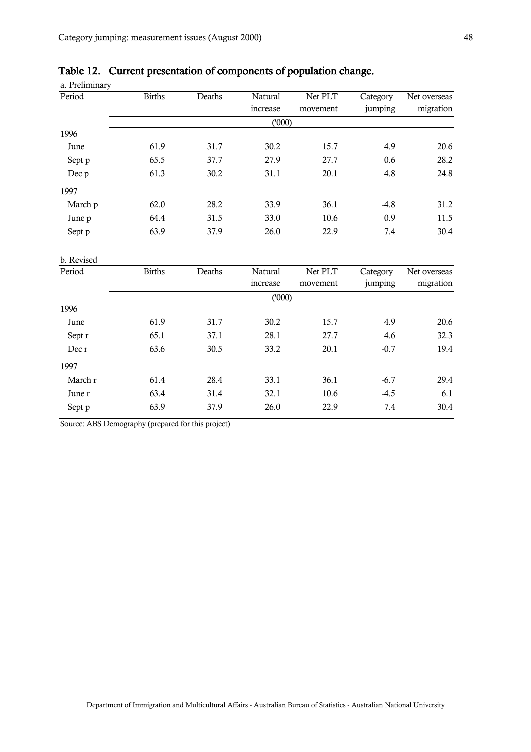## Table 12. Current presentation of components of population change.

a. Preliminary

| Period | Births | Deaths | Natural increase | Net PLT movement | Category jumping | Net overseas migration |
|---|---|---|---|---|---|---|
| | | | ('000) | | | |
| 1996 | | | | | | |
| June | 61.9 | 31.7 | 30.2 | 15.7 | 4.9 | 20.6 |
| Sept p | 65.5 | 37.7 | 27.9 | 27.7 | 0.6 | 28.2 |
| Dec p | 61.3 | 30.2 | 31.1 | 20.1 | 4.8 | 24.8 |
| 1997 | | | | | | |
| March p | 62.0 | 28.2 | 33.9 | 36.1 | -4.8 | 31.2 |
| June p | 64.4 | 31.5 | 33.0 | 10.6 | 0.9 | 11.5 |
| Sept p | 63.9 | 37.9 | 26.0 | 22.9 | 7.4 | 30.4 |

b. Revised

| Period | Births | Deaths | Natural increase | Net PLT movement | Category jumping | Net overseas migration |
|---|---|---|---|---|---|---|
| | | | ('000) | | | |
| 1996 | | | | | | |
| June | 61.9 | 31.7 | 30.2 | 15.7 | 4.9 | 20.6 |
| Sept r | 65.1 | 37.1 | 28.1 | 27.7 | 4.6 | 32.3 |
| Dec r | 63.6 | 30.5 | 33.2 | 20.1 | -0.7 | 19.4 |
| 1997 | | | | | | |
| March r | 61.4 | 28.4 | 33.1 | 36.1 | -6.7 | 29.4 |
| June r | 63.4 | 31.4 | 32.1 | 10.6 | -4.5 | 6.1 |
| Sept p | 63.9 | 37.9 | 26.0 | 22.9 | 7.4 | 30.4 |

Source: ABS Demography (prepared for this project)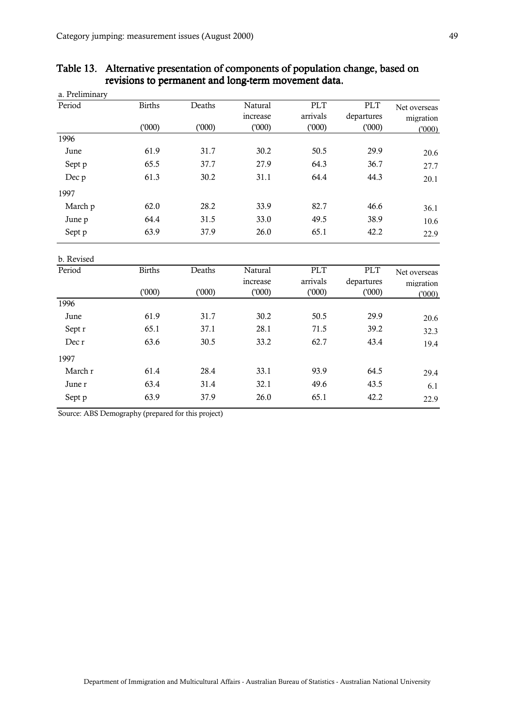## Table 13. Alternative presentation of components of population change, based on revisions to permanent and long-term movement data.

a. Preliminary

| Period | Births ('000) | Deaths ('000) | Natural increase ('000) | PLT arrivals ('000) | PLT departures ('000) | Net overseas migration ('000) |
|---|---|---|---|---|---|---|
| 1996 | | | | | | |
| June | 61.9 | 31.7 | 30.2 | 50.5 | 29.9 | 20.6 |
| Sept p | 65.5 | 37.7 | 27.9 | 64.3 | 36.7 | 27.7 |
| Dec p | 61.3 | 30.2 | 31.1 | 64.4 | 44.3 | 20.1 |
| 1997 | | | | | | |
| March p | 62.0 | 28.2 | 33.9 | 82.7 | 46.6 | 36.1 |
| June p | 64.4 | 31.5 | 33.0 | 49.5 | 38.9 | 10.6 |
| Sept p | 63.9 | 37.9 | 26.0 | 65.1 | 42.2 | 22.9 |

b. Revised

| Period | Births ('000) | Deaths ('000) | Natural increase ('000) | PLT arrivals ('000) | PLT departures ('000) | Net overseas migration ('000) |
|---|---|---|---|---|---|---|
| 1996 | | | | | | |
| June | 61.9 | 31.7 | 30.2 | 50.5 | 29.9 | 20.6 |
| Sept r | 65.1 | 37.1 | 28.1 | 71.5 | 39.2 | 32.3 |
| Dec r | 63.6 | 30.5 | 33.2 | 62.7 | 43.4 | 19.4 |
| 1997 | | | | | | |
| March r | 61.4 | 28.4 | 33.1 | 93.9 | 64.5 | 29.4 |
| June r | 63.4 | 31.4 | 32.1 | 49.6 | 43.5 | 6.1 |
| Sept p | 63.9 | 37.9 | 26.0 | 65.1 | 42.2 | 22.9 |

Source: ABS Demography (prepared for this project)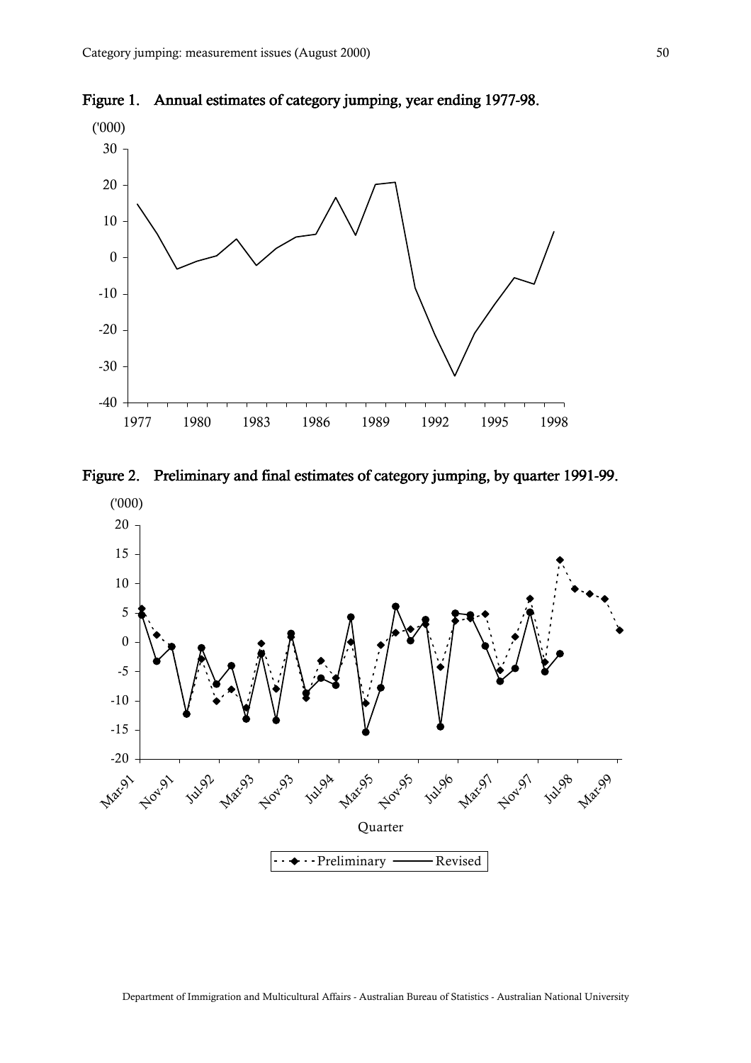Figure 1. Annual estimates of category jumping, year ending 1977-98.

Figure 2. Preliminary and final estimates of category jumping, by quarter 1991-99.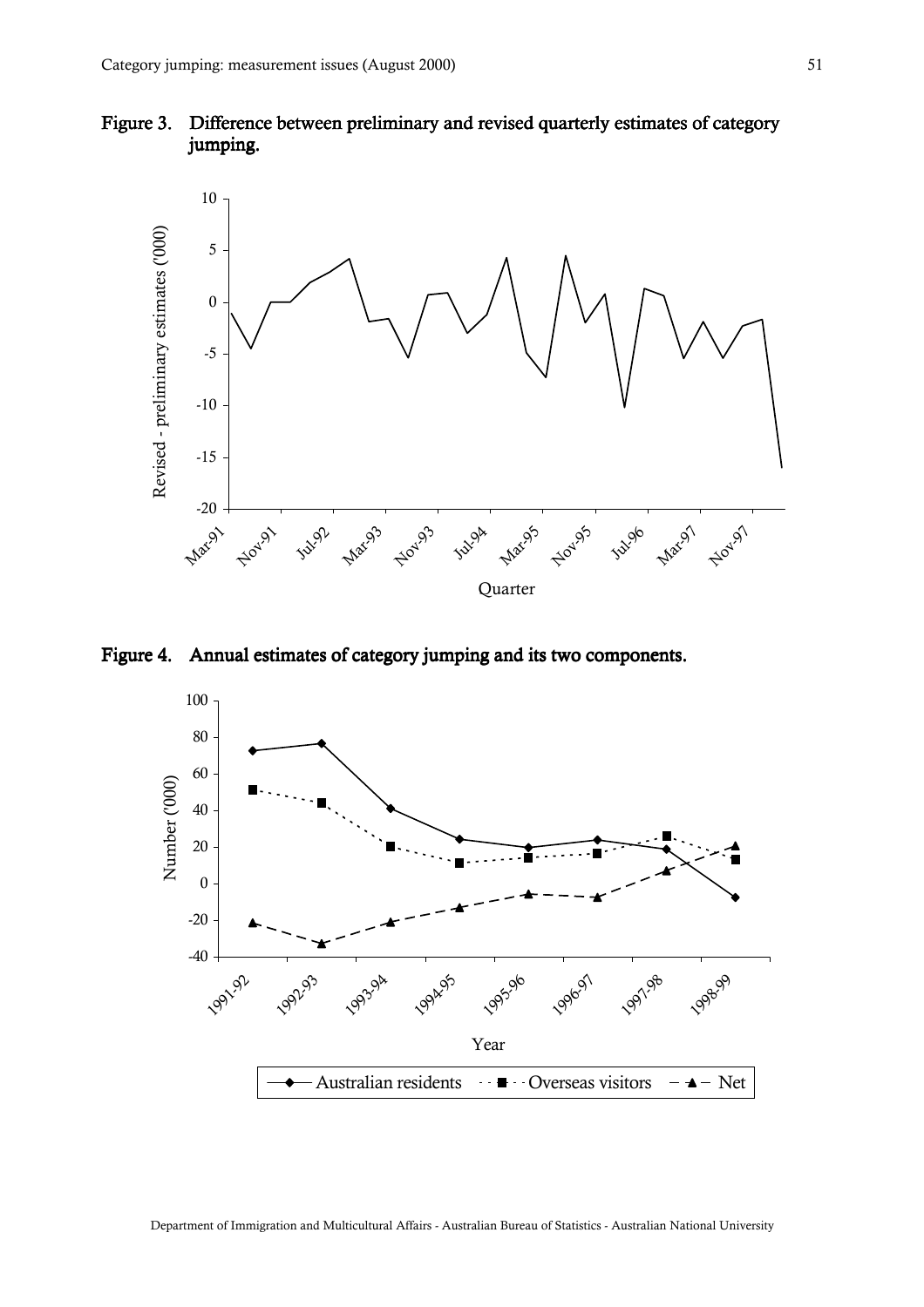**Figure 3. Difference between preliminary and revised quarterly estimates of category jumping.**

**Figure 4. Annual estimates of category jumping and its two components.**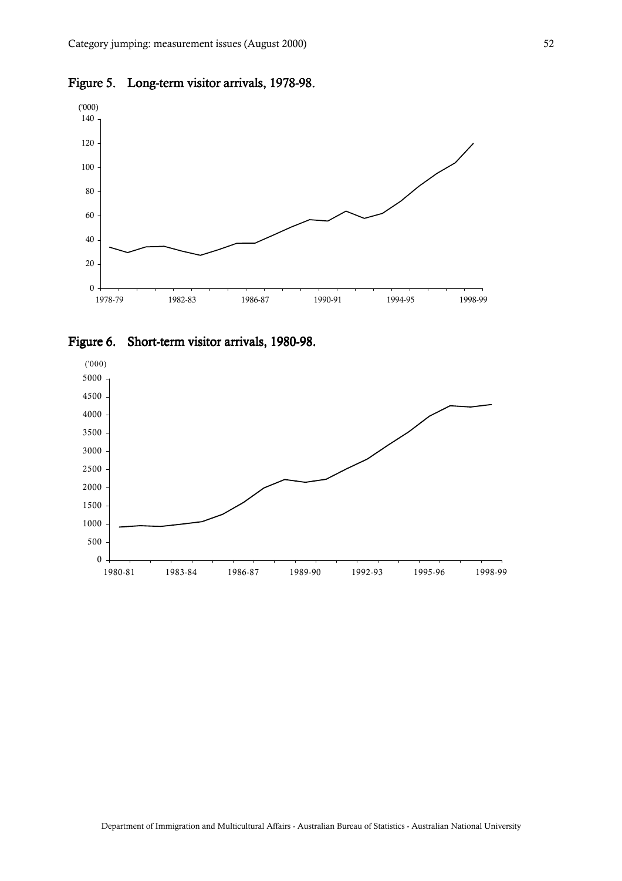Figure 5. Long-term visitor arrivals, 1978-98.

Figure 6. Short-term visitor arrivals, 1980-98.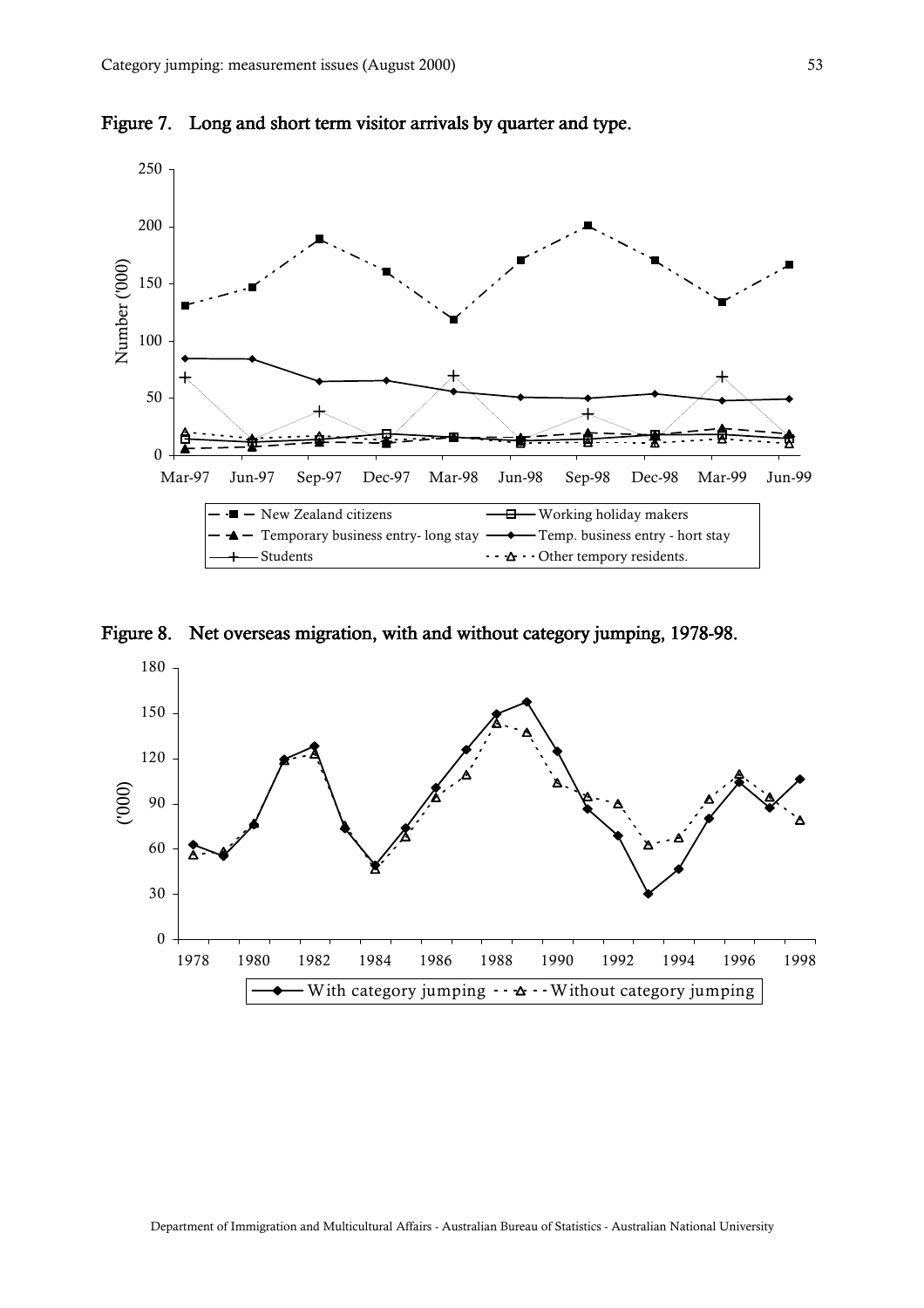Figure 7. Long and short term visitor arrivals by quarter and type.

Number ('000)

250
200
150
100
50
0

Mar-97 Jun-97 Sep-97 Dec-97 Mar-98 Jun-98 Sep-98 Dec-98 Mar-99 Jun-99

New Zealand citizens
Working holiday makers
Temporary business entry- long stay
Temp. business entry - hort stay
Students
Other tempory residents.

Figure 8. Net overseas migration, with and without category jumping, 1978-98.

('000)

180
150
120
90
60
30
0

1978 1980 1982 1984 1986 1988 1990 1992 1994 1996 1998

With category jumping
Without category jumping